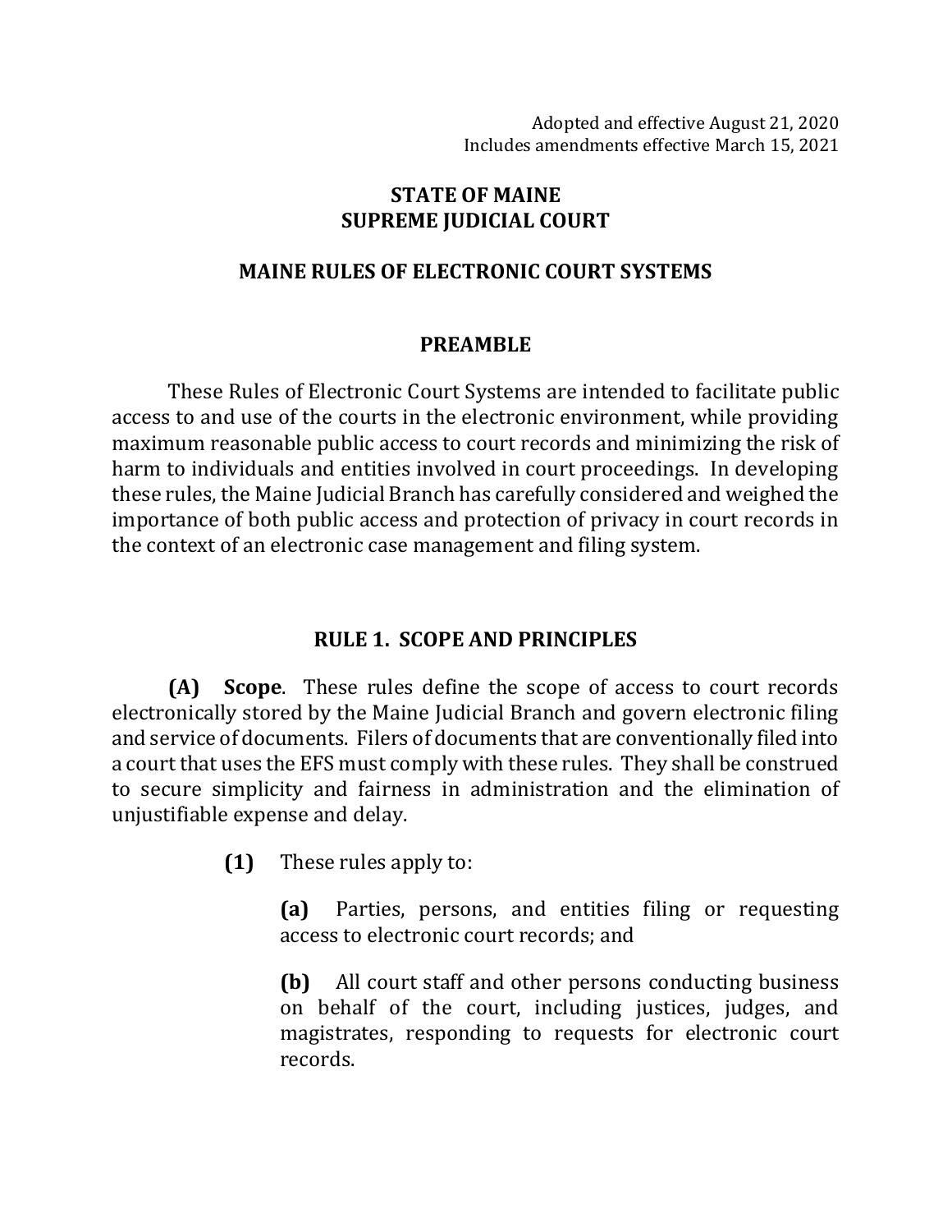Adopted and effective August 21, 2020
Includes amendments effective March 15, 2021

# STATE OF MAINE
# SUPREME JUDICIAL COURT

## MAINE RULES OF ELECTRONIC COURT SYSTEMS

### PREAMBLE

These Rules of Electronic Court Systems are intended to facilitate public access to and use of the courts in the electronic environment, while providing maximum reasonable public access to court records and minimizing the risk of harm to individuals and entities involved in court proceedings. In developing these rules, the Maine Judicial Branch has carefully considered and weighed the importance of both public access and protection of privacy in court records in the context of an electronic case management and filing system.

### RULE 1. SCOPE AND PRINCIPLES

**(A) Scope**. These rules define the scope of access to court records electronically stored by the Maine Judicial Branch and govern electronic filing and service of documents. Filers of documents that are conventionally filed into a court that uses the EFS must comply with these rules. They shall be construed to secure simplicity and fairness in administration and the elimination of unjustifiable expense and delay.

**(1)** These rules apply to:

**(a)** Parties, persons, and entities filing or requesting access to electronic court records; and

**(b)** All court staff and other persons conducting business on behalf of the court, including justices, judges, and magistrates, responding to requests for electronic court records.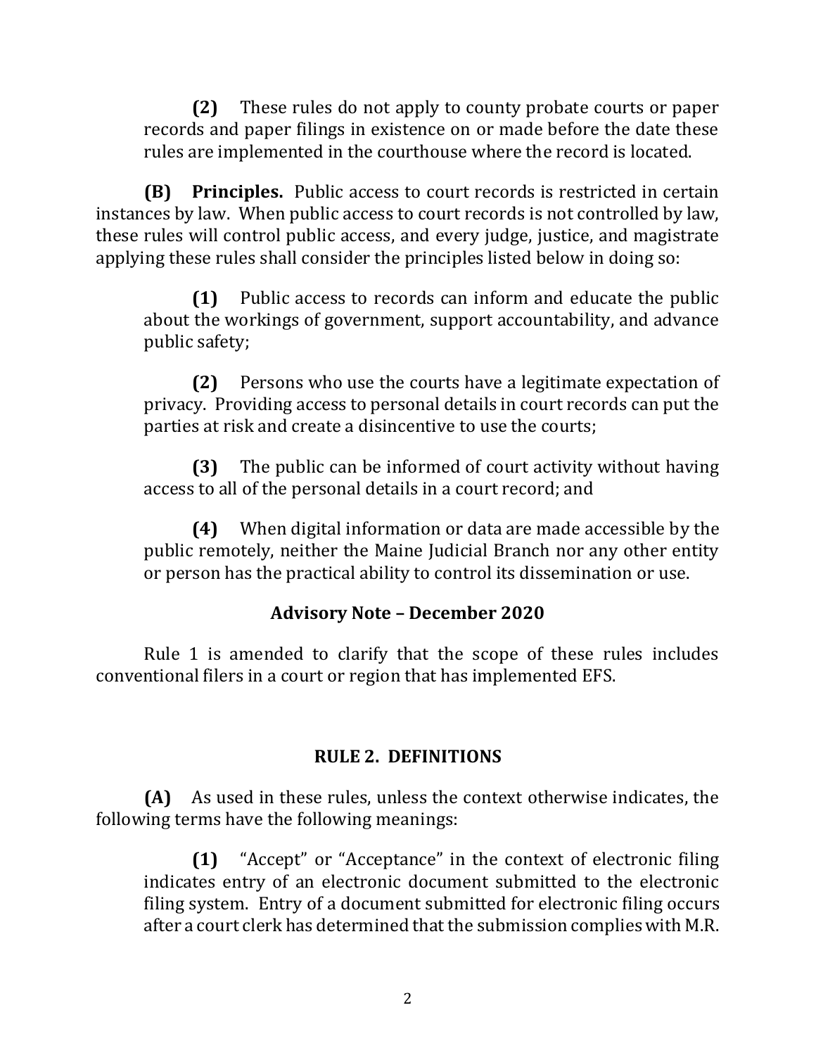**(2)** These rules do not apply to county probate courts or paper records and paper filings in existence on or made before the date these rules are implemented in the courthouse where the record is located.

**(B) Principles.** Public access to court records is restricted in certain instances by law. When public access to court records is not controlled by law, these rules will control public access, and every judge, justice, and magistrate applying these rules shall consider the principles listed below in doing so:

**(1)** Public access to records can inform and educate the public about the workings of government, support accountability, and advance public safety;

**(2)** Persons who use the courts have a legitimate expectation of privacy. Providing access to personal details in court records can put the parties at risk and create a disincentive to use the courts;

**(3)** The public can be informed of court activity without having access to all of the personal details in a court record; and

**(4)** When digital information or data are made accessible by the public remotely, neither the Maine Judicial Branch nor any other entity or person has the practical ability to control its dissemination or use.

### Advisory Note – December 2020

Rule 1 is amended to clarify that the scope of these rules includes conventional filers in a court or region that has implemented EFS.

## RULE 2. DEFINITIONS

**(A)** As used in these rules, unless the context otherwise indicates, the following terms have the following meanings:

**(1)** "Accept" or "Acceptance" in the context of electronic filing indicates entry of an electronic document submitted to the electronic filing system. Entry of a document submitted for electronic filing occurs after a court clerk has determined that the submission complies with M.R.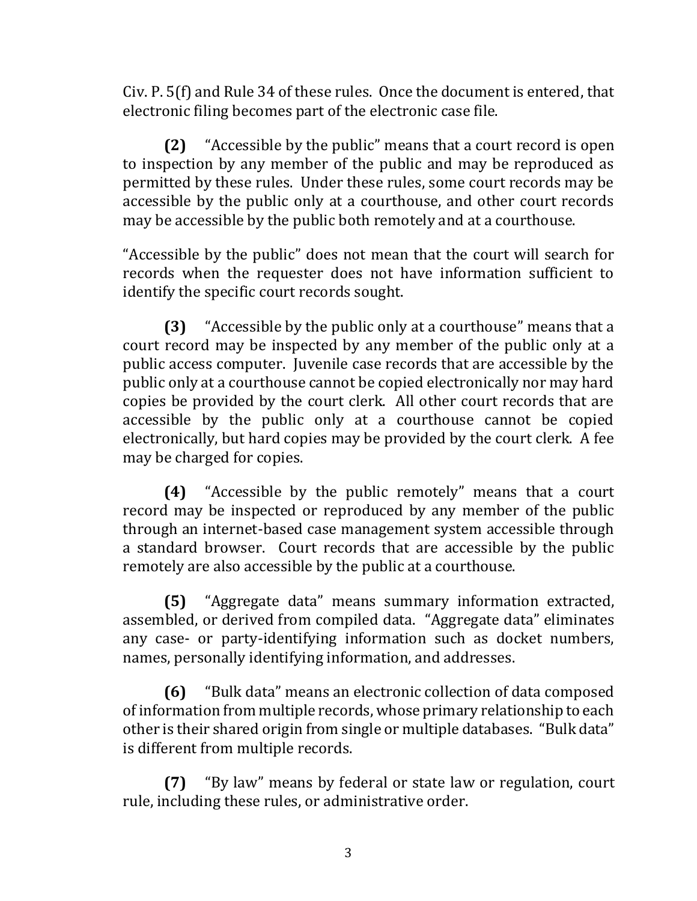Civ. P. 5(f) and Rule 34 of these rules. Once the document is entered, that electronic filing becomes part of the electronic case file.

**(2)** "Accessible by the public" means that a court record is open to inspection by any member of the public and may be reproduced as permitted by these rules. Under these rules, some court records may be accessible by the public only at a courthouse, and other court records may be accessible by the public both remotely and at a courthouse.

"Accessible by the public" does not mean that the court will search for records when the requester does not have information sufficient to identify the specific court records sought.

**(3)** "Accessible by the public only at a courthouse" means that a court record may be inspected by any member of the public only at a public access computer. Juvenile case records that are accessible by the public only at a courthouse cannot be copied electronically nor may hard copies be provided by the court clerk. All other court records that are accessible by the public only at a courthouse cannot be copied electronically, but hard copies may be provided by the court clerk. A fee may be charged for copies.

**(4)** "Accessible by the public remotely" means that a court record may be inspected or reproduced by any member of the public through an internet-based case management system accessible through a standard browser. Court records that are accessible by the public remotely are also accessible by the public at a courthouse.

**(5)** "Aggregate data" means summary information extracted, assembled, or derived from compiled data. "Aggregate data" eliminates any case- or party-identifying information such as docket numbers, names, personally identifying information, and addresses.

**(6)** "Bulk data" means an electronic collection of data composed of information from multiple records, whose primary relationship to each other is their shared origin from single or multiple databases. "Bulk data" is different from multiple records.

**(7)** "By law" means by federal or state law or regulation, court rule, including these rules, or administrative order.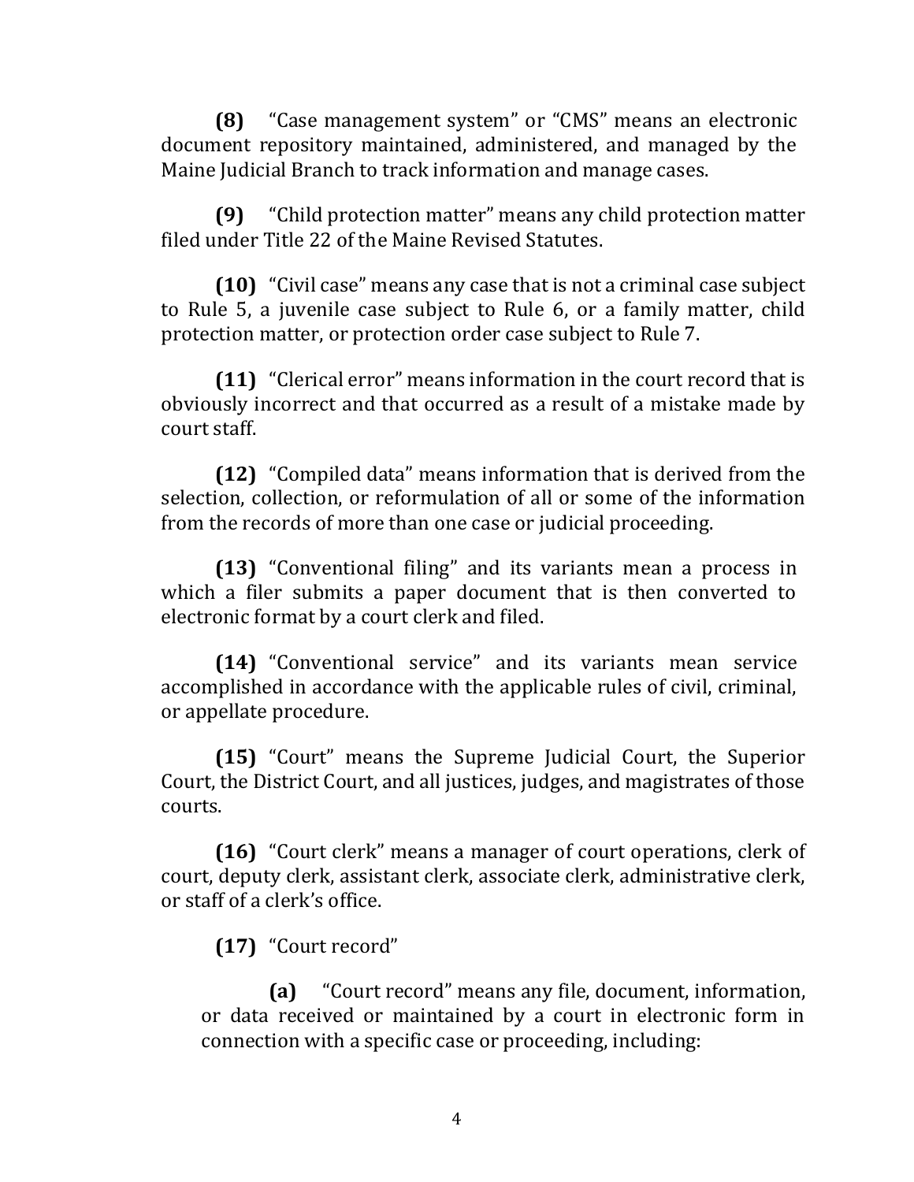**(8)** "Case management system" or "CMS" means an electronic document repository maintained, administered, and managed by the Maine Judicial Branch to track information and manage cases.

**(9)** "Child protection matter" means any child protection matter filed under Title 22 of the Maine Revised Statutes.

**(10)** "Civil case" means any case that is not a criminal case subject to Rule 5, a juvenile case subject to Rule 6, or a family matter, child protection matter, or protection order case subject to Rule 7.

**(11)** "Clerical error" means information in the court record that is obviously incorrect and that occurred as a result of a mistake made by court staff.

**(12)** "Compiled data" means information that is derived from the selection, collection, or reformulation of all or some of the information from the records of more than one case or judicial proceeding.

**(13)** "Conventional filing" and its variants mean a process in which a filer submits a paper document that is then converted to electronic format by a court clerk and filed.

**(14)** "Conventional service" and its variants mean service accomplished in accordance with the applicable rules of civil, criminal, or appellate procedure.

**(15)** "Court" means the Supreme Judicial Court, the Superior Court, the District Court, and all justices, judges, and magistrates of those courts.

**(16)** "Court clerk" means a manager of court operations, clerk of court, deputy clerk, assistant clerk, associate clerk, administrative clerk, or staff of a clerk's office.

**(17)** "Court record"

**(a)** "Court record" means any file, document, information, or data received or maintained by a court in electronic form in connection with a specific case or proceeding, including: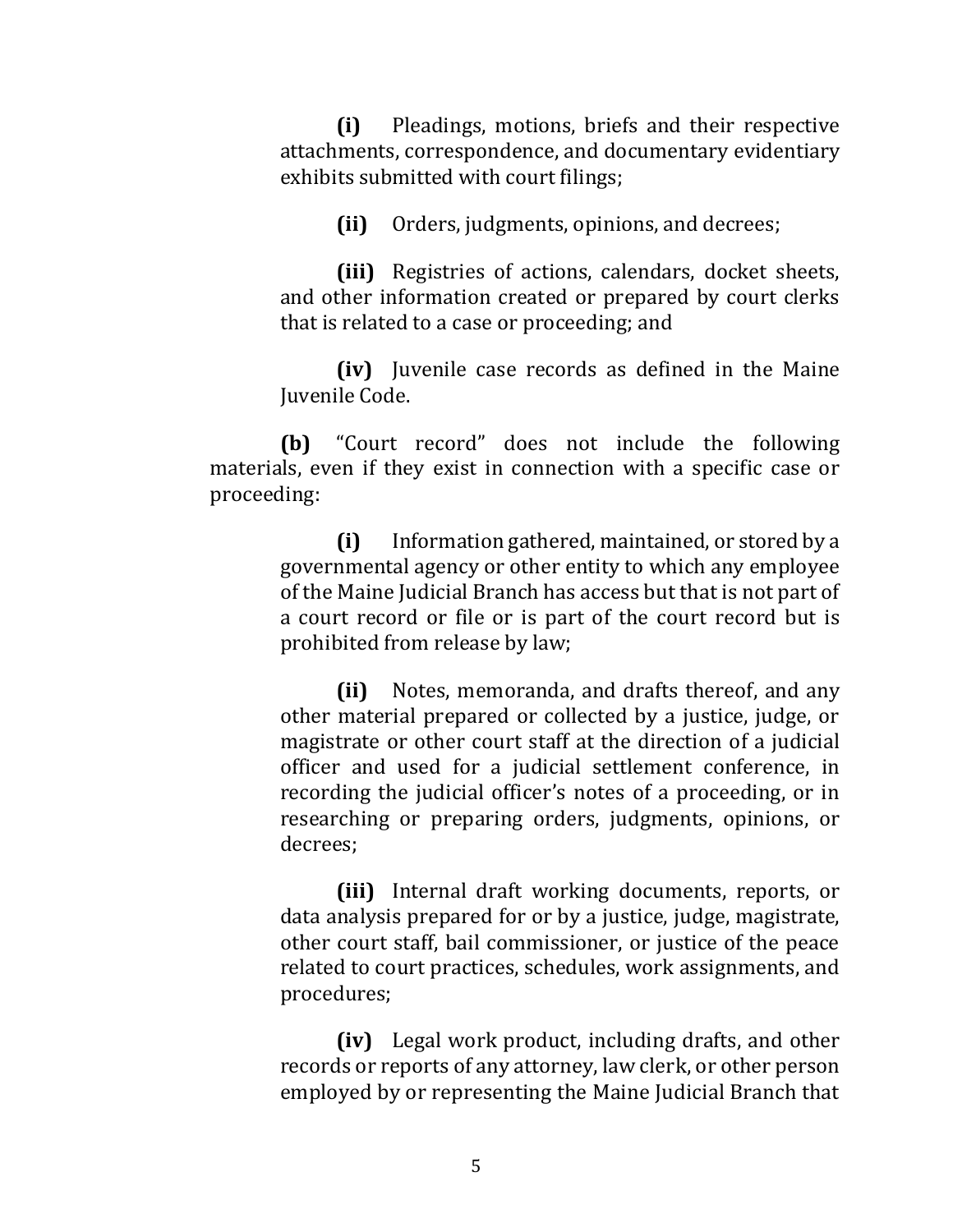**(i)** Pleadings, motions, briefs and their respective attachments, correspondence, and documentary evidentiary exhibits submitted with court filings;

**(ii)** Orders, judgments, opinions, and decrees;

**(iii)** Registries of actions, calendars, docket sheets, and other information created or prepared by court clerks that is related to a case or proceeding; and

**(iv)** Juvenile case records as defined in the Maine Juvenile Code.

**(b)** "Court record" does not include the following materials, even if they exist in connection with a specific case or proceeding:

**(i)** Information gathered, maintained, or stored by a governmental agency or other entity to which any employee of the Maine Judicial Branch has access but that is not part of a court record or file or is part of the court record but is prohibited from release by law;

**(ii)** Notes, memoranda, and drafts thereof, and any other material prepared or collected by a justice, judge, or magistrate or other court staff at the direction of a judicial officer and used for a judicial settlement conference, in recording the judicial officer's notes of a proceeding, or in researching or preparing orders, judgments, opinions, or decrees;

**(iii)** Internal draft working documents, reports, or data analysis prepared for or by a justice, judge, magistrate, other court staff, bail commissioner, or justice of the peace related to court practices, schedules, work assignments, and procedures;

**(iv)** Legal work product, including drafts, and other records or reports of any attorney, law clerk, or other person employed by or representing the Maine Judicial Branch that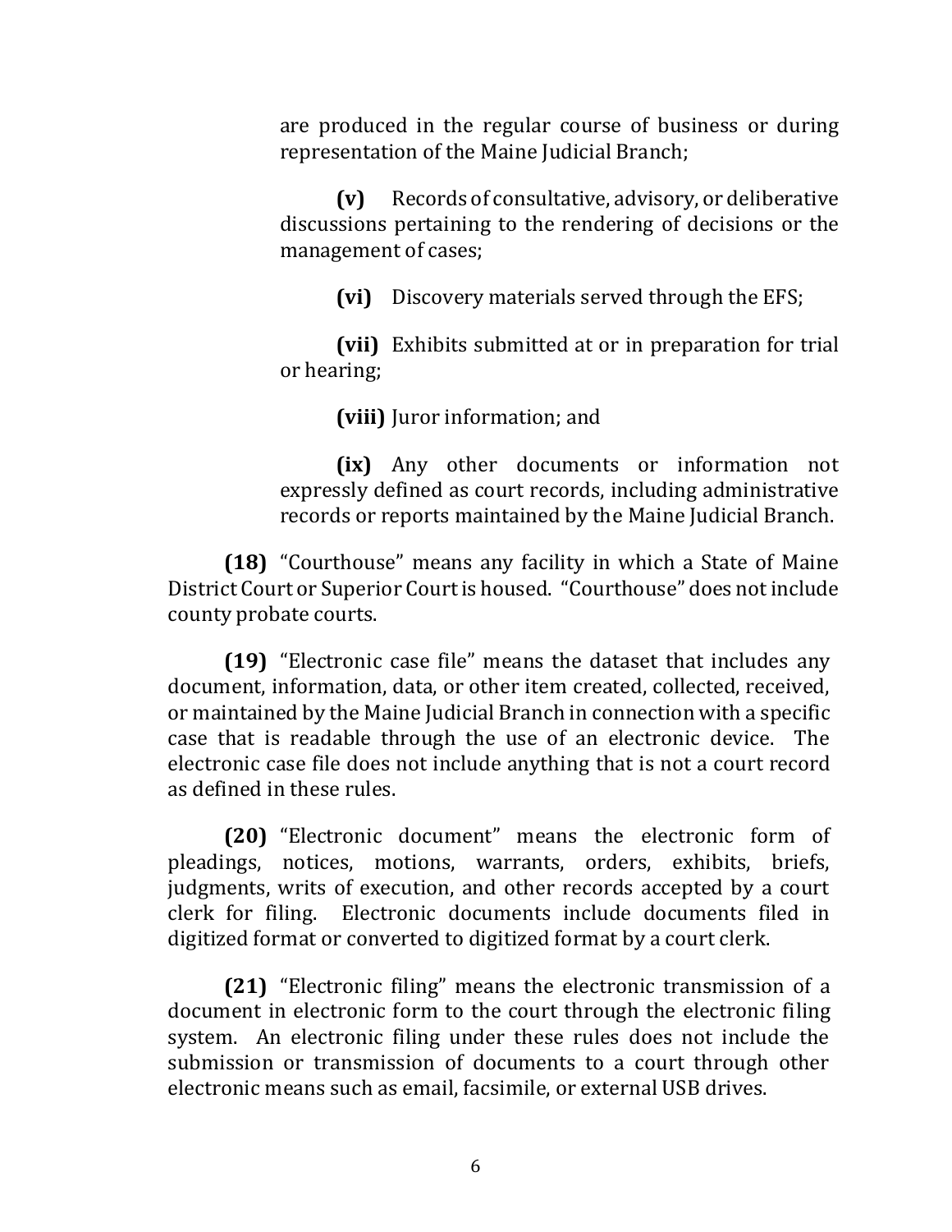are produced in the regular course of business or during representation of the Maine Judicial Branch;

**(v)** Records of consultative, advisory, or deliberative discussions pertaining to the rendering of decisions or the management of cases;

**(vi)** Discovery materials served through the EFS;

**(vii)** Exhibits submitted at or in preparation for trial or hearing;

**(viii)** Juror information; and

**(ix)** Any other documents or information not expressly defined as court records, including administrative records or reports maintained by the Maine Judicial Branch.

**(18)** "Courthouse" means any facility in which a State of Maine District Court or Superior Court is housed. "Courthouse" does not include county probate courts.

**(19)** "Electronic case file" means the dataset that includes any document, information, data, or other item created, collected, received, or maintained by the Maine Judicial Branch in connection with a specific case that is readable through the use of an electronic device. The electronic case file does not include anything that is not a court record as defined in these rules.

**(20)** "Electronic document" means the electronic form of pleadings, notices, motions, warrants, orders, exhibits, briefs, judgments, writs of execution, and other records accepted by a court clerk for filing. Electronic documents include documents filed in digitized format or converted to digitized format by a court clerk.

**(21)** "Electronic filing" means the electronic transmission of a document in electronic form to the court through the electronic filing system. An electronic filing under these rules does not include the submission or transmission of documents to a court through other electronic means such as email, facsimile, or external USB drives.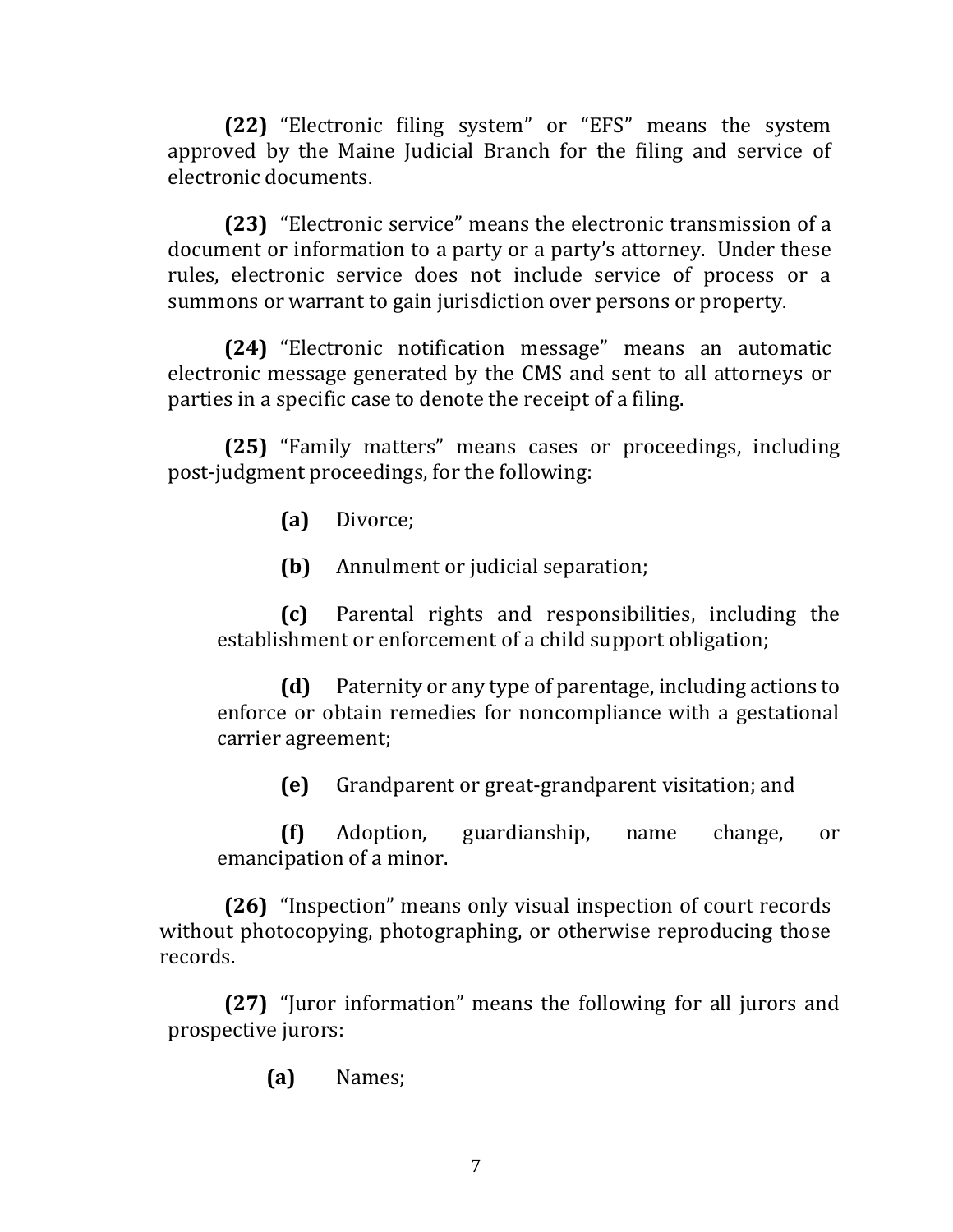**(22)** "Electronic filing system" or "EFS" means the system approved by the Maine Judicial Branch for the filing and service of electronic documents.

**(23)** "Electronic service" means the electronic transmission of a document or information to a party or a party's attorney. Under these rules, electronic service does not include service of process or a summons or warrant to gain jurisdiction over persons or property.

**(24)** "Electronic notification message" means an automatic electronic message generated by the CMS and sent to all attorneys or parties in a specific case to denote the receipt of a filing.

**(25)** "Family matters" means cases or proceedings, including post-judgment proceedings, for the following:

> **(a)** Divorce;
>
> **(b)** Annulment or judicial separation;
>
> **(c)** Parental rights and responsibilities, including the establishment or enforcement of a child support obligation;
>
> **(d)** Paternity or any type of parentage, including actions to enforce or obtain remedies for noncompliance with a gestational carrier agreement;
>
> **(e)** Grandparent or great-grandparent visitation; and
>
> **(f)** Adoption, guardianship, name change, or emancipation of a minor.

**(26)** "Inspection" means only visual inspection of court records without photocopying, photographing, or otherwise reproducing those records.

**(27)** "Juror information" means the following for all jurors and prospective jurors:

> **(a)** Names;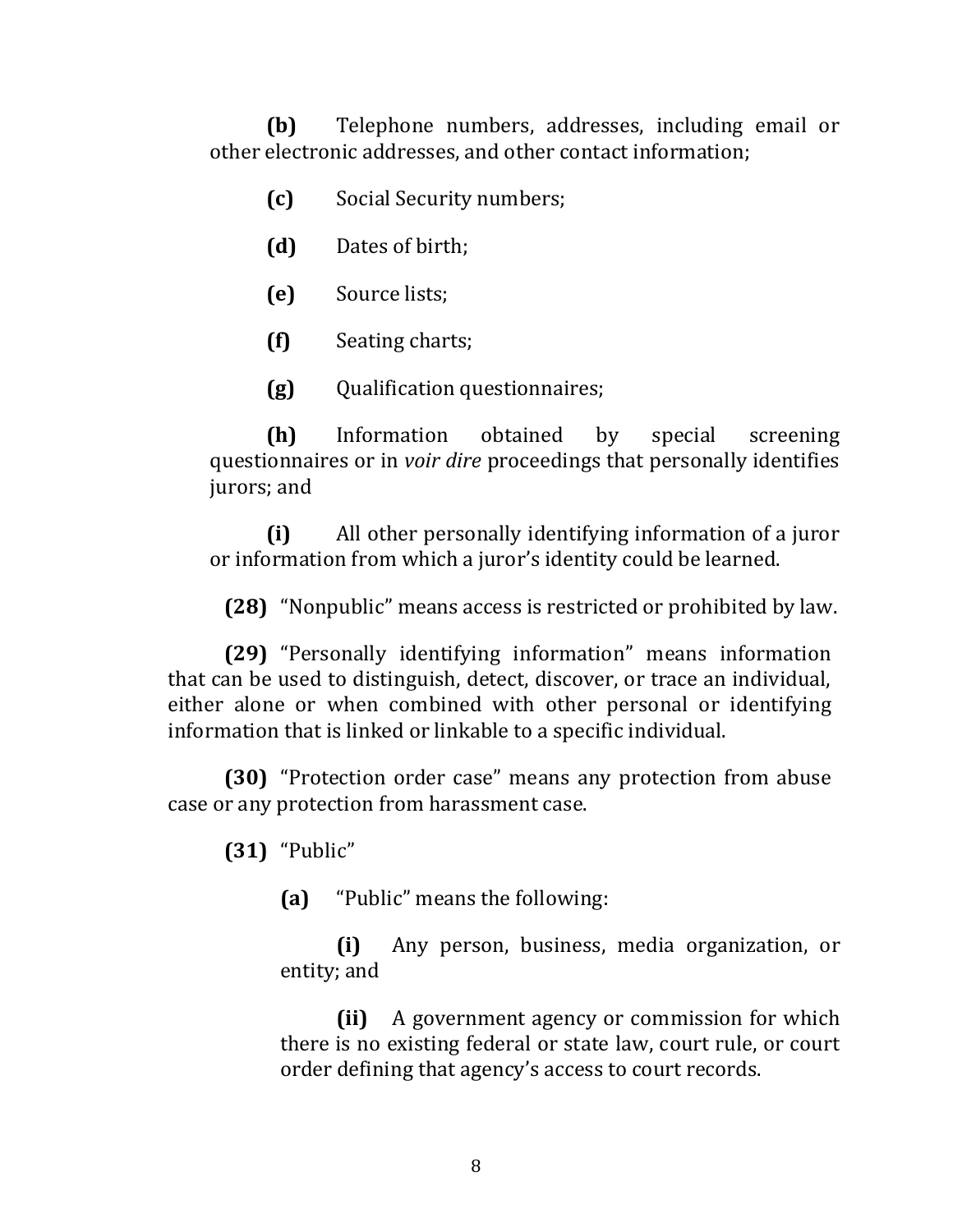**(b)** Telephone numbers, addresses, including email or other electronic addresses, and other contact information;

**(c)** Social Security numbers;

**(d)** Dates of birth;

**(e)** Source lists;

**(f)** Seating charts;

**(g)** Qualification questionnaires;

**(h)** Information obtained by special screening questionnaires or in *voir dire* proceedings that personally identifies jurors; and

**(i)** All other personally identifying information of a juror or information from which a juror's identity could be learned.

**(28)** "Nonpublic" means access is restricted or prohibited by law.

**(29)** "Personally identifying information" means information that can be used to distinguish, detect, discover, or trace an individual, either alone or when combined with other personal or identifying information that is linked or linkable to a specific individual.

**(30)** "Protection order case" means any protection from abuse case or any protection from harassment case.

**(31)** "Public"

**(a)** "Public" means the following:

**(i)** Any person, business, media organization, or entity; and

**(ii)** A government agency or commission for which there is no existing federal or state law, court rule, or court order defining that agency's access to court records.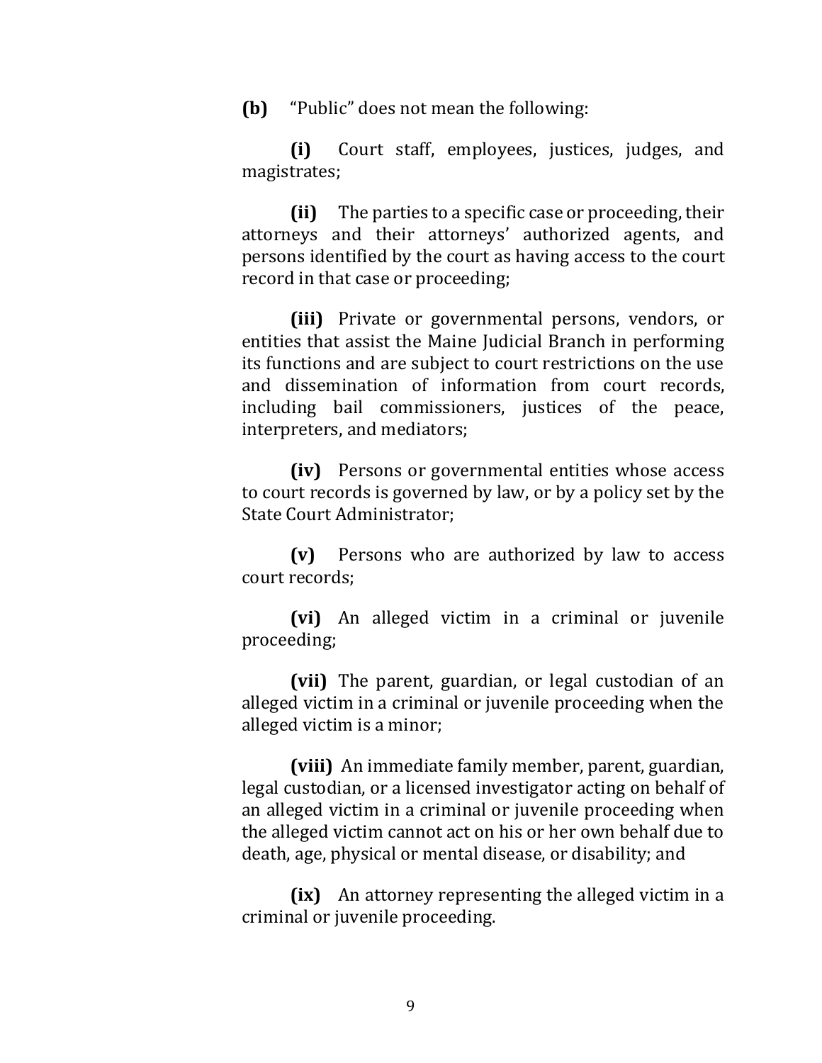**(b)** "Public" does not mean the following:

**(i)** Court staff, employees, justices, judges, and magistrates;

**(ii)** The parties to a specific case or proceeding, their attorneys and their attorneys' authorized agents, and persons identified by the court as having access to the court record in that case or proceeding;

**(iii)** Private or governmental persons, vendors, or entities that assist the Maine Judicial Branch in performing its functions and are subject to court restrictions on the use and dissemination of information from court records, including bail commissioners, justices of the peace, interpreters, and mediators;

**(iv)** Persons or governmental entities whose access to court records is governed by law, or by a policy set by the State Court Administrator;

**(v)** Persons who are authorized by law to access court records;

**(vi)** An alleged victim in a criminal or juvenile proceeding;

**(vii)** The parent, guardian, or legal custodian of an alleged victim in a criminal or juvenile proceeding when the alleged victim is a minor;

**(viii)** An immediate family member, parent, guardian, legal custodian, or a licensed investigator acting on behalf of an alleged victim in a criminal or juvenile proceeding when the alleged victim cannot act on his or her own behalf due to death, age, physical or mental disease, or disability; and

**(ix)** An attorney representing the alleged victim in a criminal or juvenile proceeding.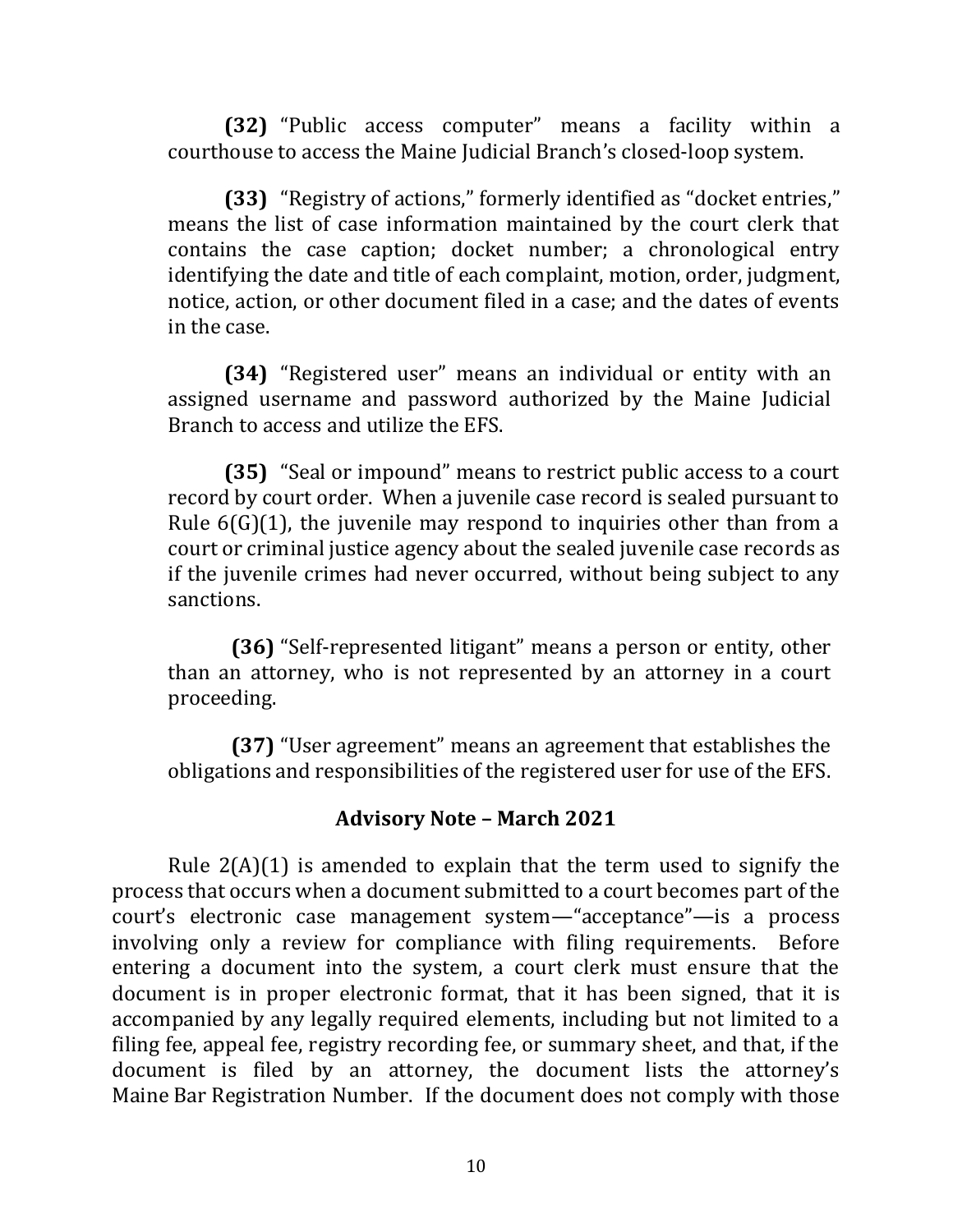**(32)** "Public access computer" means a facility within a courthouse to access the Maine Judicial Branch's closed-loop system.

**(33)** "Registry of actions," formerly identified as "docket entries," means the list of case information maintained by the court clerk that contains the case caption; docket number; a chronological entry identifying the date and title of each complaint, motion, order, judgment, notice, action, or other document filed in a case; and the dates of events in the case.

**(34)** "Registered user" means an individual or entity with an assigned username and password authorized by the Maine Judicial Branch to access and utilize the EFS.

**(35)** "Seal or impound" means to restrict public access to a court record by court order. When a juvenile case record is sealed pursuant to Rule 6(G)(1), the juvenile may respond to inquiries other than from a court or criminal justice agency about the sealed juvenile case records as if the juvenile crimes had never occurred, without being subject to any sanctions.

**(36)** "Self-represented litigant" means a person or entity, other than an attorney, who is not represented by an attorney in a court proceeding.

**(37)** "User agreement" means an agreement that establishes the obligations and responsibilities of the registered user for use of the EFS.

### Advisory Note – March 2021

Rule 2(A)(1) is amended to explain that the term used to signify the process that occurs when a document submitted to a court becomes part of the court's electronic case management system—"acceptance"—is a process involving only a review for compliance with filing requirements. Before entering a document into the system, a court clerk must ensure that the document is in proper electronic format, that it has been signed, that it is accompanied by any legally required elements, including but not limited to a filing fee, appeal fee, registry recording fee, or summary sheet, and that, if the document is filed by an attorney, the document lists the attorney's Maine Bar Registration Number. If the document does not comply with those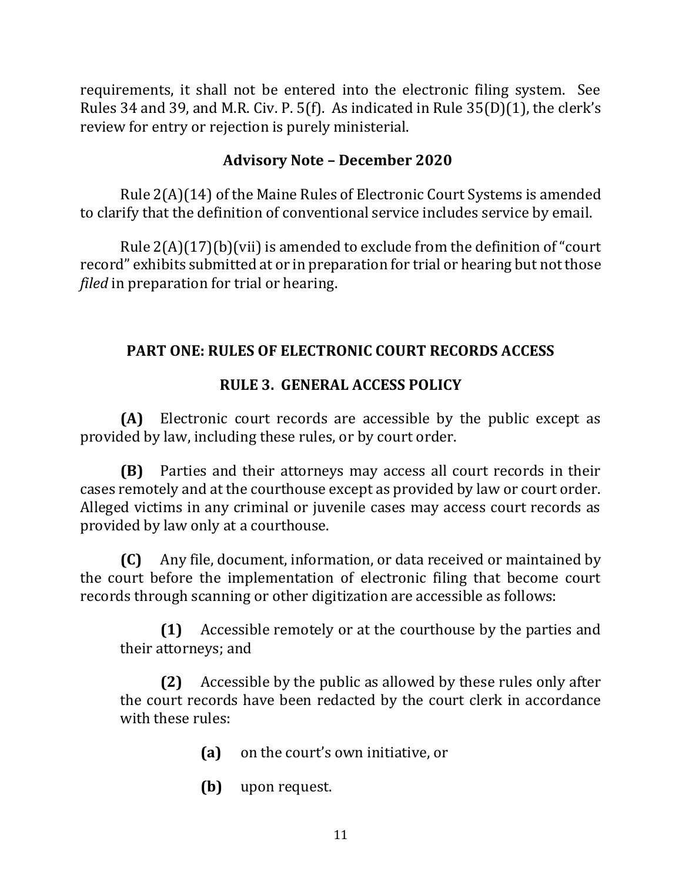requirements, it shall not be entered into the electronic filing system. See Rules 34 and 39, and M.R. Civ. P. 5(f). As indicated in Rule 35(D)(1), the clerk's review for entry or rejection is purely ministerial.

### Advisory Note – December 2020

Rule 2(A)(14) of the Maine Rules of Electronic Court Systems is amended to clarify that the definition of conventional service includes service by email.

Rule 2(A)(17)(b)(vii) is amended to exclude from the definition of "court record" exhibits submitted at or in preparation for trial or hearing but not those *filed* in preparation for trial or hearing.

## PART ONE: RULES OF ELECTRONIC COURT RECORDS ACCESS

### RULE 3. GENERAL ACCESS POLICY

**(A)** Electronic court records are accessible by the public except as provided by law, including these rules, or by court order.

**(B)** Parties and their attorneys may access all court records in their cases remotely and at the courthouse except as provided by law or court order. Alleged victims in any criminal or juvenile cases may access court records as provided by law only at a courthouse.

**(C)** Any file, document, information, or data received or maintained by the court before the implementation of electronic filing that become court records through scanning or other digitization are accessible as follows:

> **(1)** Accessible remotely or at the courthouse by the parties and their attorneys; and
>
> **(2)** Accessible by the public as allowed by these rules only after the court records have been redacted by the court clerk in accordance with these rules:
>
> > **(a)** on the court's own initiative, or
> >
> > **(b)** upon request.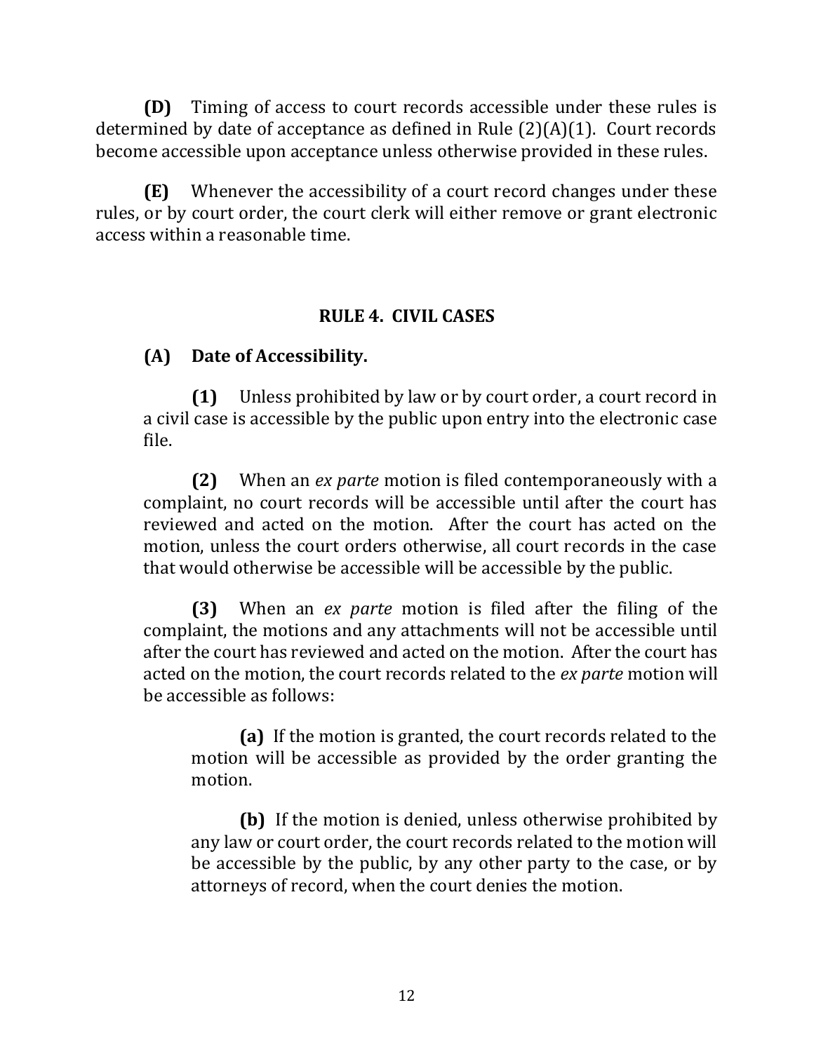**(D)** Timing of access to court records accessible under these rules is determined by date of acceptance as defined in Rule (2)(A)(1). Court records become accessible upon acceptance unless otherwise provided in these rules.

**(E)** Whenever the accessibility of a court record changes under these rules, or by court order, the court clerk will either remove or grant electronic access within a reasonable time.

## RULE 4. CIVIL CASES

### (A) Date of Accessibility.

**(1)** Unless prohibited by law or by court order, a court record in a civil case is accessible by the public upon entry into the electronic case file.

**(2)** When an *ex parte* motion is filed contemporaneously with a complaint, no court records will be accessible until after the court has reviewed and acted on the motion. After the court has acted on the motion, unless the court orders otherwise, all court records in the case that would otherwise be accessible will be accessible by the public.

**(3)** When an *ex parte* motion is filed after the filing of the complaint, the motions and any attachments will not be accessible until after the court has reviewed and acted on the motion. After the court has acted on the motion, the court records related to the *ex parte* motion will be accessible as follows:

> **(a)** If the motion is granted, the court records related to the motion will be accessible as provided by the order granting the motion.
>
> **(b)** If the motion is denied, unless otherwise prohibited by any law or court order, the court records related to the motion will be accessible by the public, by any other party to the case, or by attorneys of record, when the court denies the motion.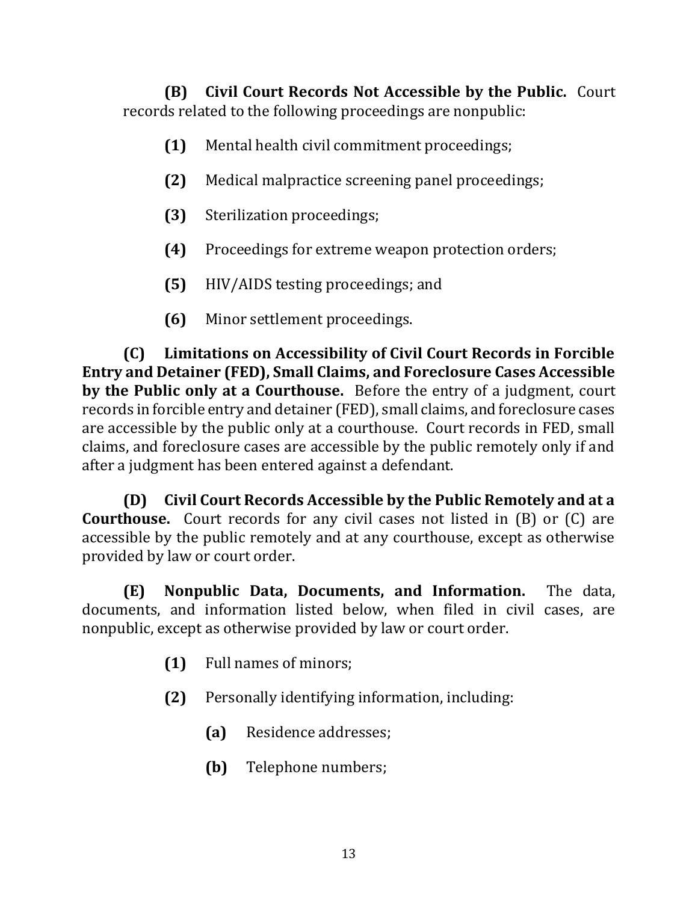**(B) Civil Court Records Not Accessible by the Public.** Court records related to the following proceedings are nonpublic:

**(1)** Mental health civil commitment proceedings;

**(2)** Medical malpractice screening panel proceedings;

**(3)** Sterilization proceedings;

**(4)** Proceedings for extreme weapon protection orders;

**(5)** HIV/AIDS testing proceedings; and

**(6)** Minor settlement proceedings.

**(C) Limitations on Accessibility of Civil Court Records in Forcible Entry and Detainer (FED), Small Claims, and Foreclosure Cases Accessible by the Public only at a Courthouse.** Before the entry of a judgment, court records in forcible entry and detainer (FED), small claims, and foreclosure cases are accessible by the public only at a courthouse. Court records in FED, small claims, and foreclosure cases are accessible by the public remotely only if and after a judgment has been entered against a defendant.

**(D) Civil Court Records Accessible by the Public Remotely and at a Courthouse.** Court records for any civil cases not listed in (B) or (C) are accessible by the public remotely and at any courthouse, except as otherwise provided by law or court order.

**(E) Nonpublic Data, Documents, and Information.** The data, documents, and information listed below, when filed in civil cases, are nonpublic, except as otherwise provided by law or court order.

**(1)** Full names of minors;

**(2)** Personally identifying information, including:

**(a)** Residence addresses;

**(b)** Telephone numbers;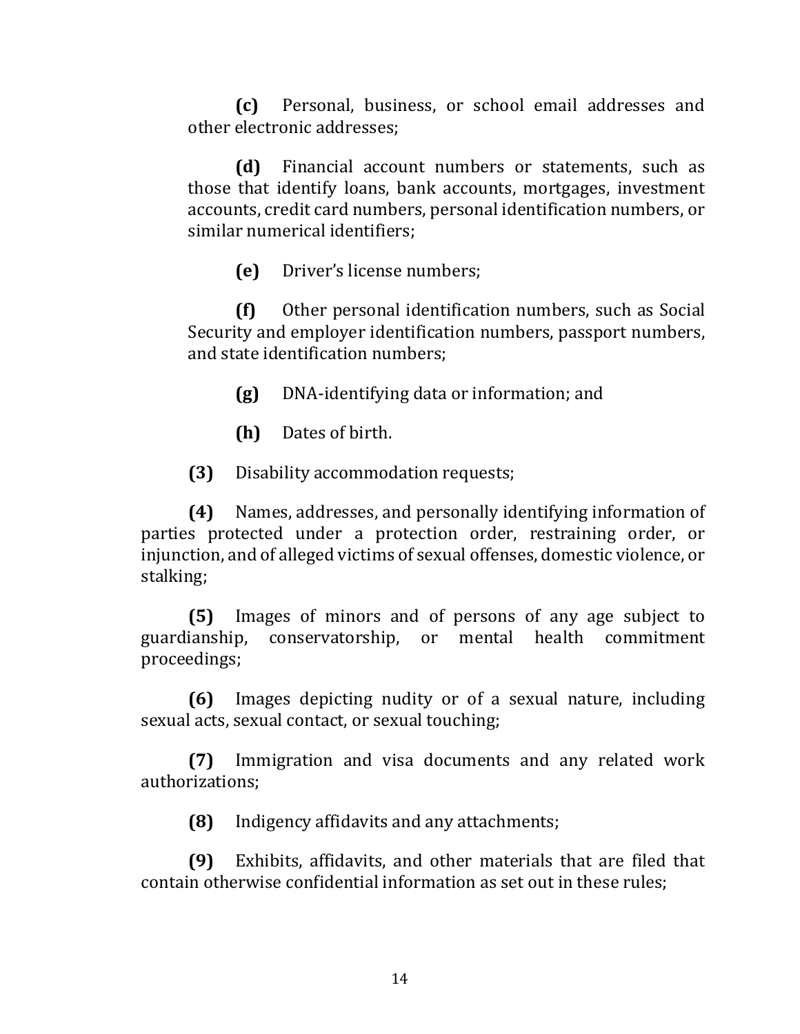**(c)** Personal, business, or school email addresses and other electronic addresses;

**(d)** Financial account numbers or statements, such as those that identify loans, bank accounts, mortgages, investment accounts, credit card numbers, personal identification numbers, or similar numerical identifiers;

**(e)** Driver's license numbers;

**(f)** Other personal identification numbers, such as Social Security and employer identification numbers, passport numbers, and state identification numbers;

**(g)** DNA-identifying data or information; and

**(h)** Dates of birth.

**(3)** Disability accommodation requests;

**(4)** Names, addresses, and personally identifying information of parties protected under a protection order, restraining order, or injunction, and of alleged victims of sexual offenses, domestic violence, or stalking;

**(5)** Images of minors and of persons of any age subject to guardianship, conservatorship, or mental health commitment proceedings;

**(6)** Images depicting nudity or of a sexual nature, including sexual acts, sexual contact, or sexual touching;

**(7)** Immigration and visa documents and any related work authorizations;

**(8)** Indigency affidavits and any attachments;

**(9)** Exhibits, affidavits, and other materials that are filed that contain otherwise confidential information as set out in these rules;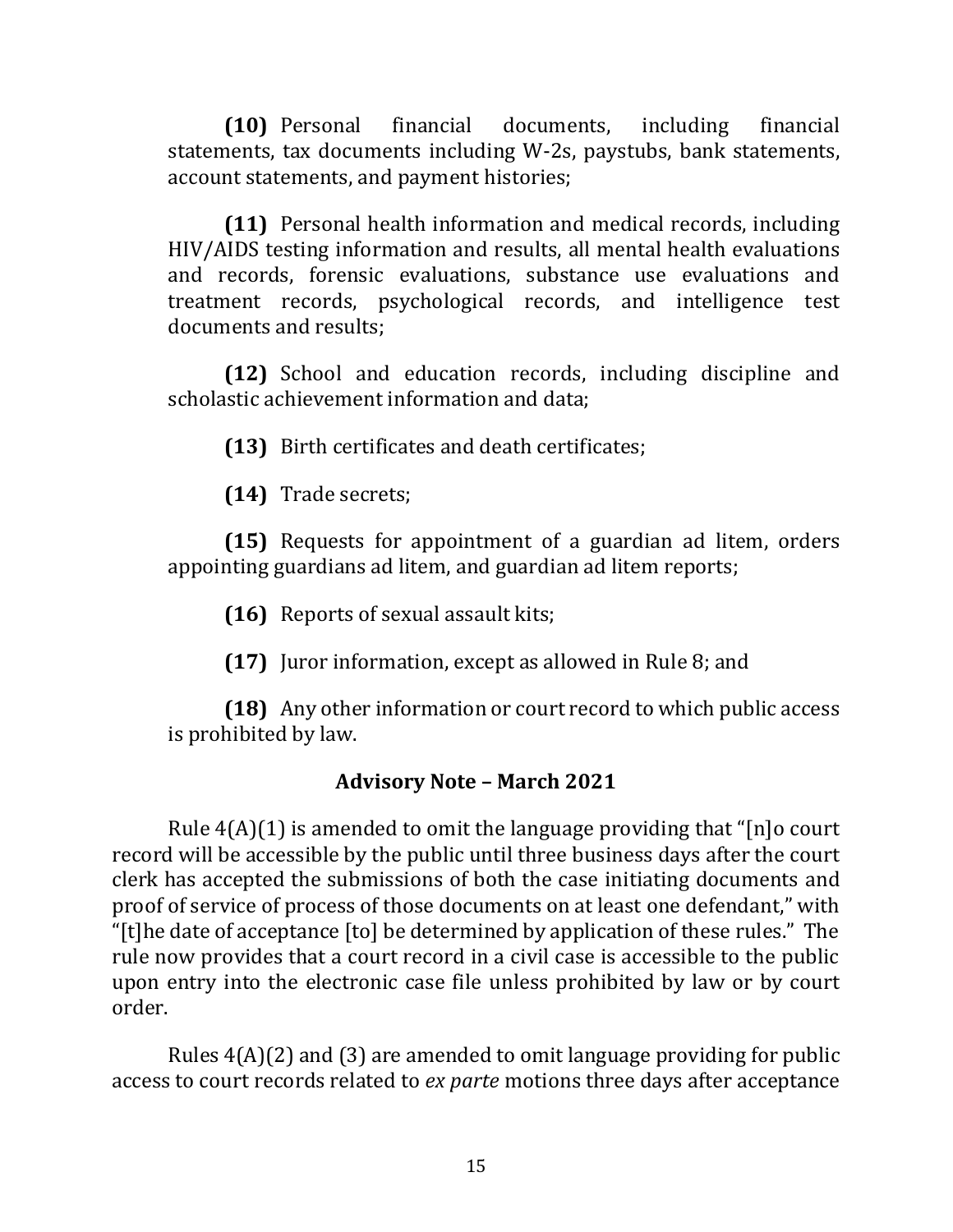**(10)** Personal financial documents, including financial statements, tax documents including W-2s, paystubs, bank statements, account statements, and payment histories;

**(11)** Personal health information and medical records, including HIV/AIDS testing information and results, all mental health evaluations and records, forensic evaluations, substance use evaluations and treatment records, psychological records, and intelligence test documents and results;

**(12)** School and education records, including discipline and scholastic achievement information and data;

**(13)** Birth certificates and death certificates;

**(14)** Trade secrets;

**(15)** Requests for appointment of a guardian ad litem, orders appointing guardians ad litem, and guardian ad litem reports;

**(16)** Reports of sexual assault kits;

**(17)** Juror information, except as allowed in Rule 8; and

**(18)** Any other information or court record to which public access is prohibited by law.

### Advisory Note – March 2021

Rule 4(A)(1) is amended to omit the language providing that "[n]o court record will be accessible by the public until three business days after the court clerk has accepted the submissions of both the case initiating documents and proof of service of process of those documents on at least one defendant," with "[t]he date of acceptance [to] be determined by application of these rules." The rule now provides that a court record in a civil case is accessible to the public upon entry into the electronic case file unless prohibited by law or by court order.

Rules 4(A)(2) and (3) are amended to omit language providing for public access to court records related to *ex parte* motions three days after acceptance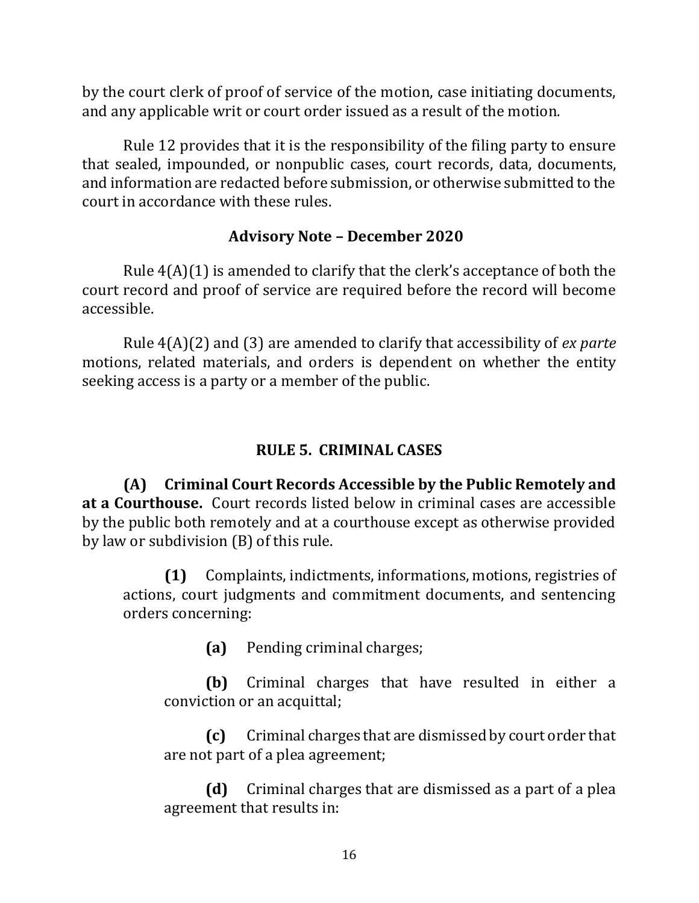by the court clerk of proof of service of the motion, case initiating documents, and any applicable writ or court order issued as a result of the motion.

Rule 12 provides that it is the responsibility of the filing party to ensure that sealed, impounded, or nonpublic cases, court records, data, documents, and information are redacted before submission, or otherwise submitted to the court in accordance with these rules.

### Advisory Note – December 2020

Rule 4(A)(1) is amended to clarify that the clerk's acceptance of both the court record and proof of service are required before the record will become accessible.

Rule 4(A)(2) and (3) are amended to clarify that accessibility of *ex parte* motions, related materials, and orders is dependent on whether the entity seeking access is a party or a member of the public.

## RULE 5. CRIMINAL CASES

**(A) Criminal Court Records Accessible by the Public Remotely and at a Courthouse.** Court records listed below in criminal cases are accessible by the public both remotely and at a courthouse except as otherwise provided by law or subdivision (B) of this rule.

**(1)** Complaints, indictments, informations, motions, registries of actions, court judgments and commitment documents, and sentencing orders concerning:

**(a)** Pending criminal charges;

**(b)** Criminal charges that have resulted in either a conviction or an acquittal;

**(c)** Criminal charges that are dismissed by court order that are not part of a plea agreement;

**(d)** Criminal charges that are dismissed as a part of a plea agreement that results in: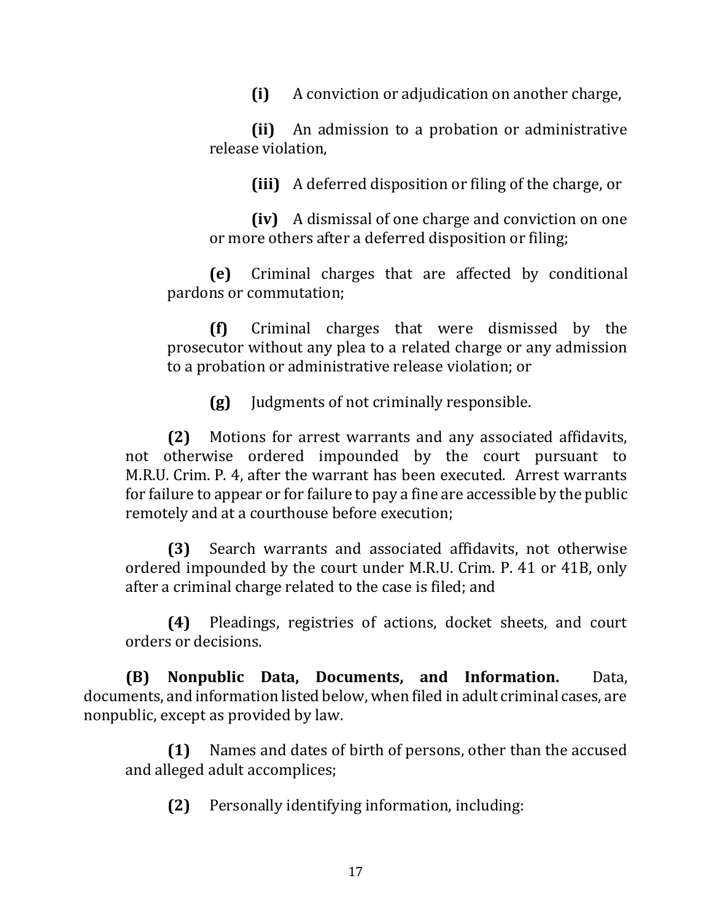**(i)** A conviction or adjudication on another charge,

**(ii)** An admission to a probation or administrative release violation,

**(iii)** A deferred disposition or filing of the charge, or

**(iv)** A dismissal of one charge and conviction on one or more others after a deferred disposition or filing;

**(e)** Criminal charges that are affected by conditional pardons or commutation;

**(f)** Criminal charges that were dismissed by the prosecutor without any plea to a related charge or any admission to a probation or administrative release violation; or

**(g)** Judgments of not criminally responsible.

**(2)** Motions for arrest warrants and any associated affidavits, not otherwise ordered impounded by the court pursuant to M.R.U. Crim. P. 4, after the warrant has been executed. Arrest warrants for failure to appear or for failure to pay a fine are accessible by the public remotely and at a courthouse before execution;

**(3)** Search warrants and associated affidavits, not otherwise ordered impounded by the court under M.R.U. Crim. P. 41 or 41B, only after a criminal charge related to the case is filed; and

**(4)** Pleadings, registries of actions, docket sheets, and court orders or decisions.

**(B) Nonpublic Data, Documents, and Information.** Data, documents, and information listed below, when filed in adult criminal cases, are nonpublic, except as provided by law.

**(1)** Names and dates of birth of persons, other than the accused and alleged adult accomplices;

**(2)** Personally identifying information, including: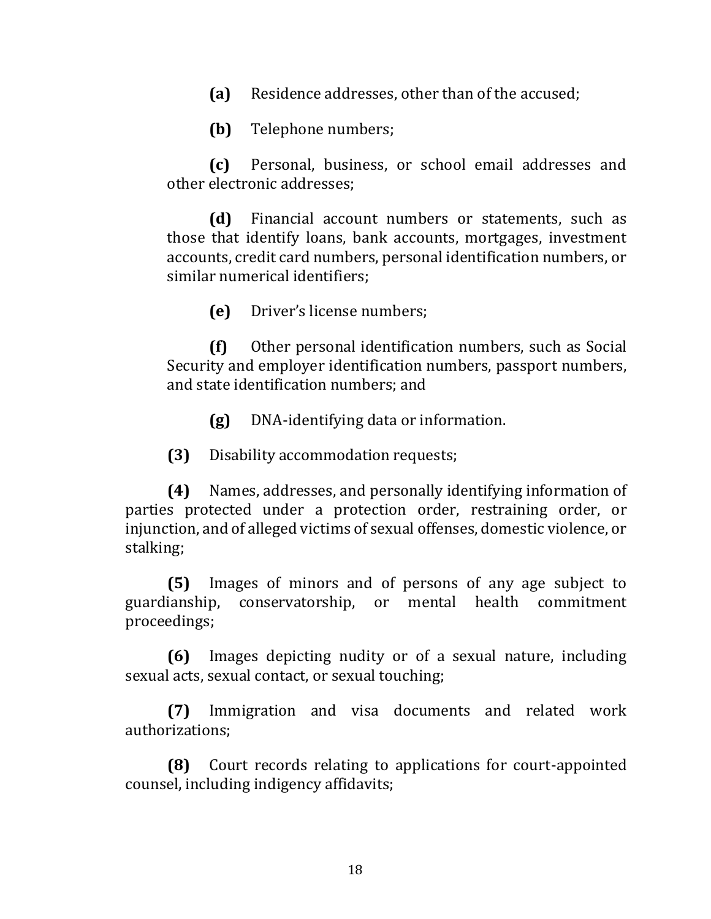**(a)** Residence addresses, other than of the accused;

**(b)** Telephone numbers;

**(c)** Personal, business, or school email addresses and other electronic addresses;

**(d)** Financial account numbers or statements, such as those that identify loans, bank accounts, mortgages, investment accounts, credit card numbers, personal identification numbers, or similar numerical identifiers;

**(e)** Driver's license numbers;

**(f)** Other personal identification numbers, such as Social Security and employer identification numbers, passport numbers, and state identification numbers; and

**(g)** DNA-identifying data or information.

**(3)** Disability accommodation requests;

**(4)** Names, addresses, and personally identifying information of parties protected under a protection order, restraining order, or injunction, and of alleged victims of sexual offenses, domestic violence, or stalking;

**(5)** Images of minors and of persons of any age subject to guardianship, conservatorship, or mental health commitment proceedings;

**(6)** Images depicting nudity or of a sexual nature, including sexual acts, sexual contact, or sexual touching;

**(7)** Immigration and visa documents and related work authorizations;

**(8)** Court records relating to applications for court-appointed counsel, including indigency affidavits;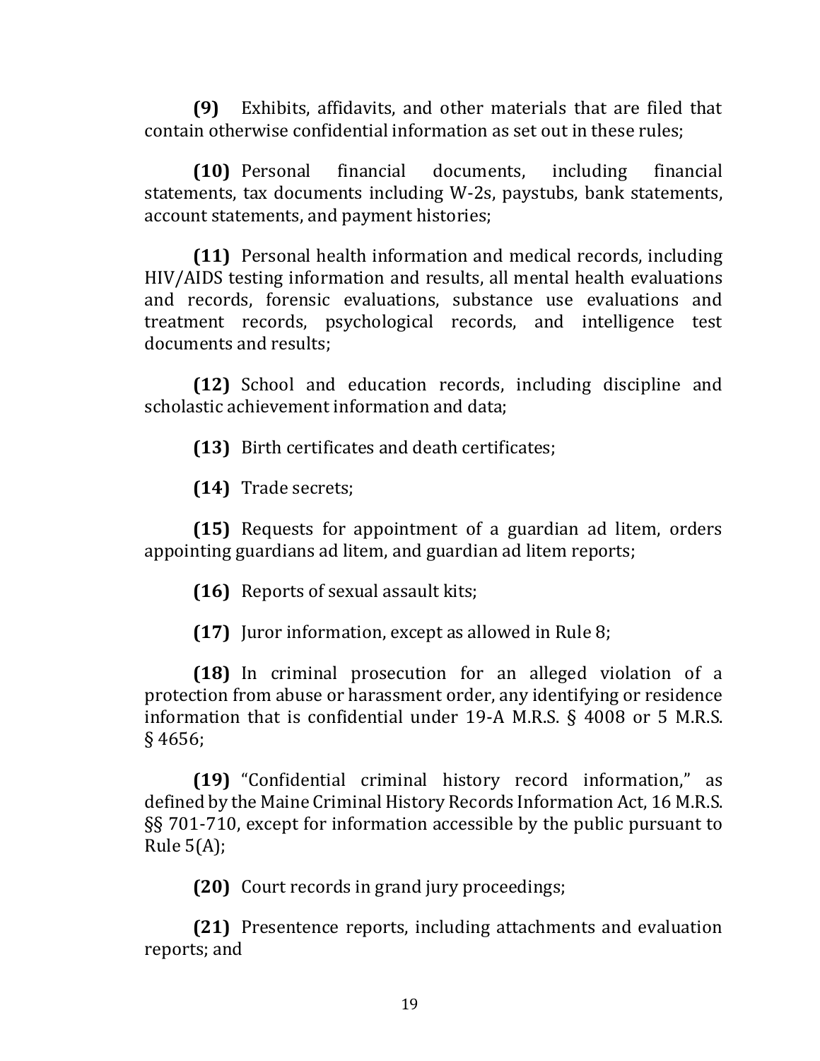**(9)** Exhibits, affidavits, and other materials that are filed that contain otherwise confidential information as set out in these rules;

**(10)** Personal financial documents, including financial statements, tax documents including W-2s, paystubs, bank statements, account statements, and payment histories;

**(11)** Personal health information and medical records, including HIV/AIDS testing information and results, all mental health evaluations and records, forensic evaluations, substance use evaluations and treatment records, psychological records, and intelligence test documents and results;

**(12)** School and education records, including discipline and scholastic achievement information and data;

**(13)** Birth certificates and death certificates;

**(14)** Trade secrets;

**(15)** Requests for appointment of a guardian ad litem, orders appointing guardians ad litem, and guardian ad litem reports;

**(16)** Reports of sexual assault kits;

**(17)** Juror information, except as allowed in Rule 8;

**(18)** In criminal prosecution for an alleged violation of a protection from abuse or harassment order, any identifying or residence information that is confidential under 19-A M.R.S. § 4008 or 5 M.R.S. § 4656;

**(19)** "Confidential criminal history record information," as defined by the Maine Criminal History Records Information Act, 16 M.R.S. §§ 701-710, except for information accessible by the public pursuant to Rule 5(A);

**(20)** Court records in grand jury proceedings;

**(21)** Presentence reports, including attachments and evaluation reports; and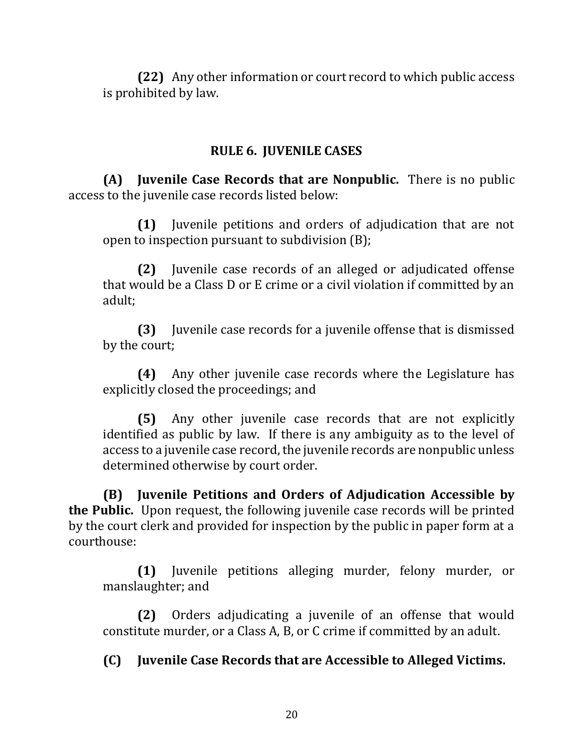**(22)** Any other information or court record to which public access is prohibited by law.

## RULE 6. JUVENILE CASES

**(A) Juvenile Case Records that are Nonpublic.** There is no public access to the juvenile case records listed below:

**(1)** Juvenile petitions and orders of adjudication that are not open to inspection pursuant to subdivision (B);

**(2)** Juvenile case records of an alleged or adjudicated offense that would be a Class D or E crime or a civil violation if committed by an adult;

**(3)** Juvenile case records for a juvenile offense that is dismissed by the court;

**(4)** Any other juvenile case records where the Legislature has explicitly closed the proceedings; and

**(5)** Any other juvenile case records that are not explicitly identified as public by law. If there is any ambiguity as to the level of access to a juvenile case record, the juvenile records are nonpublic unless determined otherwise by court order.

**(B) Juvenile Petitions and Orders of Adjudication Accessible by the Public.** Upon request, the following juvenile case records will be printed by the court clerk and provided for inspection by the public in paper form at a courthouse:

**(1)** Juvenile petitions alleging murder, felony murder, or manslaughter; and

**(2)** Orders adjudicating a juvenile of an offense that would constitute murder, or a Class A, B, or C crime if committed by an adult.

**(C) Juvenile Case Records that are Accessible to Alleged Victims.**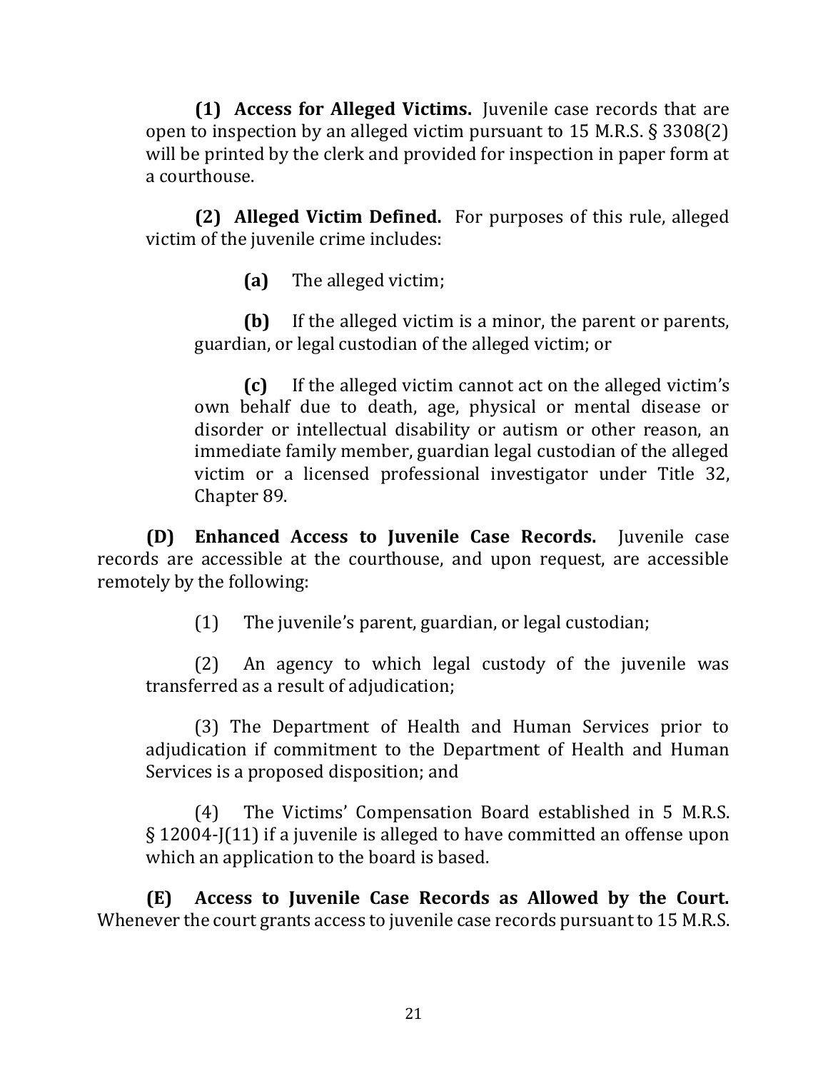**(1) Access for Alleged Victims.** Juvenile case records that are open to inspection by an alleged victim pursuant to 15 M.R.S. § 3308(2) will be printed by the clerk and provided for inspection in paper form at a courthouse.

**(2) Alleged Victim Defined.** For purposes of this rule, alleged victim of the juvenile crime includes:

**(a)** The alleged victim;

**(b)** If the alleged victim is a minor, the parent or parents, guardian, or legal custodian of the alleged victim; or

**(c)** If the alleged victim cannot act on the alleged victim's own behalf due to death, age, physical or mental disease or disorder or intellectual disability or autism or other reason, an immediate family member, guardian legal custodian of the alleged victim or a licensed professional investigator under Title 32, Chapter 89.

**(D) Enhanced Access to Juvenile Case Records.** Juvenile case records are accessible at the courthouse, and upon request, are accessible remotely by the following:

(1) The juvenile's parent, guardian, or legal custodian;

(2) An agency to which legal custody of the juvenile was transferred as a result of adjudication;

(3) The Department of Health and Human Services prior to adjudication if commitment to the Department of Health and Human Services is a proposed disposition; and

(4) The Victims' Compensation Board established in 5 M.R.S. § 12004-J(11) if a juvenile is alleged to have committed an offense upon which an application to the board is based.

**(E) Access to Juvenile Case Records as Allowed by the Court.** Whenever the court grants access to juvenile case records pursuant to 15 M.R.S.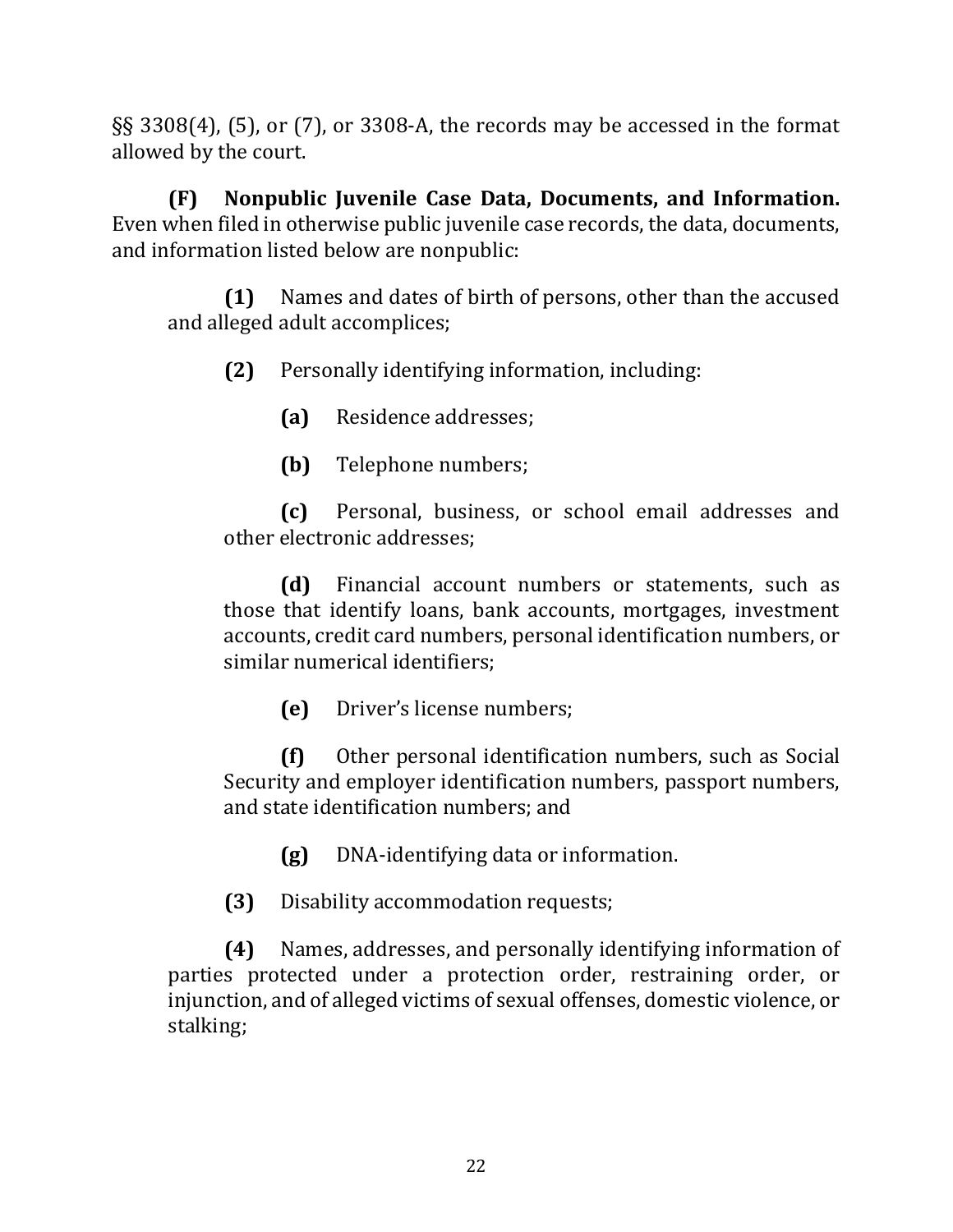§§ 3308(4), (5), or (7), or 3308-A, the records may be accessed in the format allowed by the court.

**(F) Nonpublic Juvenile Case Data, Documents, and Information.** Even when filed in otherwise public juvenile case records, the data, documents, and information listed below are nonpublic:

**(1)** Names and dates of birth of persons, other than the accused and alleged adult accomplices;

**(2)** Personally identifying information, including:

**(a)** Residence addresses;

**(b)** Telephone numbers;

**(c)** Personal, business, or school email addresses and other electronic addresses;

**(d)** Financial account numbers or statements, such as those that identify loans, bank accounts, mortgages, investment accounts, credit card numbers, personal identification numbers, or similar numerical identifiers;

**(e)** Driver's license numbers;

**(f)** Other personal identification numbers, such as Social Security and employer identification numbers, passport numbers, and state identification numbers; and

**(g)** DNA-identifying data or information.

**(3)** Disability accommodation requests;

**(4)** Names, addresses, and personally identifying information of parties protected under a protection order, restraining order, or injunction, and of alleged victims of sexual offenses, domestic violence, or stalking;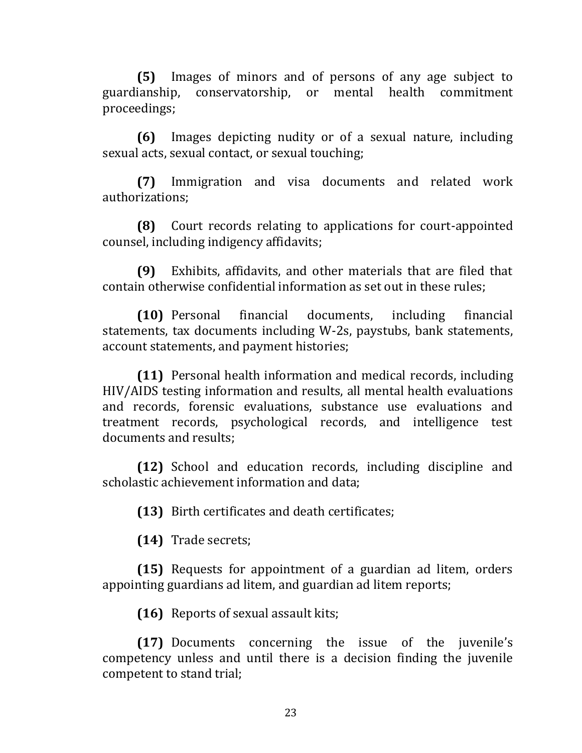**(5)** Images of minors and of persons of any age subject to guardianship, conservatorship, or mental health commitment proceedings;

**(6)** Images depicting nudity or of a sexual nature, including sexual acts, sexual contact, or sexual touching;

**(7)** Immigration and visa documents and related work authorizations;

**(8)** Court records relating to applications for court-appointed counsel, including indigency affidavits;

**(9)** Exhibits, affidavits, and other materials that are filed that contain otherwise confidential information as set out in these rules;

**(10)** Personal financial documents, including financial statements, tax documents including W-2s, paystubs, bank statements, account statements, and payment histories;

**(11)** Personal health information and medical records, including HIV/AIDS testing information and results, all mental health evaluations and records, forensic evaluations, substance use evaluations and treatment records, psychological records, and intelligence test documents and results;

**(12)** School and education records, including discipline and scholastic achievement information and data;

**(13)** Birth certificates and death certificates;

**(14)** Trade secrets;

**(15)** Requests for appointment of a guardian ad litem, orders appointing guardians ad litem, and guardian ad litem reports;

**(16)** Reports of sexual assault kits;

**(17)** Documents concerning the issue of the juvenile's competency unless and until there is a decision finding the juvenile competent to stand trial;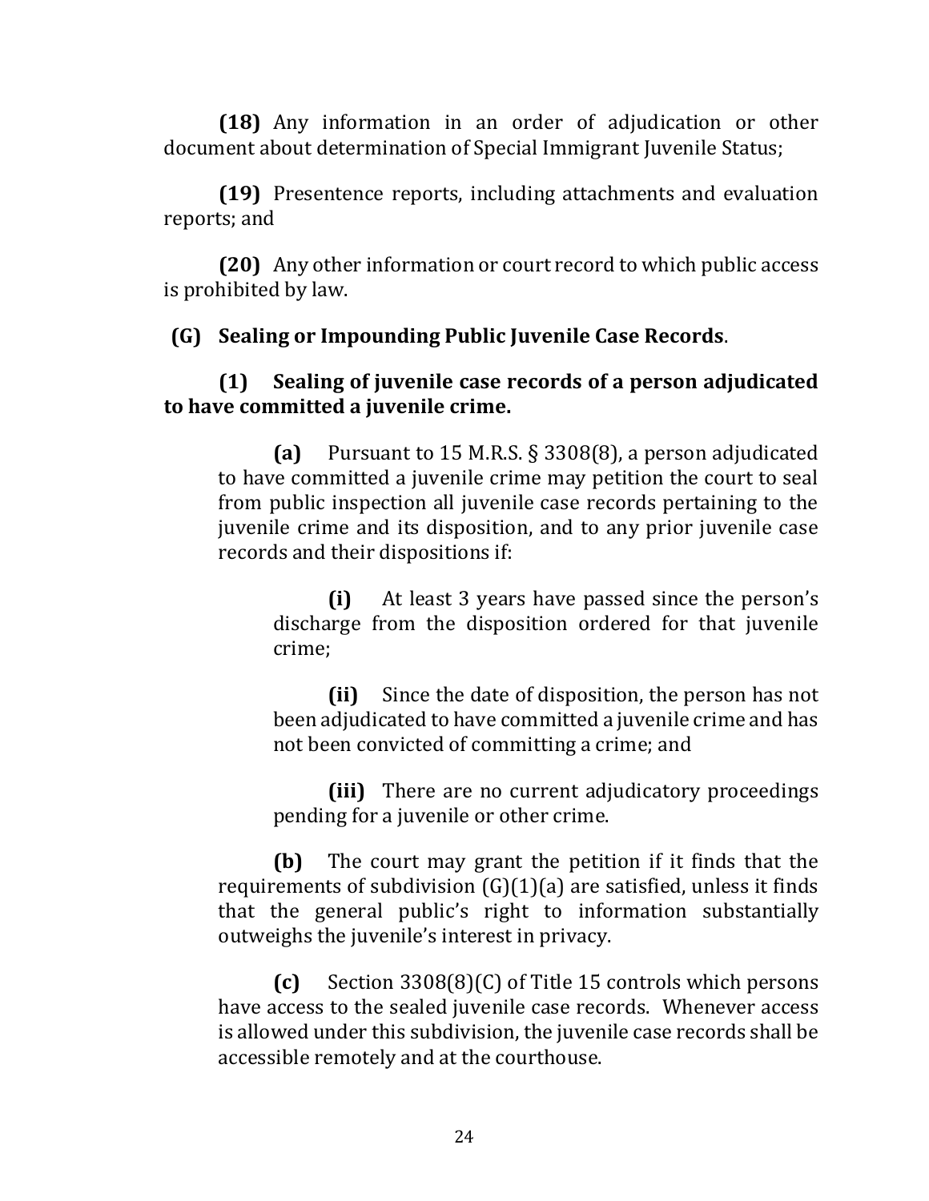**(18)** Any information in an order of adjudication or other document about determination of Special Immigrant Juvenile Status;

**(19)** Presentence reports, including attachments and evaluation reports; and

**(20)** Any other information or court record to which public access is prohibited by law.

**(G) Sealing or Impounding Public Juvenile Case Records**.

**(1) Sealing of juvenile case records of a person adjudicated to have committed a juvenile crime.**

**(a)** Pursuant to 15 M.R.S. § 3308(8), a person adjudicated to have committed a juvenile crime may petition the court to seal from public inspection all juvenile case records pertaining to the juvenile crime and its disposition, and to any prior juvenile case records and their dispositions if:

**(i)** At least 3 years have passed since the person's discharge from the disposition ordered for that juvenile crime;

**(ii)** Since the date of disposition, the person has not been adjudicated to have committed a juvenile crime and has not been convicted of committing a crime; and

**(iii)** There are no current adjudicatory proceedings pending for a juvenile or other crime.

**(b)** The court may grant the petition if it finds that the requirements of subdivision (G)(1)(a) are satisfied, unless it finds that the general public's right to information substantially outweighs the juvenile's interest in privacy.

**(c)** Section 3308(8)(C) of Title 15 controls which persons have access to the sealed juvenile case records. Whenever access is allowed under this subdivision, the juvenile case records shall be accessible remotely and at the courthouse.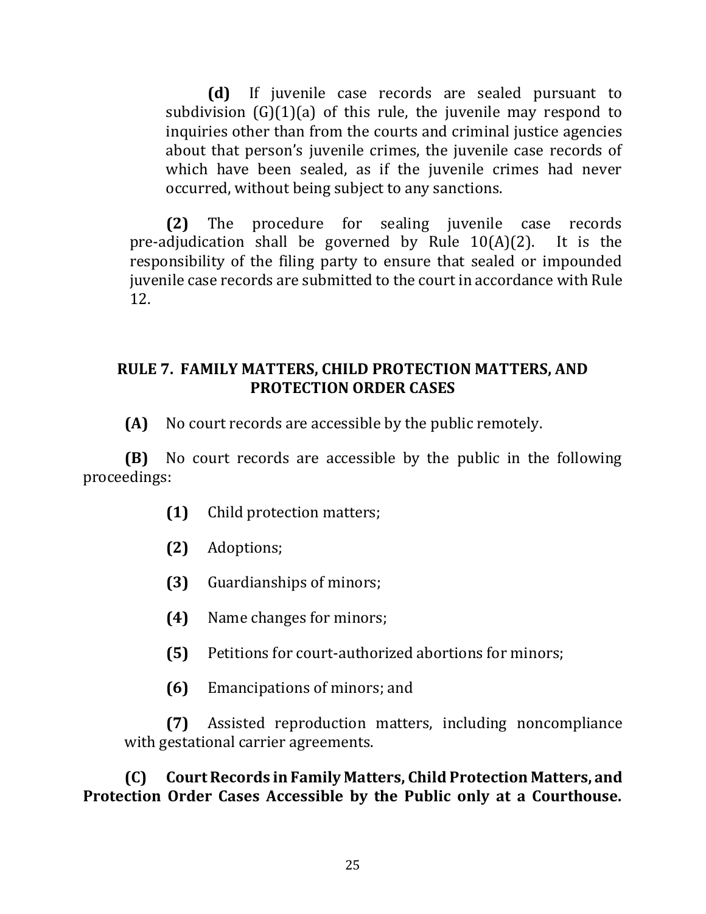**(d)** If juvenile case records are sealed pursuant to subdivision (G)(1)(a) of this rule, the juvenile may respond to inquiries other than from the courts and criminal justice agencies about that person's juvenile crimes, the juvenile case records of which have been sealed, as if the juvenile crimes had never occurred, without being subject to any sanctions.

**(2)** The procedure for sealing juvenile case records pre-adjudication shall be governed by Rule 10(A)(2). It is the responsibility of the filing party to ensure that sealed or impounded juvenile case records are submitted to the court in accordance with Rule 12.

## RULE 7. FAMILY MATTERS, CHILD PROTECTION MATTERS, AND PROTECTION ORDER CASES

**(A)** No court records are accessible by the public remotely.

**(B)** No court records are accessible by the public in the following proceedings:

**(1)** Child protection matters;

**(2)** Adoptions;

**(3)** Guardianships of minors;

**(4)** Name changes for minors;

**(5)** Petitions for court-authorized abortions for minors;

**(6)** Emancipations of minors; and

**(7)** Assisted reproduction matters, including noncompliance with gestational carrier agreements.

**(C) Court Records in Family Matters, Child Protection Matters, and Protection Order Cases Accessible by the Public only at a Courthouse.**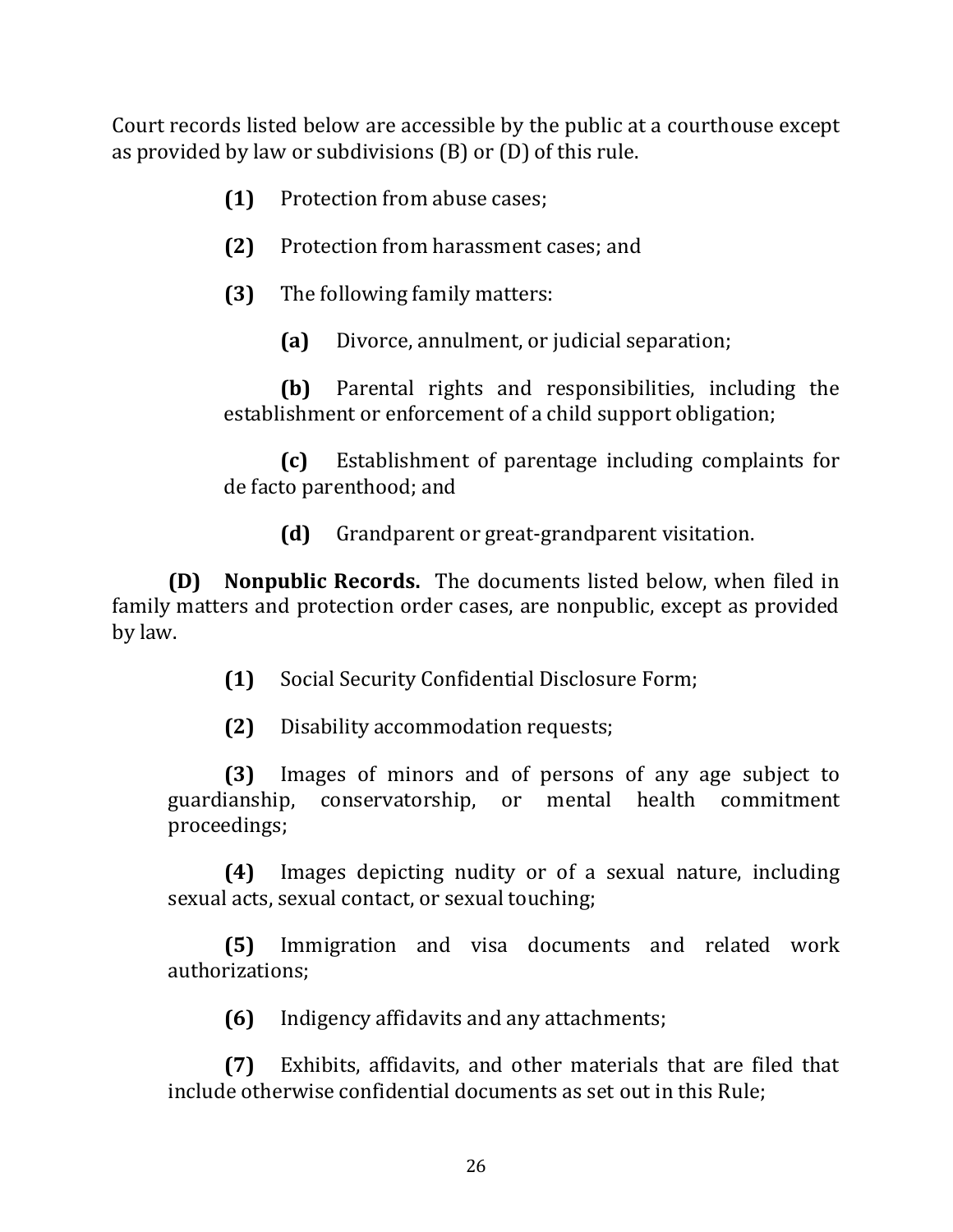Court records listed below are accessible by the public at a courthouse except as provided by law or subdivisions (B) or (D) of this rule.

**(1)** Protection from abuse cases;

**(2)** Protection from harassment cases; and

**(3)** The following family matters:

**(a)** Divorce, annulment, or judicial separation;

**(b)** Parental rights and responsibilities, including the establishment or enforcement of a child support obligation;

**(c)** Establishment of parentage including complaints for de facto parenthood; and

**(d)** Grandparent or great-grandparent visitation.

**(D) Nonpublic Records.** The documents listed below, when filed in family matters and protection order cases, are nonpublic, except as provided by law.

**(1)** Social Security Confidential Disclosure Form;

**(2)** Disability accommodation requests;

**(3)** Images of minors and of persons of any age subject to guardianship, conservatorship, or mental health commitment proceedings;

**(4)** Images depicting nudity or of a sexual nature, including sexual acts, sexual contact, or sexual touching;

**(5)** Immigration and visa documents and related work authorizations;

**(6)** Indigency affidavits and any attachments;

**(7)** Exhibits, affidavits, and other materials that are filed that include otherwise confidential documents as set out in this Rule;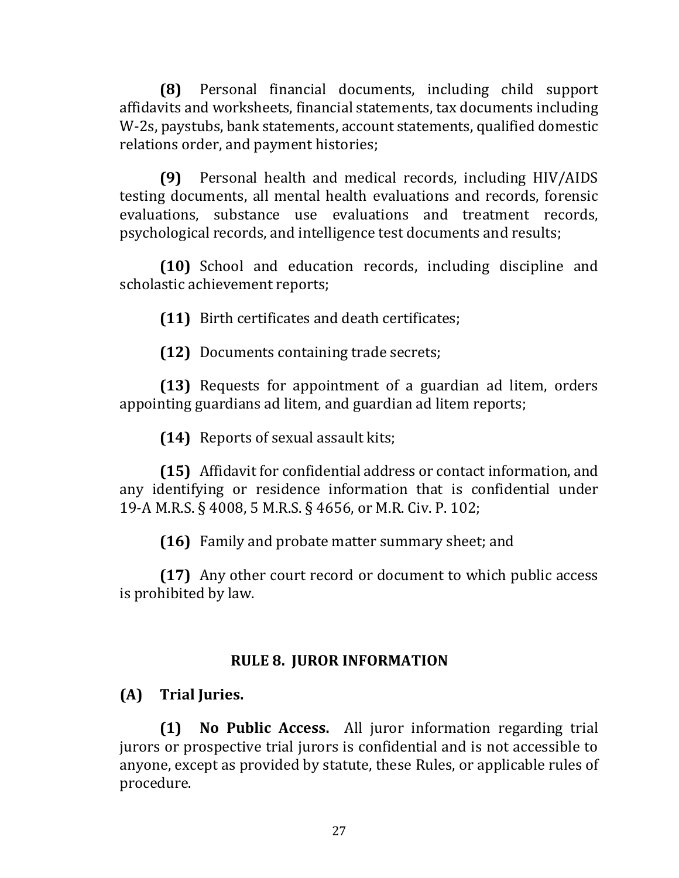**(8)** Personal financial documents, including child support affidavits and worksheets, financial statements, tax documents including W-2s, paystubs, bank statements, account statements, qualified domestic relations order, and payment histories;

**(9)** Personal health and medical records, including HIV/AIDS testing documents, all mental health evaluations and records, forensic evaluations, substance use evaluations and treatment records, psychological records, and intelligence test documents and results;

**(10)** School and education records, including discipline and scholastic achievement reports;

**(11)** Birth certificates and death certificates;

**(12)** Documents containing trade secrets;

**(13)** Requests for appointment of a guardian ad litem, orders appointing guardians ad litem, and guardian ad litem reports;

**(14)** Reports of sexual assault kits;

**(15)** Affidavit for confidential address or contact information, and any identifying or residence information that is confidential under 19-A M.R.S. § 4008, 5 M.R.S. § 4656, or M.R. Civ. P. 102;

**(16)** Family and probate matter summary sheet; and

**(17)** Any other court record or document to which public access is prohibited by law.

## RULE 8. JUROR INFORMATION

### (A) Trial Juries.

**(1) No Public Access.** All juror information regarding trial jurors or prospective trial jurors is confidential and is not accessible to anyone, except as provided by statute, these Rules, or applicable rules of procedure.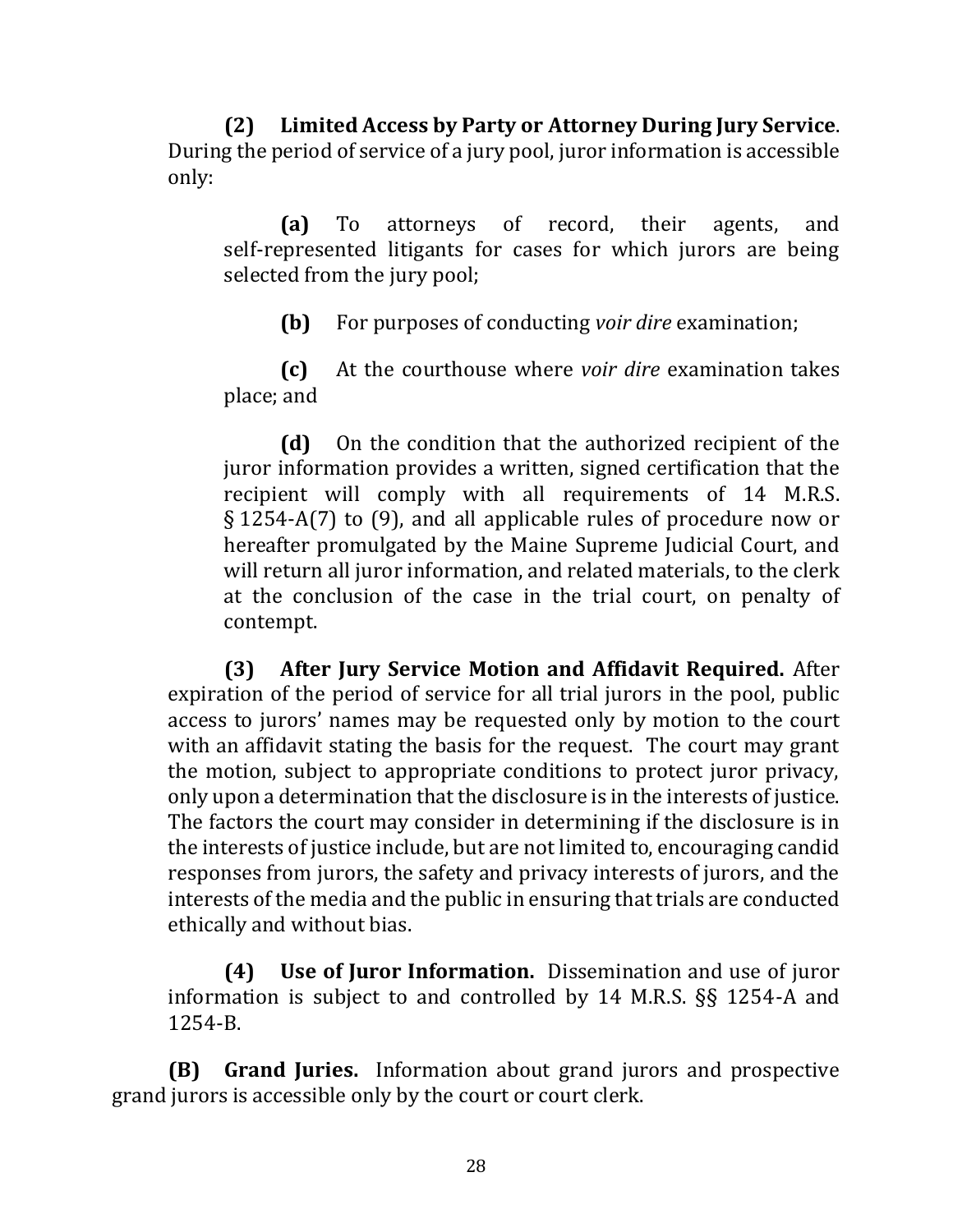**(2) Limited Access by Party or Attorney During Jury Service**. During the period of service of a jury pool, juror information is accessible only:

**(a)** To attorneys of record, their agents, and self-represented litigants for cases for which jurors are being selected from the jury pool;

**(b)** For purposes of conducting *voir dire* examination;

**(c)** At the courthouse where *voir dire* examination takes place; and

**(d)** On the condition that the authorized recipient of the juror information provides a written, signed certification that the recipient will comply with all requirements of 14 M.R.S. § 1254-A(7) to (9), and all applicable rules of procedure now or hereafter promulgated by the Maine Supreme Judicial Court, and will return all juror information, and related materials, to the clerk at the conclusion of the case in the trial court, on penalty of contempt.

**(3) After Jury Service Motion and Affidavit Required.** After expiration of the period of service for all trial jurors in the pool, public access to jurors' names may be requested only by motion to the court with an affidavit stating the basis for the request. The court may grant the motion, subject to appropriate conditions to protect juror privacy, only upon a determination that the disclosure is in the interests of justice. The factors the court may consider in determining if the disclosure is in the interests of justice include, but are not limited to, encouraging candid responses from jurors, the safety and privacy interests of jurors, and the interests of the media and the public in ensuring that trials are conducted ethically and without bias.

**(4) Use of Juror Information.** Dissemination and use of juror information is subject to and controlled by 14 M.R.S. §§ 1254-A and 1254-B.

**(B) Grand Juries.** Information about grand jurors and prospective grand jurors is accessible only by the court or court clerk.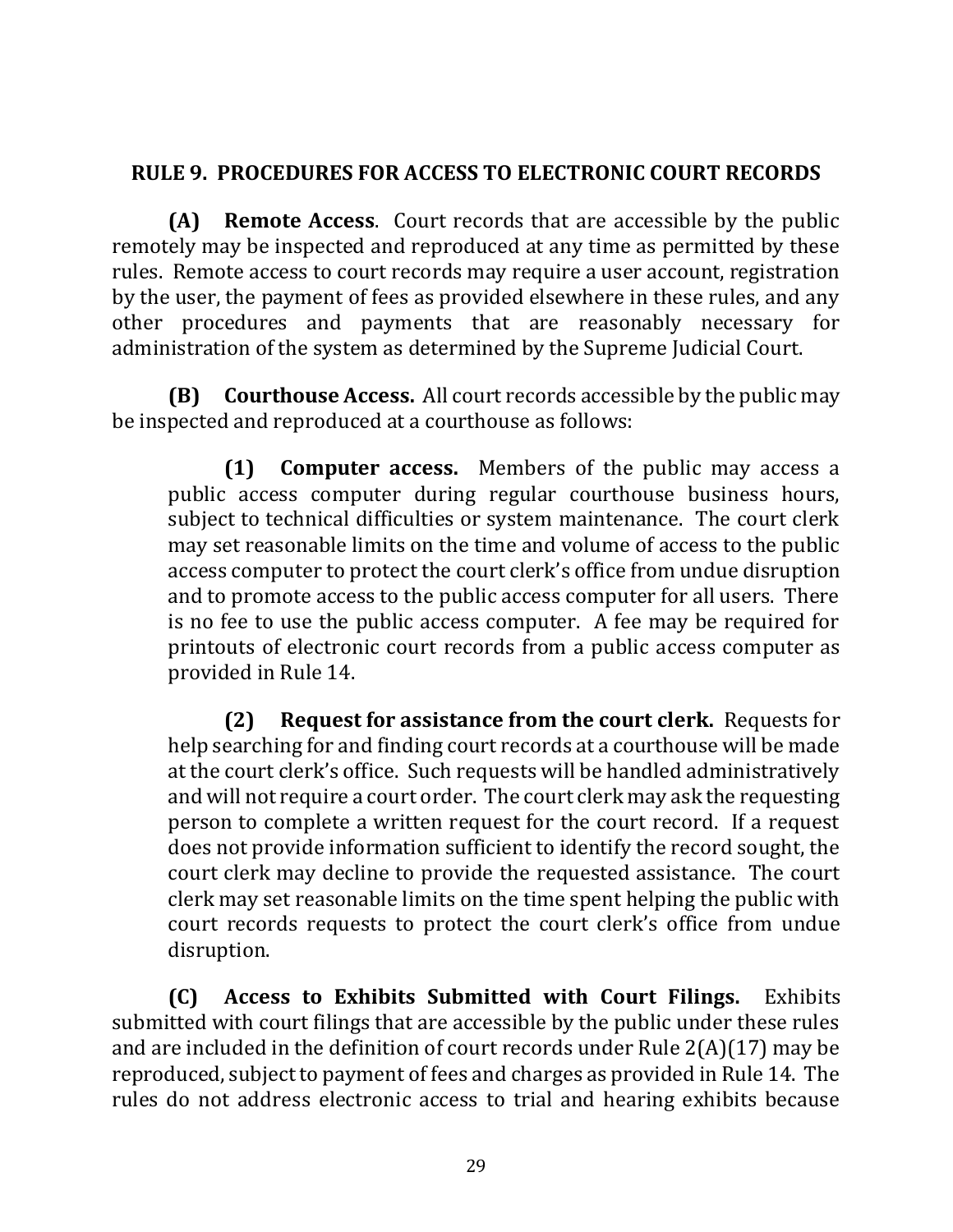## RULE 9. PROCEDURES FOR ACCESS TO ELECTRONIC COURT RECORDS

**(A) Remote Access**. Court records that are accessible by the public remotely may be inspected and reproduced at any time as permitted by these rules. Remote access to court records may require a user account, registration by the user, the payment of fees as provided elsewhere in these rules, and any other procedures and payments that are reasonably necessary for administration of the system as determined by the Supreme Judicial Court.

**(B) Courthouse Access.** All court records accessible by the public may be inspected and reproduced at a courthouse as follows:

> **(1) Computer access.** Members of the public may access a public access computer during regular courthouse business hours, subject to technical difficulties or system maintenance. The court clerk may set reasonable limits on the time and volume of access to the public access computer to protect the court clerk's office from undue disruption and to promote access to the public access computer for all users. There is no fee to use the public access computer. A fee may be required for printouts of electronic court records from a public access computer as provided in Rule 14.
>
> **(2) Request for assistance from the court clerk.** Requests for help searching for and finding court records at a courthouse will be made at the court clerk's office. Such requests will be handled administratively and will not require a court order. The court clerk may ask the requesting person to complete a written request for the court record. If a request does not provide information sufficient to identify the record sought, the court clerk may decline to provide the requested assistance. The court clerk may set reasonable limits on the time spent helping the public with court records requests to protect the court clerk's office from undue disruption.

**(C) Access to Exhibits Submitted with Court Filings.** Exhibits submitted with court filings that are accessible by the public under these rules and are included in the definition of court records under Rule 2(A)(17) may be reproduced, subject to payment of fees and charges as provided in Rule 14. The rules do not address electronic access to trial and hearing exhibits because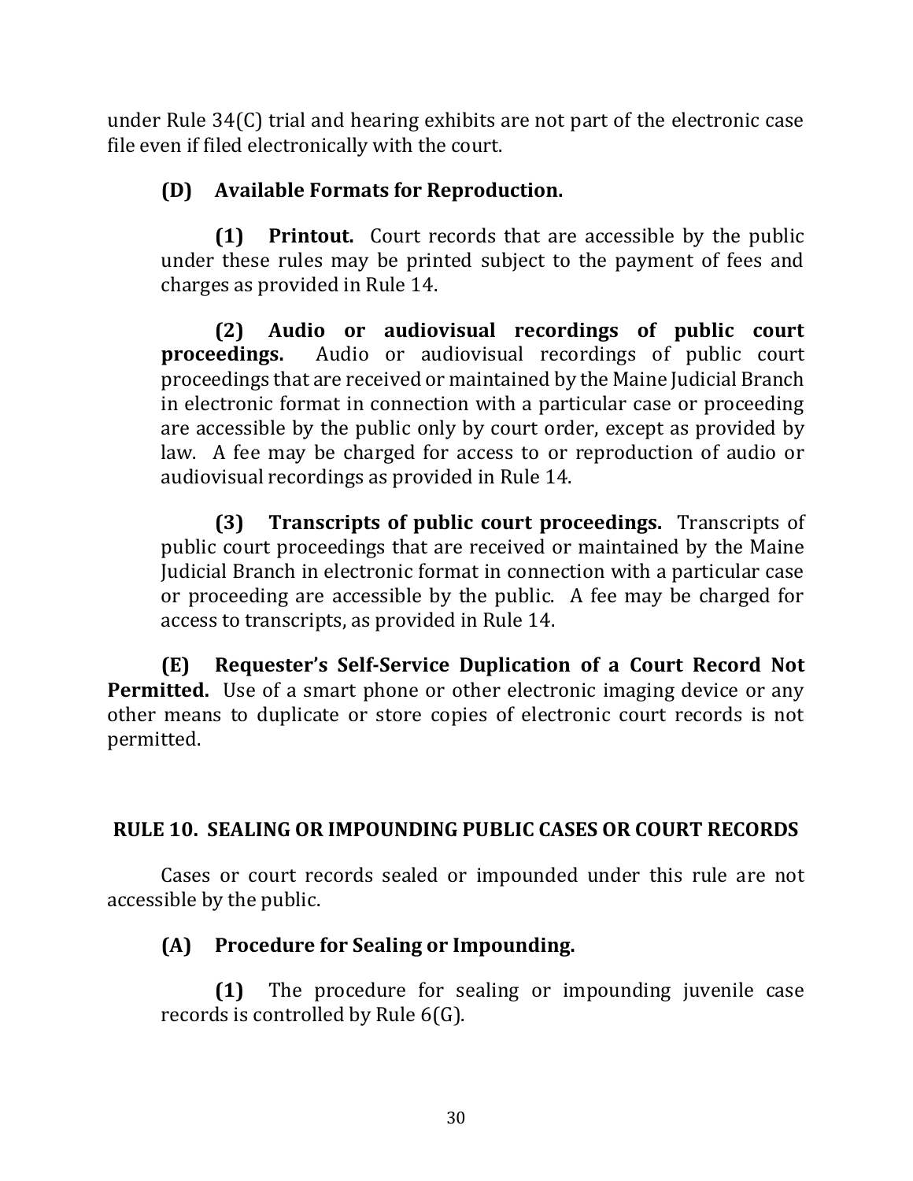under Rule 34(C) trial and hearing exhibits are not part of the electronic case file even if filed electronically with the court.

**(D) Available Formats for Reproduction.**

**(1) Printout.** Court records that are accessible by the public under these rules may be printed subject to the payment of fees and charges as provided in Rule 14.

**(2) Audio or audiovisual recordings of public court proceedings.** Audio or audiovisual recordings of public court proceedings that are received or maintained by the Maine Judicial Branch in electronic format in connection with a particular case or proceeding are accessible by the public only by court order, except as provided by law. A fee may be charged for access to or reproduction of audio or audiovisual recordings as provided in Rule 14.

**(3) Transcripts of public court proceedings.** Transcripts of public court proceedings that are received or maintained by the Maine Judicial Branch in electronic format in connection with a particular case or proceeding are accessible by the public. A fee may be charged for access to transcripts, as provided in Rule 14.

**(E) Requester's Self-Service Duplication of a Court Record Not Permitted.** Use of a smart phone or other electronic imaging device or any other means to duplicate or store copies of electronic court records is not permitted.

## RULE 10. SEALING OR IMPOUNDING PUBLIC CASES OR COURT RECORDS

Cases or court records sealed or impounded under this rule are not accessible by the public.

**(A) Procedure for Sealing or Impounding.**

**(1)** The procedure for sealing or impounding juvenile case records is controlled by Rule 6(G).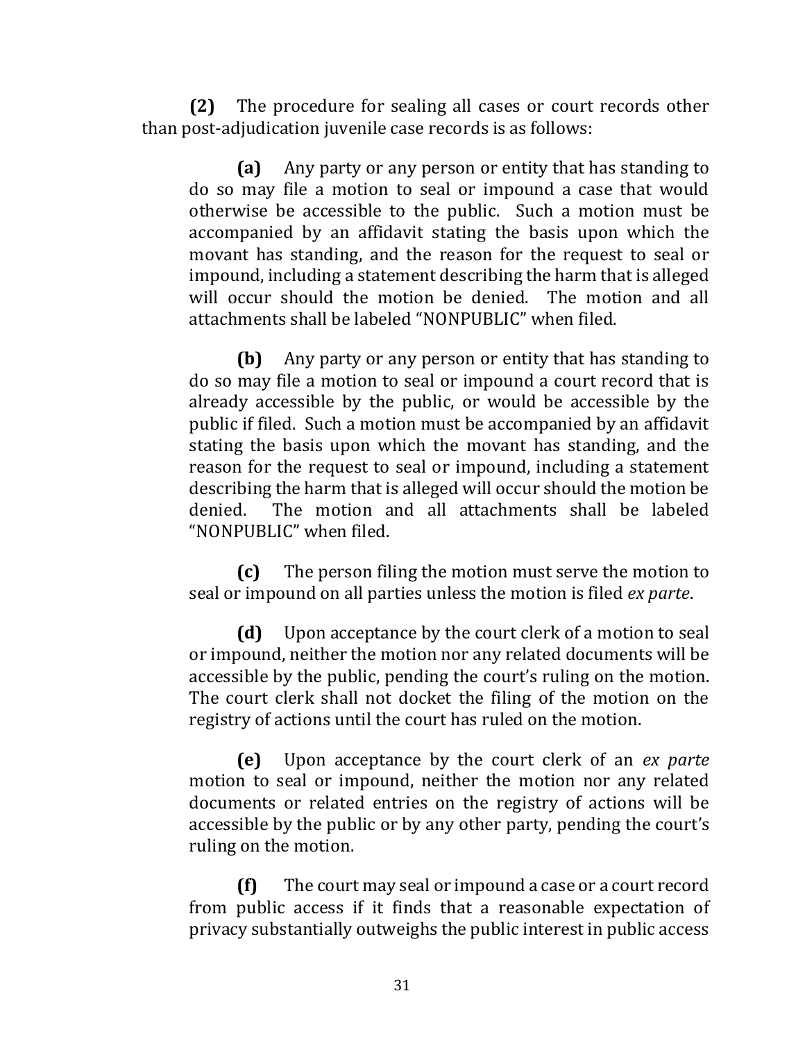**(2)** The procedure for sealing all cases or court records other than post-adjudication juvenile case records is as follows:

> **(a)** Any party or any person or entity that has standing to do so may file a motion to seal or impound a case that would otherwise be accessible to the public. Such a motion must be accompanied by an affidavit stating the basis upon which the movant has standing, and the reason for the request to seal or impound, including a statement describing the harm that is alleged will occur should the motion be denied. The motion and all attachments shall be labeled "NONPUBLIC" when filed.
>
> **(b)** Any party or any person or entity that has standing to do so may file a motion to seal or impound a court record that is already accessible by the public, or would be accessible by the public if filed. Such a motion must be accompanied by an affidavit stating the basis upon which the movant has standing, and the reason for the request to seal or impound, including a statement describing the harm that is alleged will occur should the motion be denied. The motion and all attachments shall be labeled "NONPUBLIC" when filed.
>
> **(c)** The person filing the motion must serve the motion to seal or impound on all parties unless the motion is filed *ex parte*.
>
> **(d)** Upon acceptance by the court clerk of a motion to seal or impound, neither the motion nor any related documents will be accessible by the public, pending the court's ruling on the motion. The court clerk shall not docket the filing of the motion on the registry of actions until the court has ruled on the motion.
>
> **(e)** Upon acceptance by the court clerk of an *ex parte* motion to seal or impound, neither the motion nor any related documents or related entries on the registry of actions will be accessible by the public or by any other party, pending the court's ruling on the motion.
>
> **(f)** The court may seal or impound a case or a court record from public access if it finds that a reasonable expectation of privacy substantially outweighs the public interest in public access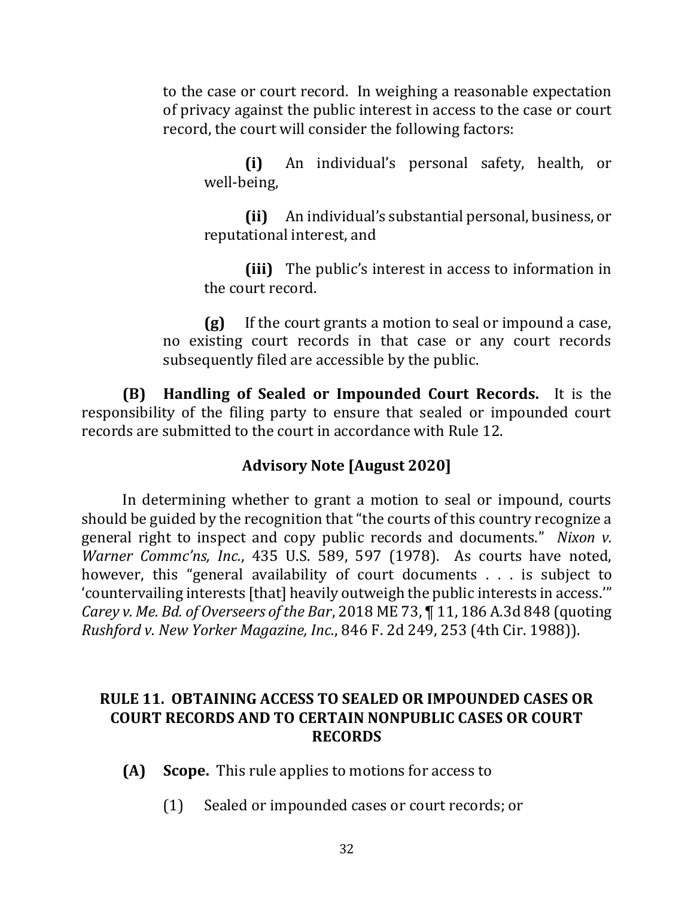to the case or court record. In weighing a reasonable expectation of privacy against the public interest in access to the case or court record, the court will consider the following factors:

**(i)** An individual's personal safety, health, or well-being,

**(ii)** An individual's substantial personal, business, or reputational interest, and

**(iii)** The public's interest in access to information in the court record.

**(g)** If the court grants a motion to seal or impound a case, no existing court records in that case or any court records subsequently filed are accessible by the public.

**(B) Handling of Sealed or Impounded Court Records.** It is the responsibility of the filing party to ensure that sealed or impounded court records are submitted to the court in accordance with Rule 12.

### Advisory Note [August 2020]

In determining whether to grant a motion to seal or impound, courts should be guided by the recognition that "the courts of this country recognize a general right to inspect and copy public records and documents." *Nixon v. Warner Commc'ns, Inc.*, 435 U.S. 589, 597 (1978). As courts have noted, however, this "general availability of court documents . . . is subject to 'countervailing interests [that] heavily outweigh the public interests in access.'" *Carey v. Me. Bd. of Overseers of the Bar*, 2018 ME 73, ¶ 11, 186 A.3d 848 (quoting *Rushford v. New Yorker Magazine, Inc.*, 846 F. 2d 249, 253 (4th Cir. 1988)).

## RULE 11. OBTAINING ACCESS TO SEALED OR IMPOUNDED CASES OR COURT RECORDS AND TO CERTAIN NONPUBLIC CASES OR COURT RECORDS

**(A) Scope.** This rule applies to motions for access to

(1) Sealed or impounded cases or court records; or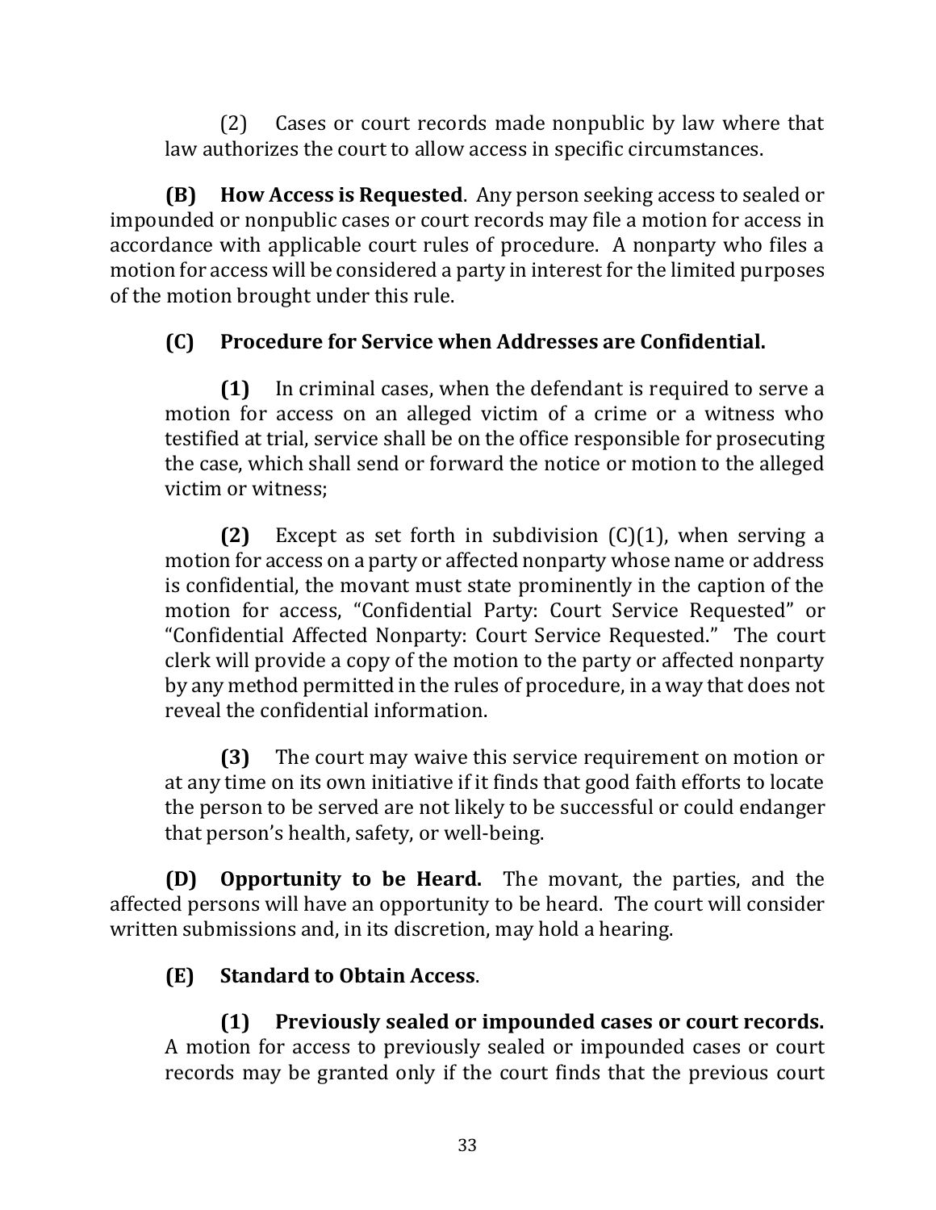(2) Cases or court records made nonpublic by law where that law authorizes the court to allow access in specific circumstances.

**(B) How Access is Requested**. Any person seeking access to sealed or impounded or nonpublic cases or court records may file a motion for access in accordance with applicable court rules of procedure. A nonparty who files a motion for access will be considered a party in interest for the limited purposes of the motion brought under this rule.

**(C) Procedure for Service when Addresses are Confidential.**

**(1)** In criminal cases, when the defendant is required to serve a motion for access on an alleged victim of a crime or a witness who testified at trial, service shall be on the office responsible for prosecuting the case, which shall send or forward the notice or motion to the alleged victim or witness;

**(2)** Except as set forth in subdivision (C)(1), when serving a motion for access on a party or affected nonparty whose name or address is confidential, the movant must state prominently in the caption of the motion for access, "Confidential Party: Court Service Requested" or "Confidential Affected Nonparty: Court Service Requested." The court clerk will provide a copy of the motion to the party or affected nonparty by any method permitted in the rules of procedure, in a way that does not reveal the confidential information.

**(3)** The court may waive this service requirement on motion or at any time on its own initiative if it finds that good faith efforts to locate the person to be served are not likely to be successful or could endanger that person's health, safety, or well-being.

**(D) Opportunity to be Heard.** The movant, the parties, and the affected persons will have an opportunity to be heard. The court will consider written submissions and, in its discretion, may hold a hearing.

**(E) Standard to Obtain Access**.

**(1) Previously sealed or impounded cases or court records.** A motion for access to previously sealed or impounded cases or court records may be granted only if the court finds that the previous court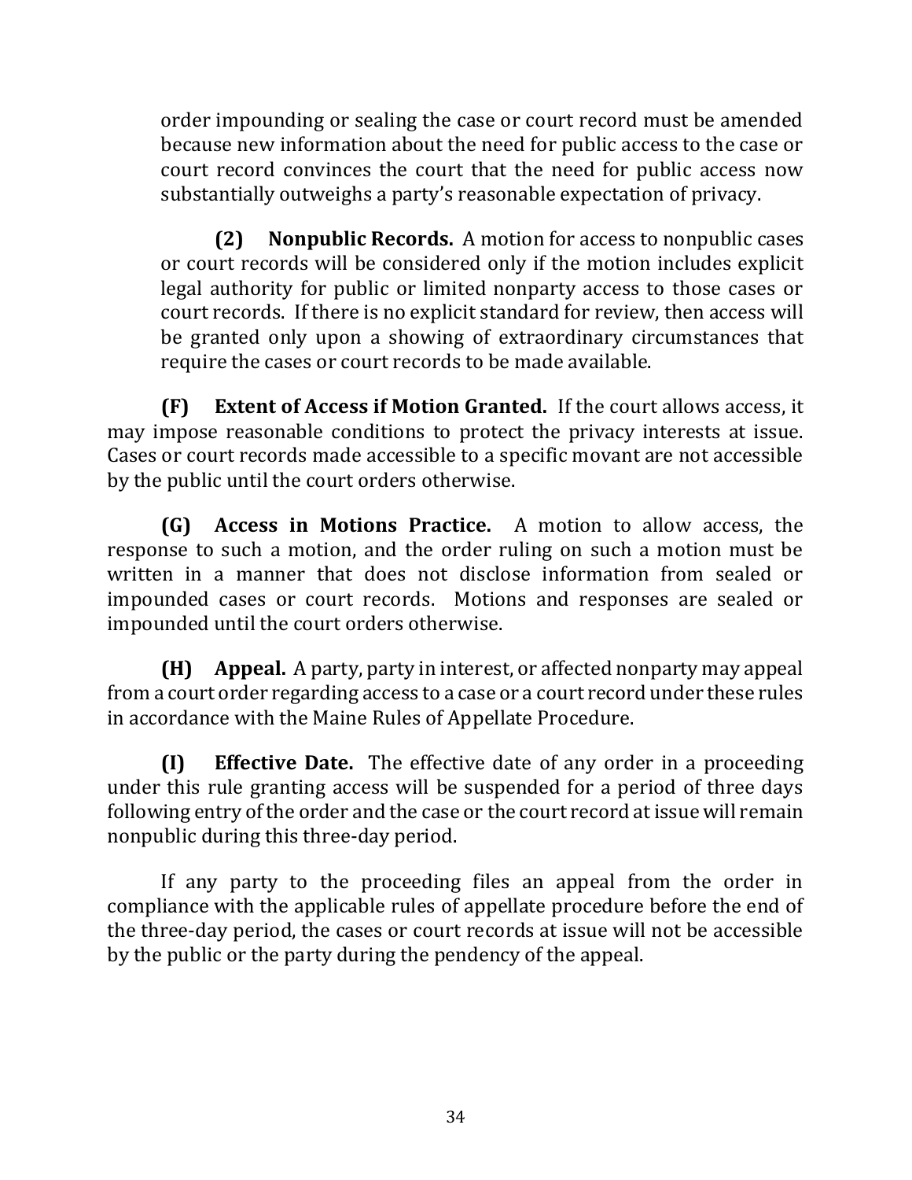order impounding or sealing the case or court record must be amended because new information about the need for public access to the case or court record convinces the court that the need for public access now substantially outweighs a party's reasonable expectation of privacy.

**(2) Nonpublic Records.** A motion for access to nonpublic cases or court records will be considered only if the motion includes explicit legal authority for public or limited nonparty access to those cases or court records. If there is no explicit standard for review, then access will be granted only upon a showing of extraordinary circumstances that require the cases or court records to be made available.

**(F) Extent of Access if Motion Granted.** If the court allows access, it may impose reasonable conditions to protect the privacy interests at issue. Cases or court records made accessible to a specific movant are not accessible by the public until the court orders otherwise.

**(G) Access in Motions Practice.** A motion to allow access, the response to such a motion, and the order ruling on such a motion must be written in a manner that does not disclose information from sealed or impounded cases or court records. Motions and responses are sealed or impounded until the court orders otherwise.

**(H) Appeal.** A party, party in interest, or affected nonparty may appeal from a court order regarding access to a case or a court record under these rules in accordance with the Maine Rules of Appellate Procedure.

**(I) Effective Date.** The effective date of any order in a proceeding under this rule granting access will be suspended for a period of three days following entry of the order and the case or the court record at issue will remain nonpublic during this three-day period.

If any party to the proceeding files an appeal from the order in compliance with the applicable rules of appellate procedure before the end of the three-day period, the cases or court records at issue will not be accessible by the public or the party during the pendency of the appeal.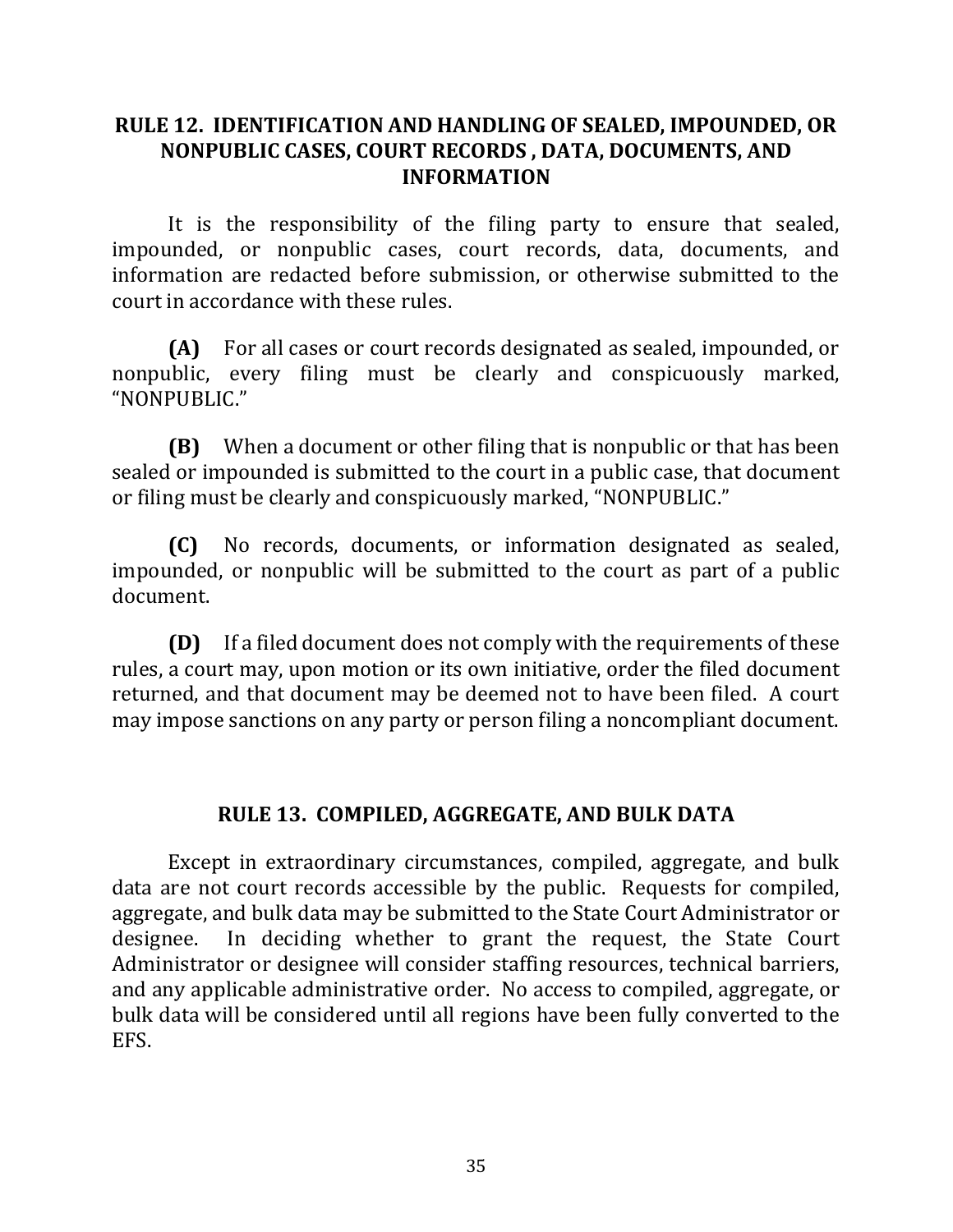## RULE 12. IDENTIFICATION AND HANDLING OF SEALED, IMPOUNDED, OR NONPUBLIC CASES, COURT RECORDS , DATA, DOCUMENTS, AND INFORMATION

It is the responsibility of the filing party to ensure that sealed, impounded, or nonpublic cases, court records, data, documents, and information are redacted before submission, or otherwise submitted to the court in accordance with these rules.

**(A)** For all cases or court records designated as sealed, impounded, or nonpublic, every filing must be clearly and conspicuously marked, "NONPUBLIC."

**(B)** When a document or other filing that is nonpublic or that has been sealed or impounded is submitted to the court in a public case, that document or filing must be clearly and conspicuously marked, "NONPUBLIC."

**(C)** No records, documents, or information designated as sealed, impounded, or nonpublic will be submitted to the court as part of a public document.

**(D)** If a filed document does not comply with the requirements of these rules, a court may, upon motion or its own initiative, order the filed document returned, and that document may be deemed not to have been filed. A court may impose sanctions on any party or person filing a noncompliant document.

## RULE 13. COMPILED, AGGREGATE, AND BULK DATA

Except in extraordinary circumstances, compiled, aggregate, and bulk data are not court records accessible by the public. Requests for compiled, aggregate, and bulk data may be submitted to the State Court Administrator or designee. In deciding whether to grant the request, the State Court Administrator or designee will consider staffing resources, technical barriers, and any applicable administrative order. No access to compiled, aggregate, or bulk data will be considered until all regions have been fully converted to the EFS.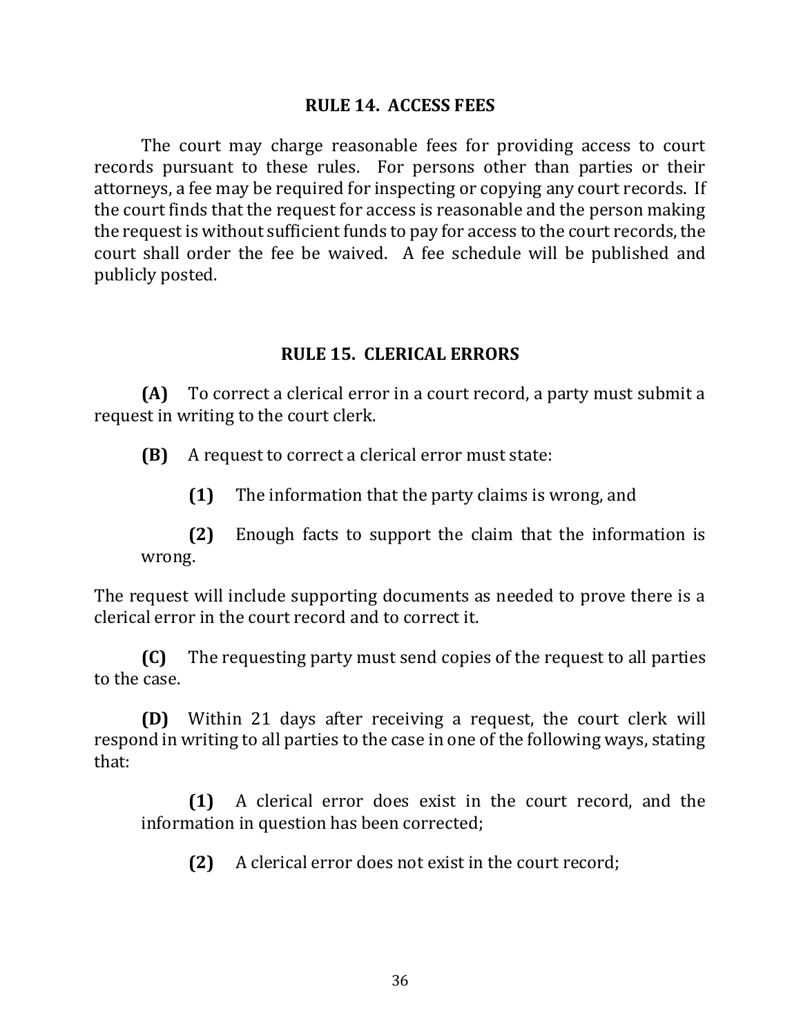## RULE 14. ACCESS FEES

The court may charge reasonable fees for providing access to court records pursuant to these rules. For persons other than parties or their attorneys, a fee may be required for inspecting or copying any court records. If the court finds that the request for access is reasonable and the person making the request is without sufficient funds to pay for access to the court records, the court shall order the fee be waived. A fee schedule will be published and publicly posted.

## RULE 15. CLERICAL ERRORS

**(A)** To correct a clerical error in a court record, a party must submit a request in writing to the court clerk.

**(B)** A request to correct a clerical error must state:

> **(1)** The information that the party claims is wrong, and
>
> **(2)** Enough facts to support the claim that the information is wrong.

The request will include supporting documents as needed to prove there is a clerical error in the court record and to correct it.

**(C)** The requesting party must send copies of the request to all parties to the case.

**(D)** Within 21 days after receiving a request, the court clerk will respond in writing to all parties to the case in one of the following ways, stating that:

> **(1)** A clerical error does exist in the court record, and the information in question has been corrected;
>
> **(2)** A clerical error does not exist in the court record;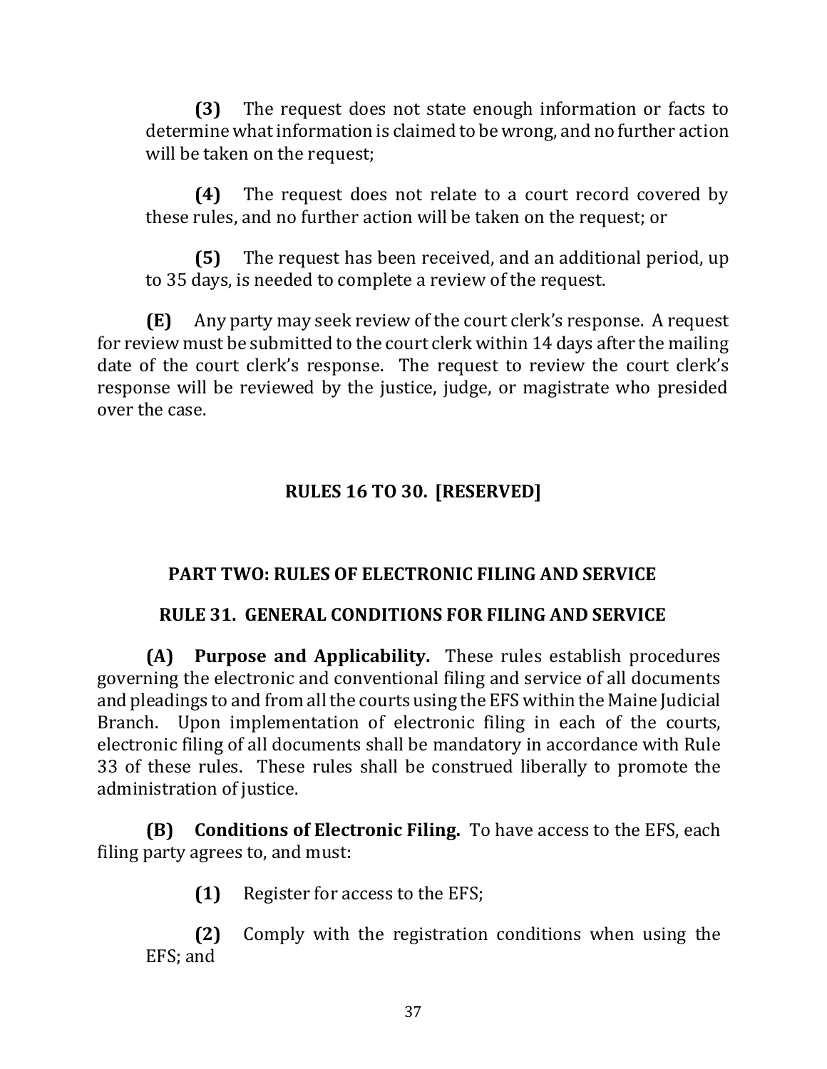**(3)** The request does not state enough information or facts to determine what information is claimed to be wrong, and no further action will be taken on the request;

**(4)** The request does not relate to a court record covered by these rules, and no further action will be taken on the request; or

**(5)** The request has been received, and an additional period, up to 35 days, is needed to complete a review of the request.

**(E)** Any party may seek review of the court clerk's response. A request for review must be submitted to the court clerk within 14 days after the mailing date of the court clerk's response. The request to review the court clerk's response will be reviewed by the justice, judge, or magistrate who presided over the case.

## RULES 16 TO 30. [RESERVED]

## PART TWO: RULES OF ELECTRONIC FILING AND SERVICE

### RULE 31. GENERAL CONDITIONS FOR FILING AND SERVICE

**(A) Purpose and Applicability.** These rules establish procedures governing the electronic and conventional filing and service of all documents and pleadings to and from all the courts using the EFS within the Maine Judicial Branch. Upon implementation of electronic filing in each of the courts, electronic filing of all documents shall be mandatory in accordance with Rule 33 of these rules. These rules shall be construed liberally to promote the administration of justice.

**(B) Conditions of Electronic Filing.** To have access to the EFS, each filing party agrees to, and must:

**(1)** Register for access to the EFS;

**(2)** Comply with the registration conditions when using the EFS; and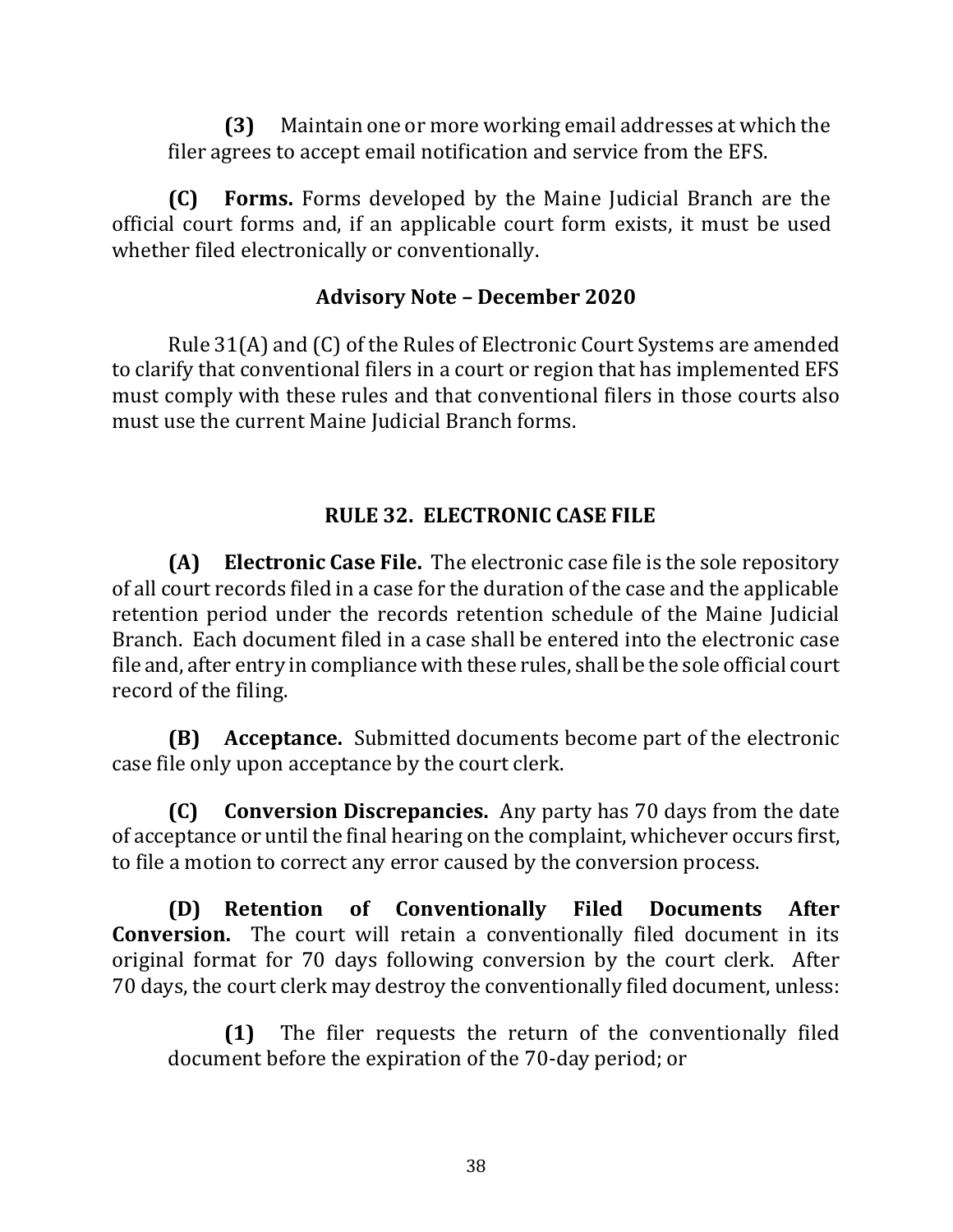**(3)** Maintain one or more working email addresses at which the filer agrees to accept email notification and service from the EFS.

**(C) Forms.** Forms developed by the Maine Judicial Branch are the official court forms and, if an applicable court form exists, it must be used whether filed electronically or conventionally.

### Advisory Note – December 2020

Rule 31(A) and (C) of the Rules of Electronic Court Systems are amended to clarify that conventional filers in a court or region that has implemented EFS must comply with these rules and that conventional filers in those courts also must use the current Maine Judicial Branch forms.

## RULE 32. ELECTRONIC CASE FILE

**(A) Electronic Case File.** The electronic case file is the sole repository of all court records filed in a case for the duration of the case and the applicable retention period under the records retention schedule of the Maine Judicial Branch. Each document filed in a case shall be entered into the electronic case file and, after entry in compliance with these rules, shall be the sole official court record of the filing.

**(B) Acceptance.** Submitted documents become part of the electronic case file only upon acceptance by the court clerk.

**(C) Conversion Discrepancies.** Any party has 70 days from the date of acceptance or until the final hearing on the complaint, whichever occurs first, to file a motion to correct any error caused by the conversion process.

**(D) Retention of Conventionally Filed Documents After Conversion.** The court will retain a conventionally filed document in its original format for 70 days following conversion by the court clerk. After 70 days, the court clerk may destroy the conventionally filed document, unless:

**(1)** The filer requests the return of the conventionally filed document before the expiration of the 70-day period; or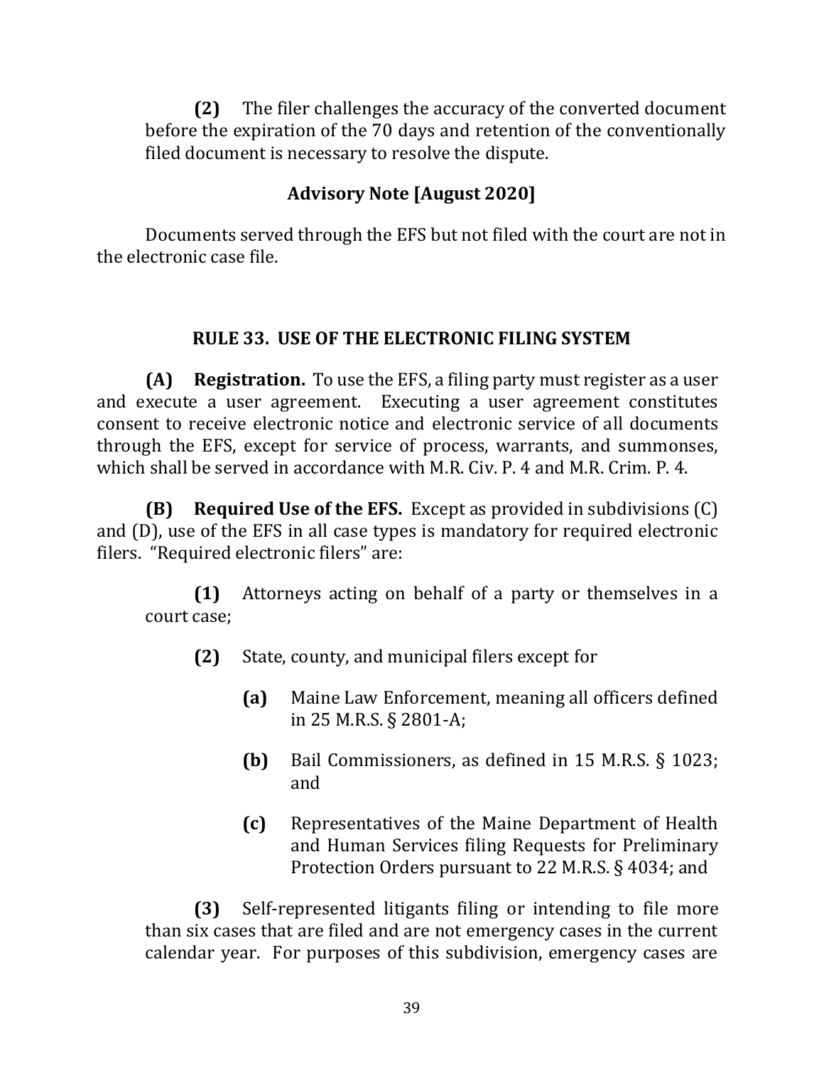**(2)** The filer challenges the accuracy of the converted document before the expiration of the 70 days and retention of the conventionally filed document is necessary to resolve the dispute.

### Advisory Note [August 2020]

Documents served through the EFS but not filed with the court are not in the electronic case file.

## RULE 33. USE OF THE ELECTRONIC FILING SYSTEM

**(A) Registration.** To use the EFS, a filing party must register as a user and execute a user agreement. Executing a user agreement constitutes consent to receive electronic notice and electronic service of all documents through the EFS, except for service of process, warrants, and summonses, which shall be served in accordance with M.R. Civ. P. 4 and M.R. Crim. P. 4.

**(B) Required Use of the EFS.** Except as provided in subdivisions (C) and (D), use of the EFS in all case types is mandatory for required electronic filers. "Required electronic filers" are:

**(1)** Attorneys acting on behalf of a party or themselves in a court case;

**(2)** State, county, and municipal filers except for

**(a)** Maine Law Enforcement, meaning all officers defined in 25 M.R.S. § 2801-A;

**(b)** Bail Commissioners, as defined in 15 M.R.S. § 1023; and

**(c)** Representatives of the Maine Department of Health and Human Services filing Requests for Preliminary Protection Orders pursuant to 22 M.R.S. § 4034; and

**(3)** Self-represented litigants filing or intending to file more than six cases that are filed and are not emergency cases in the current calendar year. For purposes of this subdivision, emergency cases are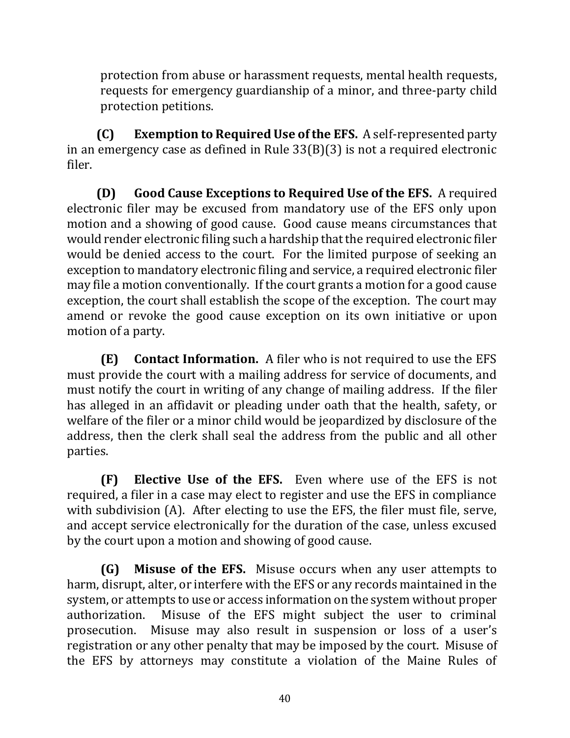protection from abuse or harassment requests, mental health requests, requests for emergency guardianship of a minor, and three-party child protection petitions.

**(C) Exemption to Required Use of the EFS.** A self-represented party in an emergency case as defined in Rule 33(B)(3) is not a required electronic filer.

**(D) Good Cause Exceptions to Required Use of the EFS.** A required electronic filer may be excused from mandatory use of the EFS only upon motion and a showing of good cause. Good cause means circumstances that would render electronic filing such a hardship that the required electronic filer would be denied access to the court. For the limited purpose of seeking an exception to mandatory electronic filing and service, a required electronic filer may file a motion conventionally. If the court grants a motion for a good cause exception, the court shall establish the scope of the exception. The court may amend or revoke the good cause exception on its own initiative or upon motion of a party.

**(E) Contact Information.** A filer who is not required to use the EFS must provide the court with a mailing address for service of documents, and must notify the court in writing of any change of mailing address. If the filer has alleged in an affidavit or pleading under oath that the health, safety, or welfare of the filer or a minor child would be jeopardized by disclosure of the address, then the clerk shall seal the address from the public and all other parties.

**(F) Elective Use of the EFS.** Even where use of the EFS is not required, a filer in a case may elect to register and use the EFS in compliance with subdivision (A). After electing to use the EFS, the filer must file, serve, and accept service electronically for the duration of the case, unless excused by the court upon a motion and showing of good cause.

**(G) Misuse of the EFS.** Misuse occurs when any user attempts to harm, disrupt, alter, or interfere with the EFS or any records maintained in the system, or attempts to use or access information on the system without proper authorization. Misuse of the EFS might subject the user to criminal prosecution. Misuse may also result in suspension or loss of a user's registration or any other penalty that may be imposed by the court. Misuse of the EFS by attorneys may constitute a violation of the Maine Rules of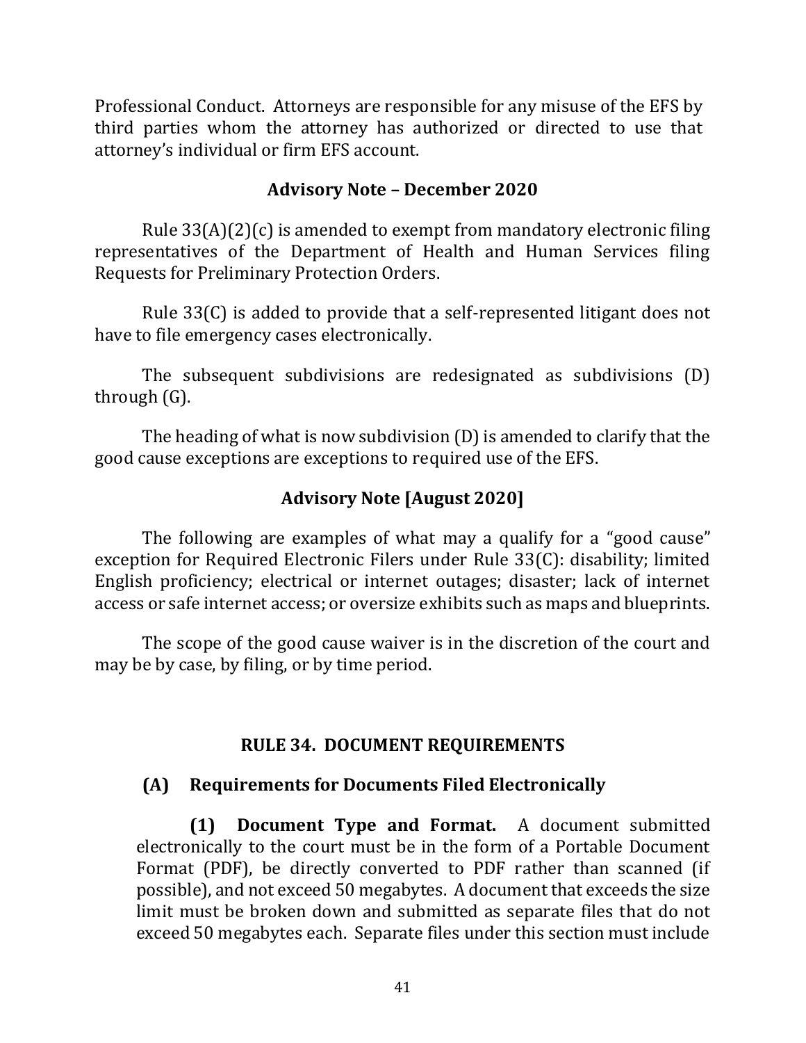Professional Conduct. Attorneys are responsible for any misuse of the EFS by third parties whom the attorney has authorized or directed to use that attorney's individual or firm EFS account.

### Advisory Note – December 2020

Rule 33(A)(2)(c) is amended to exempt from mandatory electronic filing representatives of the Department of Health and Human Services filing Requests for Preliminary Protection Orders.

Rule 33(C) is added to provide that a self-represented litigant does not have to file emergency cases electronically.

The subsequent subdivisions are redesignated as subdivisions (D) through (G).

The heading of what is now subdivision (D) is amended to clarify that the good cause exceptions are exceptions to required use of the EFS.

### Advisory Note [August 2020]

The following are examples of what may a qualify for a "good cause" exception for Required Electronic Filers under Rule 33(C): disability; limited English proficiency; electrical or internet outages; disaster; lack of internet access or safe internet access; or oversize exhibits such as maps and blueprints.

The scope of the good cause waiver is in the discretion of the court and may be by case, by filing, or by time period.

## RULE 34. DOCUMENT REQUIREMENTS

### (A) Requirements for Documents Filed Electronically

**(1) Document Type and Format.** A document submitted electronically to the court must be in the form of a Portable Document Format (PDF), be directly converted to PDF rather than scanned (if possible), and not exceed 50 megabytes. A document that exceeds the size limit must be broken down and submitted as separate files that do not exceed 50 megabytes each. Separate files under this section must include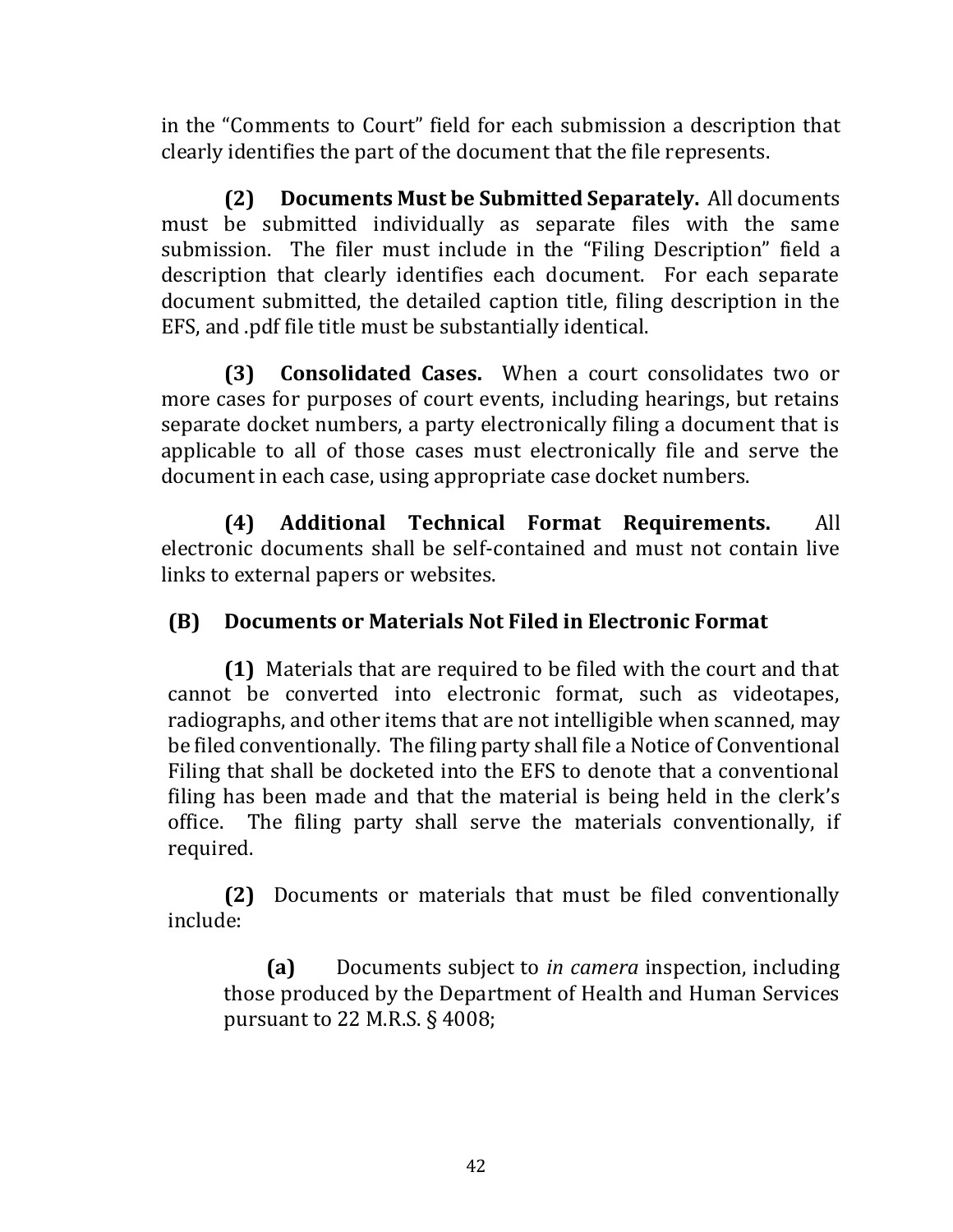in the "Comments to Court" field for each submission a description that clearly identifies the part of the document that the file represents.

**(2) Documents Must be Submitted Separately.** All documents must be submitted individually as separate files with the same submission. The filer must include in the "Filing Description" field a description that clearly identifies each document. For each separate document submitted, the detailed caption title, filing description in the EFS, and .pdf file title must be substantially identical.

**(3) Consolidated Cases.** When a court consolidates two or more cases for purposes of court events, including hearings, but retains separate docket numbers, a party electronically filing a document that is applicable to all of those cases must electronically file and serve the document in each case, using appropriate case docket numbers.

**(4) Additional Technical Format Requirements.** All electronic documents shall be self-contained and must not contain live links to external papers or websites.

### (B) Documents or Materials Not Filed in Electronic Format

**(1)** Materials that are required to be filed with the court and that cannot be converted into electronic format, such as videotapes, radiographs, and other items that are not intelligible when scanned, may be filed conventionally. The filing party shall file a Notice of Conventional Filing that shall be docketed into the EFS to denote that a conventional filing has been made and that the material is being held in the clerk's office. The filing party shall serve the materials conventionally, if required.

**(2)** Documents or materials that must be filed conventionally include:

**(a)** Documents subject to *in camera* inspection, including those produced by the Department of Health and Human Services pursuant to 22 M.R.S. § 4008;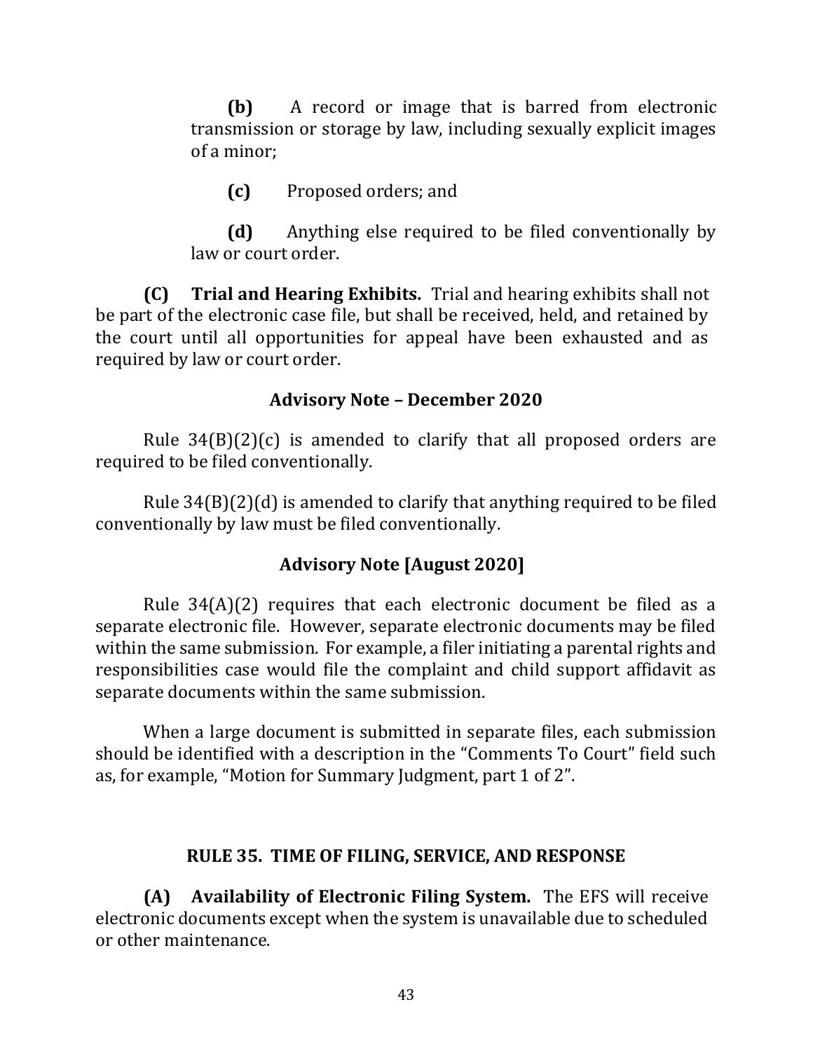**(b)** A record or image that is barred from electronic transmission or storage by law, including sexually explicit images of a minor;

**(c)** Proposed orders; and

**(d)** Anything else required to be filed conventionally by law or court order.

**(C) Trial and Hearing Exhibits.** Trial and hearing exhibits shall not be part of the electronic case file, but shall be received, held, and retained by the court until all opportunities for appeal have been exhausted and as required by law or court order.

### Advisory Note – December 2020

Rule 34(B)(2)(c) is amended to clarify that all proposed orders are required to be filed conventionally.

Rule 34(B)(2)(d) is amended to clarify that anything required to be filed conventionally by law must be filed conventionally.

### Advisory Note [August 2020]

Rule 34(A)(2) requires that each electronic document be filed as a separate electronic file. However, separate electronic documents may be filed within the same submission. For example, a filer initiating a parental rights and responsibilities case would file the complaint and child support affidavit as separate documents within the same submission.

When a large document is submitted in separate files, each submission should be identified with a description in the "Comments To Court" field such as, for example, "Motion for Summary Judgment, part 1 of 2".

## RULE 35. TIME OF FILING, SERVICE, AND RESPONSE

**(A) Availability of Electronic Filing System.** The EFS will receive electronic documents except when the system is unavailable due to scheduled or other maintenance.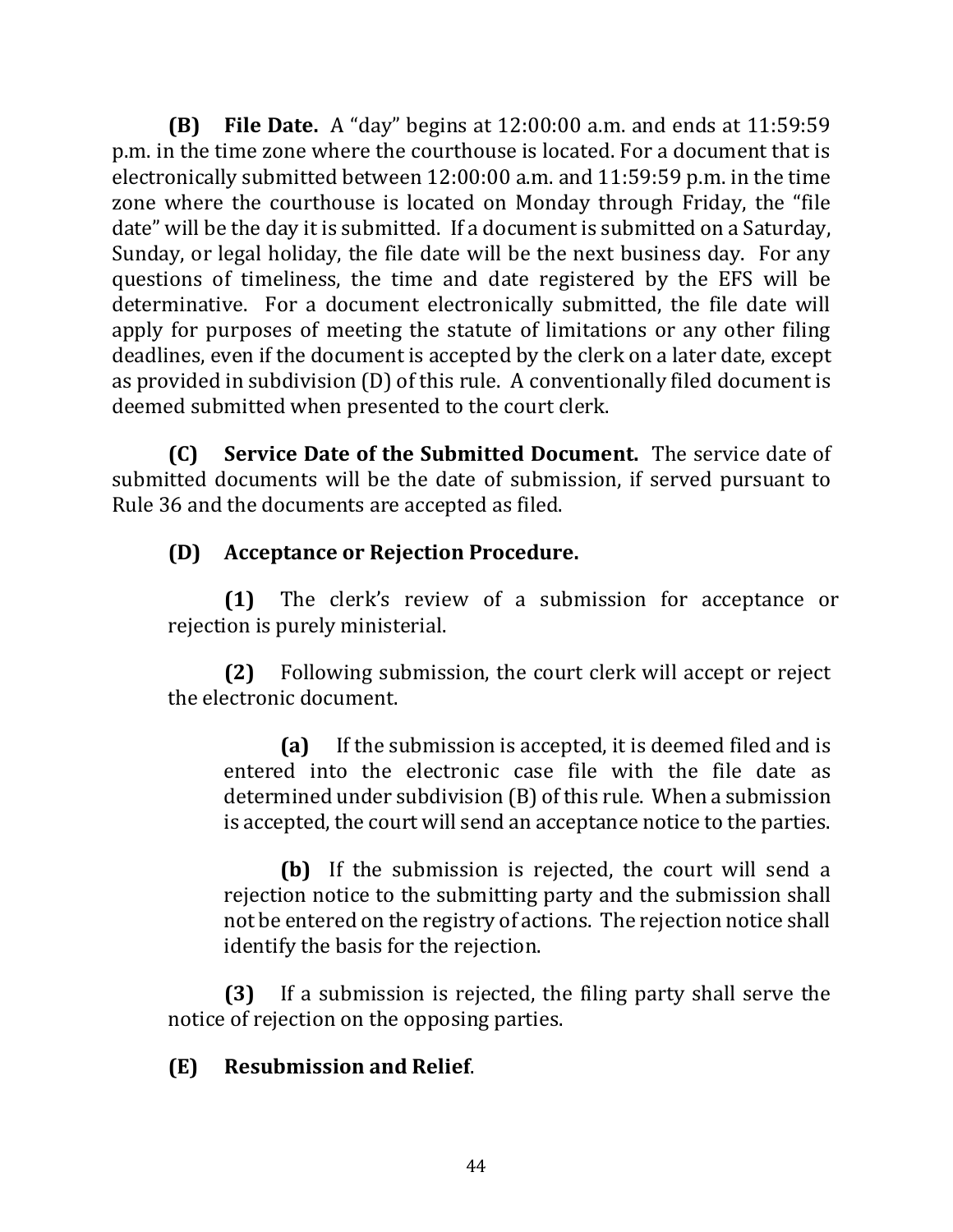**(B) File Date.** A "day" begins at 12:00:00 a.m. and ends at 11:59:59 p.m. in the time zone where the courthouse is located. For a document that is electronically submitted between 12:00:00 a.m. and 11:59:59 p.m. in the time zone where the courthouse is located on Monday through Friday, the "file date" will be the day it is submitted. If a document is submitted on a Saturday, Sunday, or legal holiday, the file date will be the next business day. For any questions of timeliness, the time and date registered by the EFS will be determinative. For a document electronically submitted, the file date will apply for purposes of meeting the statute of limitations or any other filing deadlines, even if the document is accepted by the clerk on a later date, except as provided in subdivision (D) of this rule. A conventionally filed document is deemed submitted when presented to the court clerk.

**(C) Service Date of the Submitted Document.** The service date of submitted documents will be the date of submission, if served pursuant to Rule 36 and the documents are accepted as filed.

**(D) Acceptance or Rejection Procedure.**

**(1)** The clerk's review of a submission for acceptance or rejection is purely ministerial.

**(2)** Following submission, the court clerk will accept or reject the electronic document.

**(a)** If the submission is accepted, it is deemed filed and is entered into the electronic case file with the file date as determined under subdivision (B) of this rule. When a submission is accepted, the court will send an acceptance notice to the parties.

**(b)** If the submission is rejected, the court will send a rejection notice to the submitting party and the submission shall not be entered on the registry of actions. The rejection notice shall identify the basis for the rejection.

**(3)** If a submission is rejected, the filing party shall serve the notice of rejection on the opposing parties.

**(E) Resubmission and Relief**.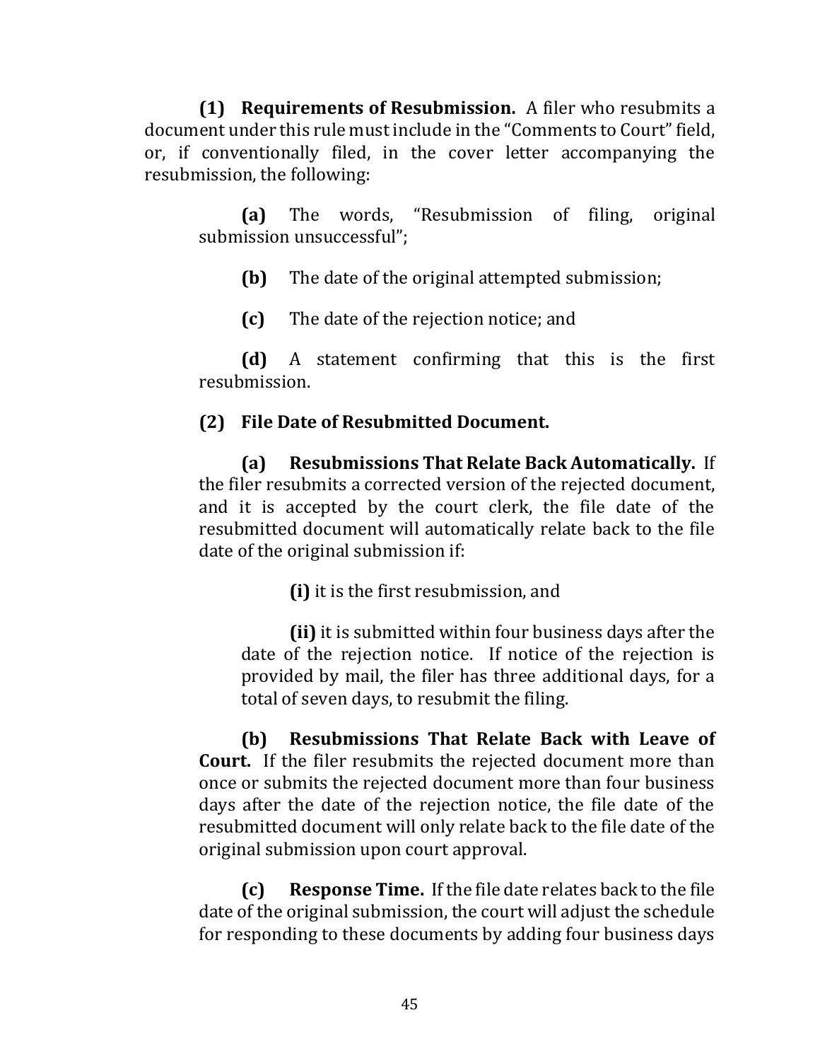**(1) Requirements of Resubmission.** A filer who resubmits a document under this rule must include in the "Comments to Court" field, or, if conventionally filed, in the cover letter accompanying the resubmission, the following:

> **(a)** The words, "Resubmission of filing, original submission unsuccessful";
>
> **(b)** The date of the original attempted submission;
>
> **(c)** The date of the rejection notice; and
>
> **(d)** A statement confirming that this is the first resubmission.

**(2) File Date of Resubmitted Document.**

> **(a) Resubmissions That Relate Back Automatically.** If the filer resubmits a corrected version of the rejected document, and it is accepted by the court clerk, the file date of the resubmitted document will automatically relate back to the file date of the original submission if:
>
> > **(i)** it is the first resubmission, and
> >
> > **(ii)** it is submitted within four business days after the date of the rejection notice. If notice of the rejection is provided by mail, the filer has three additional days, for a total of seven days, to resubmit the filing.
>
> **(b) Resubmissions That Relate Back with Leave of Court.** If the filer resubmits the rejected document more than once or submits the rejected document more than four business days after the date of the rejection notice, the file date of the resubmitted document will only relate back to the file date of the original submission upon court approval.
>
> **(c) Response Time.** If the file date relates back to the file date of the original submission, the court will adjust the schedule for responding to these documents by adding four business days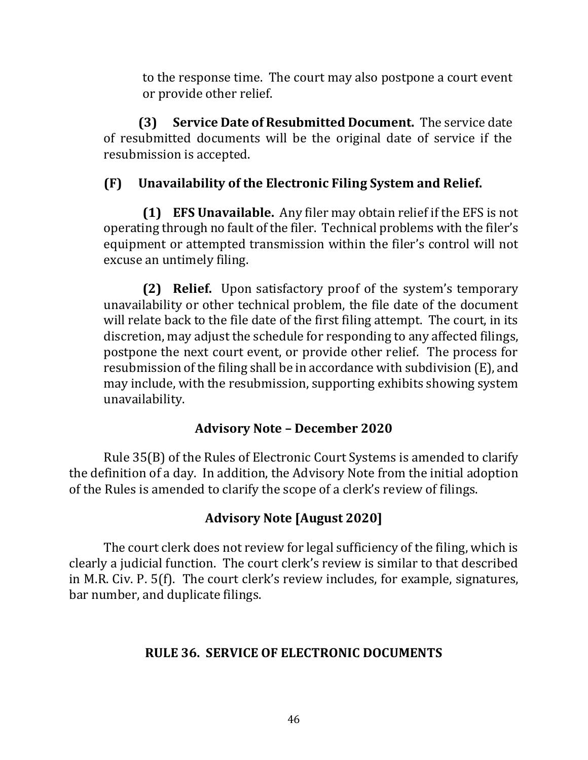to the response time. The court may also postpone a court event or provide other relief.

**(3) Service Date of Resubmitted Document.** The service date of resubmitted documents will be the original date of service if the resubmission is accepted.

### (F) Unavailability of the Electronic Filing System and Relief.

**(1) EFS Unavailable.** Any filer may obtain relief if the EFS is not operating through no fault of the filer. Technical problems with the filer's equipment or attempted transmission within the filer's control will not excuse an untimely filing.

**(2) Relief.** Upon satisfactory proof of the system's temporary unavailability or other technical problem, the file date of the document will relate back to the file date of the first filing attempt. The court, in its discretion, may adjust the schedule for responding to any affected filings, postpone the next court event, or provide other relief. The process for resubmission of the filing shall be in accordance with subdivision (E), and may include, with the resubmission, supporting exhibits showing system unavailability.

### Advisory Note – December 2020

Rule 35(B) of the Rules of Electronic Court Systems is amended to clarify the definition of a day. In addition, the Advisory Note from the initial adoption of the Rules is amended to clarify the scope of a clerk's review of filings.

### Advisory Note [August 2020]

The court clerk does not review for legal sufficiency of the filing, which is clearly a judicial function. The court clerk's review is similar to that described in M.R. Civ. P. 5(f). The court clerk's review includes, for example, signatures, bar number, and duplicate filings.

## RULE 36. SERVICE OF ELECTRONIC DOCUMENTS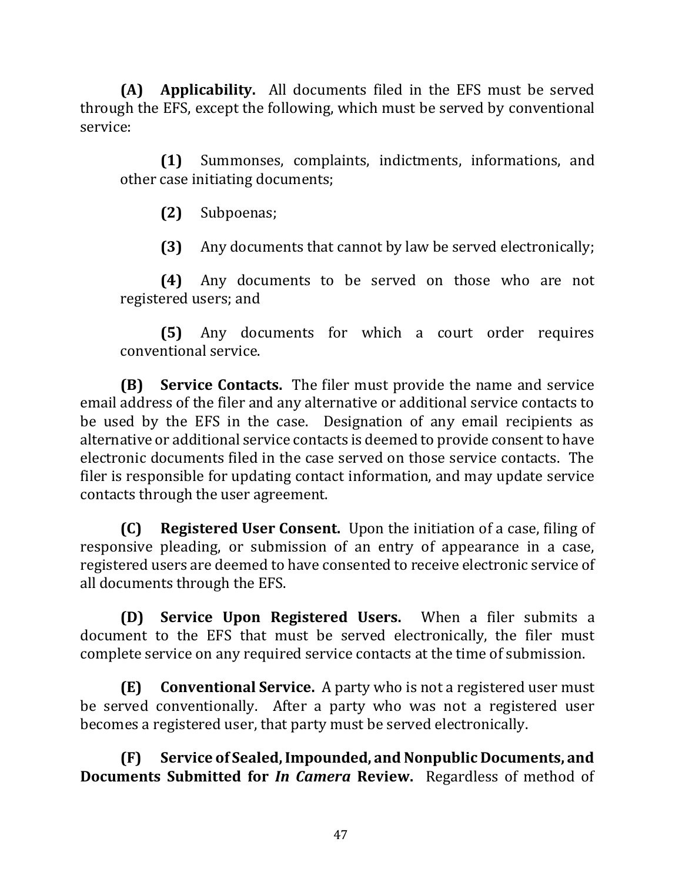**(A) Applicability.** All documents filed in the EFS must be served through the EFS, except the following, which must be served by conventional service:

> **(1)** Summonses, complaints, indictments, informations, and other case initiating documents;
>
> **(2)** Subpoenas;
>
> **(3)** Any documents that cannot by law be served electronically;
>
> **(4)** Any documents to be served on those who are not registered users; and
>
> **(5)** Any documents for which a court order requires conventional service.

**(B) Service Contacts.** The filer must provide the name and service email address of the filer and any alternative or additional service contacts to be used by the EFS in the case. Designation of any email recipients as alternative or additional service contacts is deemed to provide consent to have electronic documents filed in the case served on those service contacts. The filer is responsible for updating contact information, and may update service contacts through the user agreement.

**(C) Registered User Consent.** Upon the initiation of a case, filing of responsive pleading, or submission of an entry of appearance in a case, registered users are deemed to have consented to receive electronic service of all documents through the EFS.

**(D) Service Upon Registered Users.** When a filer submits a document to the EFS that must be served electronically, the filer must complete service on any required service contacts at the time of submission.

**(E) Conventional Service.** A party who is not a registered user must be served conventionally. After a party who was not a registered user becomes a registered user, that party must be served electronically.

**(F) Service of Sealed, Impounded, and Nonpublic Documents, and Documents Submitted for *In Camera* Review.** Regardless of method of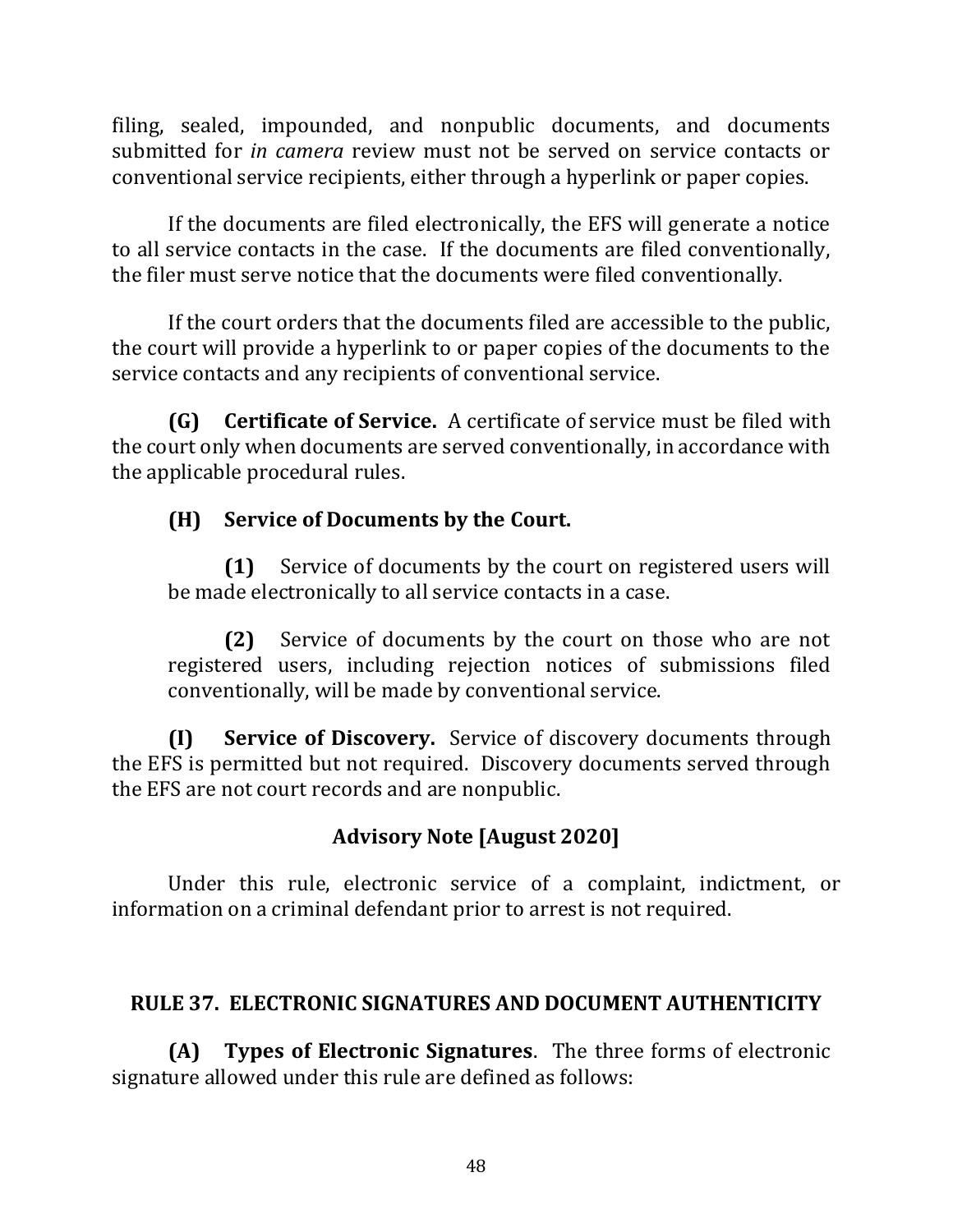filing, sealed, impounded, and nonpublic documents, and documents submitted for *in camera* review must not be served on service contacts or conventional service recipients, either through a hyperlink or paper copies.

If the documents are filed electronically, the EFS will generate a notice to all service contacts in the case. If the documents are filed conventionally, the filer must serve notice that the documents were filed conventionally.

If the court orders that the documents filed are accessible to the public, the court will provide a hyperlink to or paper copies of the documents to the service contacts and any recipients of conventional service.

**(G) Certificate of Service.** A certificate of service must be filed with the court only when documents are served conventionally, in accordance with the applicable procedural rules.

**(H) Service of Documents by the Court.**

**(1)** Service of documents by the court on registered users will be made electronically to all service contacts in a case.

**(2)** Service of documents by the court on those who are not registered users, including rejection notices of submissions filed conventionally, will be made by conventional service.

**(I) Service of Discovery.** Service of discovery documents through the EFS is permitted but not required. Discovery documents served through the EFS are not court records and are nonpublic.

### Advisory Note [August 2020]

Under this rule, electronic service of a complaint, indictment, or information on a criminal defendant prior to arrest is not required.

## RULE 37. ELECTRONIC SIGNATURES AND DOCUMENT AUTHENTICITY

**(A) Types of Electronic Signatures**. The three forms of electronic signature allowed under this rule are defined as follows: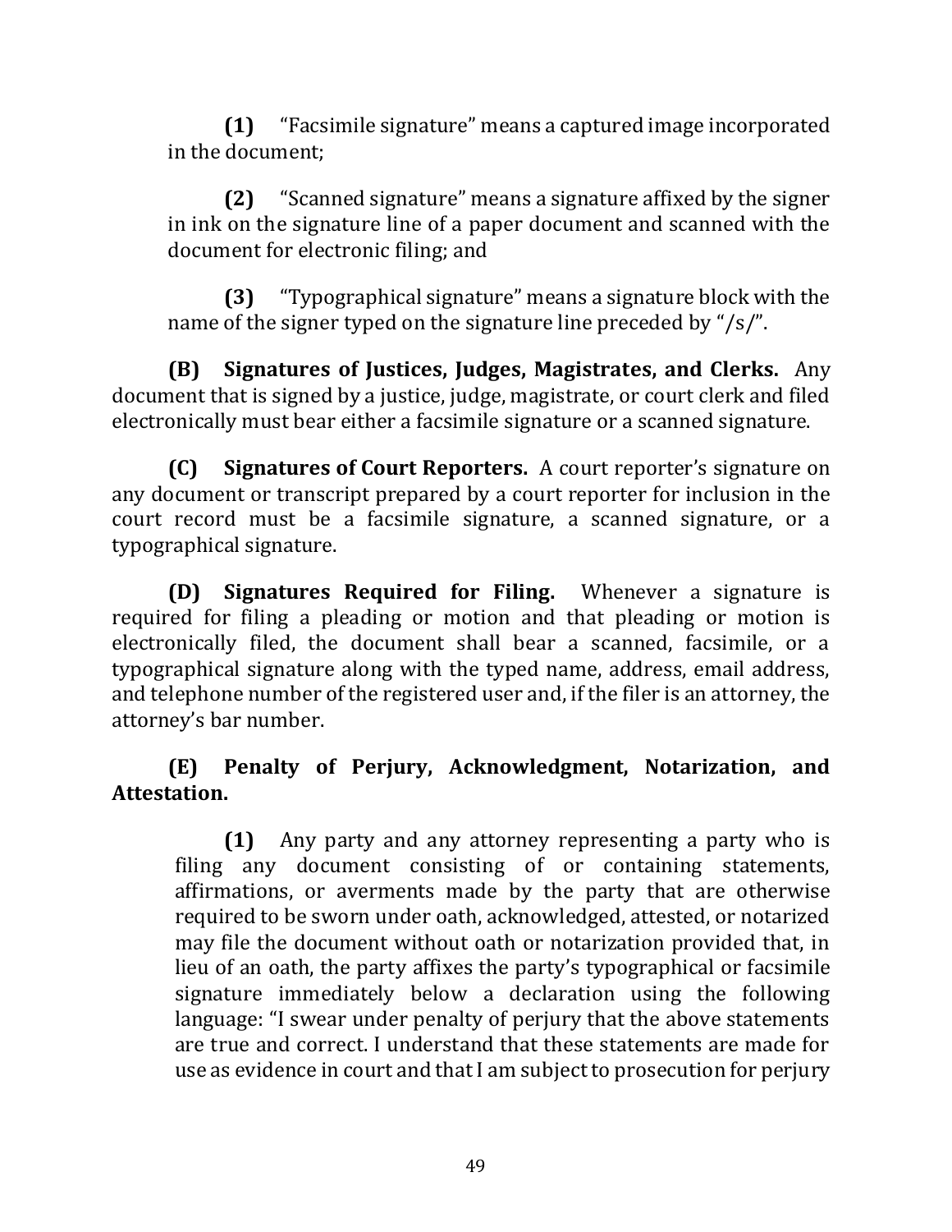**(1)** "Facsimile signature" means a captured image incorporated in the document;

**(2)** "Scanned signature" means a signature affixed by the signer in ink on the signature line of a paper document and scanned with the document for electronic filing; and

**(3)** "Typographical signature" means a signature block with the name of the signer typed on the signature line preceded by "/s/".

**(B) Signatures of Justices, Judges, Magistrates, and Clerks.** Any document that is signed by a justice, judge, magistrate, or court clerk and filed electronically must bear either a facsimile signature or a scanned signature.

**(C) Signatures of Court Reporters.** A court reporter's signature on any document or transcript prepared by a court reporter for inclusion in the court record must be a facsimile signature, a scanned signature, or a typographical signature.

**(D) Signatures Required for Filing.** Whenever a signature is required for filing a pleading or motion and that pleading or motion is electronically filed, the document shall bear a scanned, facsimile, or a typographical signature along with the typed name, address, email address, and telephone number of the registered user and, if the filer is an attorney, the attorney's bar number.

**(E) Penalty of Perjury, Acknowledgment, Notarization, and Attestation.**

> **(1)** Any party and any attorney representing a party who is filing any document consisting of or containing statements, affirmations, or averments made by the party that are otherwise required to be sworn under oath, acknowledged, attested, or notarized may file the document without oath or notarization provided that, in lieu of an oath, the party affixes the party's typographical or facsimile signature immediately below a declaration using the following language: "I swear under penalty of perjury that the above statements are true and correct. I understand that these statements are made for use as evidence in court and that I am subject to prosecution for perjury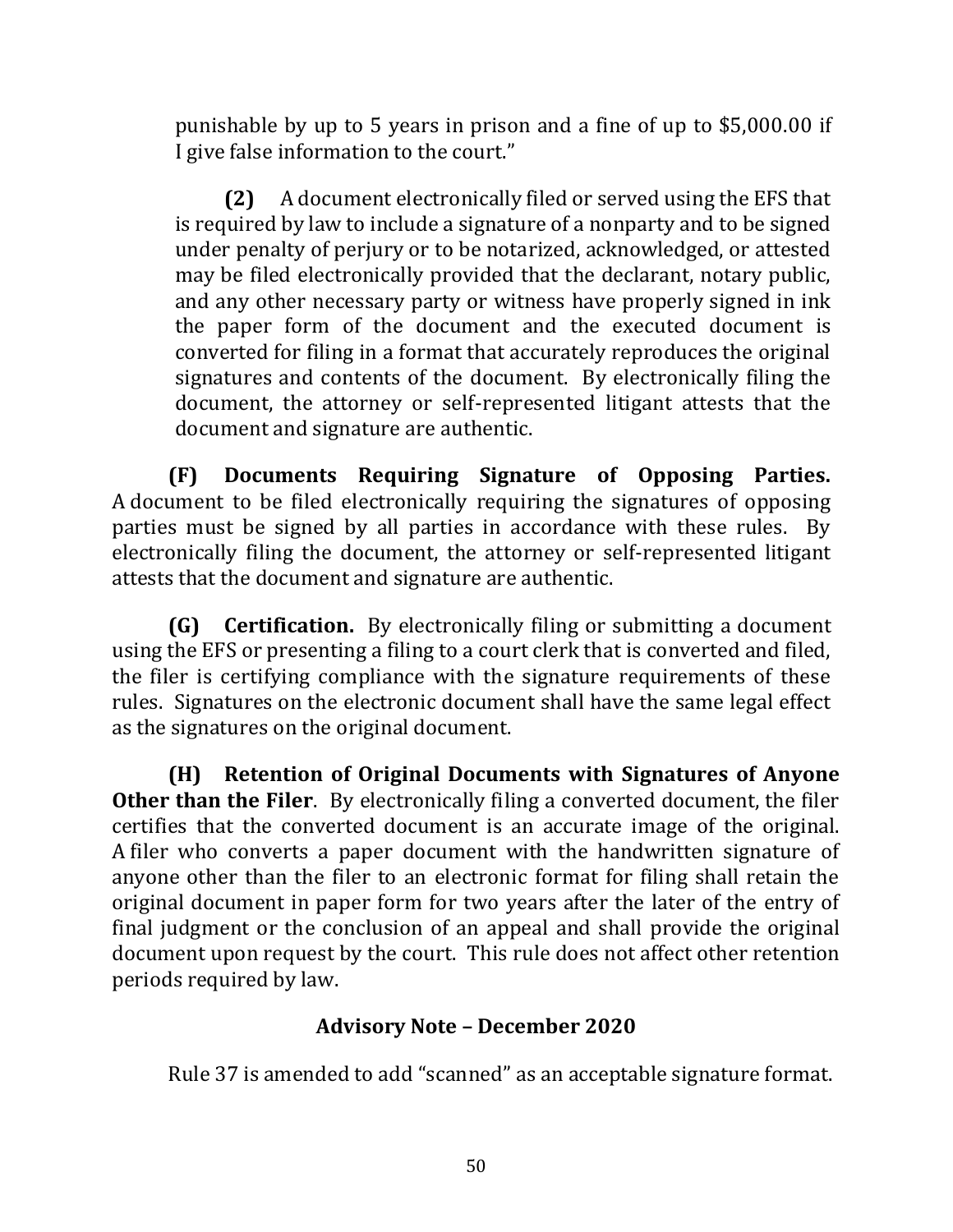punishable by up to 5 years in prison and a fine of up to $5,000.00 if I give false information to the court."

**(2)** A document electronically filed or served using the EFS that is required by law to include a signature of a nonparty and to be signed under penalty of perjury or to be notarized, acknowledged, or attested may be filed electronically provided that the declarant, notary public, and any other necessary party or witness have properly signed in ink the paper form of the document and the executed document is converted for filing in a format that accurately reproduces the original signatures and contents of the document. By electronically filing the document, the attorney or self-represented litigant attests that the document and signature are authentic.

**(F) Documents Requiring Signature of Opposing Parties.** A document to be filed electronically requiring the signatures of opposing parties must be signed by all parties in accordance with these rules. By electronically filing the document, the attorney or self-represented litigant attests that the document and signature are authentic.

**(G) Certification.** By electronically filing or submitting a document using the EFS or presenting a filing to a court clerk that is converted and filed, the filer is certifying compliance with the signature requirements of these rules. Signatures on the electronic document shall have the same legal effect as the signatures on the original document.

**(H) Retention of Original Documents with Signatures of Anyone Other than the Filer**. By electronically filing a converted document, the filer certifies that the converted document is an accurate image of the original. A filer who converts a paper document with the handwritten signature of anyone other than the filer to an electronic format for filing shall retain the original document in paper form for two years after the later of the entry of final judgment or the conclusion of an appeal and shall provide the original document upon request by the court. This rule does not affect other retention periods required by law.

### Advisory Note – December 2020

Rule 37 is amended to add "scanned" as an acceptable signature format.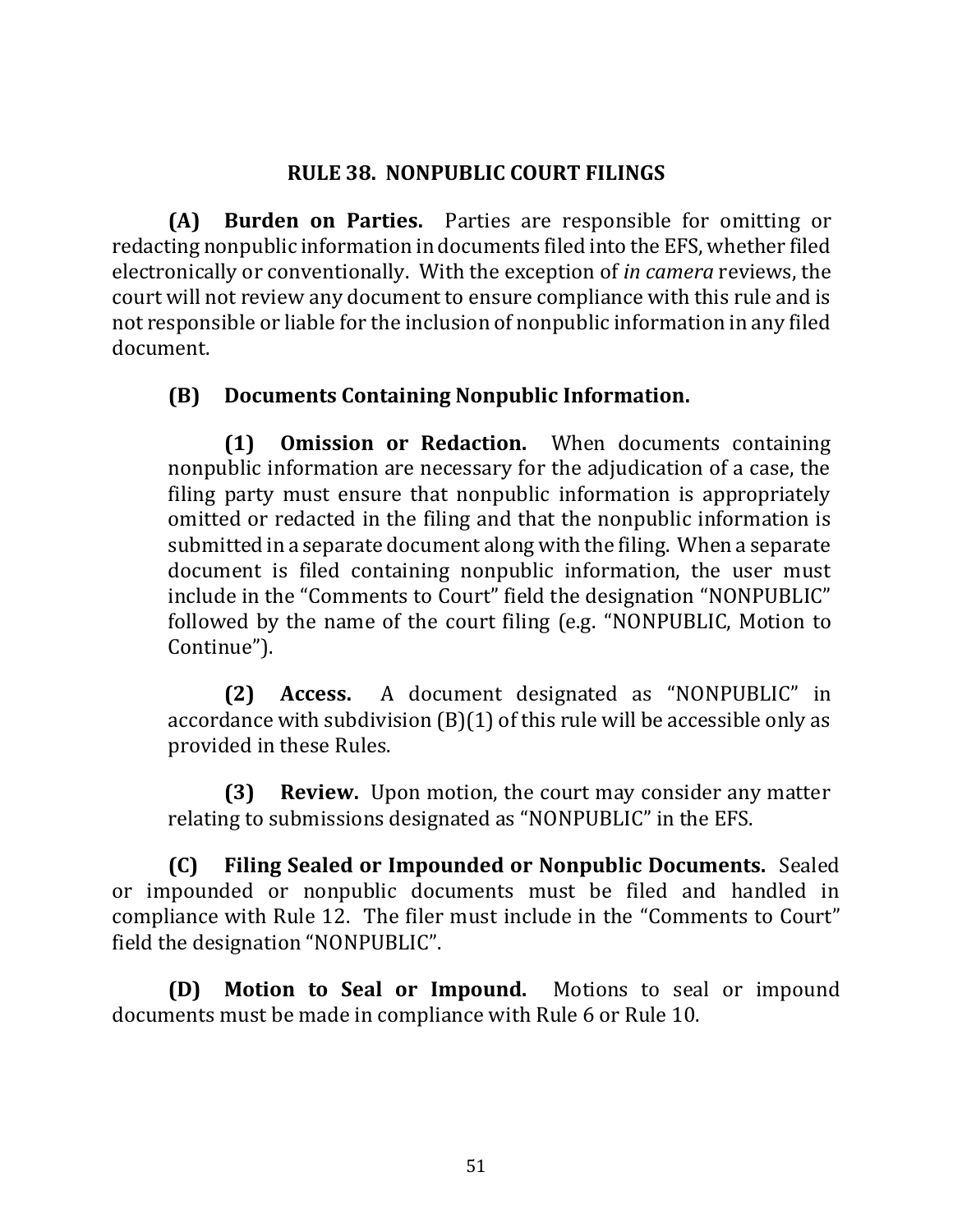## RULE 38. NONPUBLIC COURT FILINGS

**(A) Burden on Parties.** Parties are responsible for omitting or redacting nonpublic information in documents filed into the EFS, whether filed electronically or conventionally. With the exception of *in camera* reviews, the court will not review any document to ensure compliance with this rule and is not responsible or liable for the inclusion of nonpublic information in any filed document.

**(B) Documents Containing Nonpublic Information.**

> **(1) Omission or Redaction.** When documents containing nonpublic information are necessary for the adjudication of a case, the filing party must ensure that nonpublic information is appropriately omitted or redacted in the filing and that the nonpublic information is submitted in a separate document along with the filing. When a separate document is filed containing nonpublic information, the user must include in the "Comments to Court" field the designation "NONPUBLIC" followed by the name of the court filing (e.g. "NONPUBLIC, Motion to Continue").
>
> **(2) Access.** A document designated as "NONPUBLIC" in accordance with subdivision (B)(1) of this rule will be accessible only as provided in these Rules.
>
> **(3) Review.** Upon motion, the court may consider any matter relating to submissions designated as "NONPUBLIC" in the EFS.

**(C) Filing Sealed or Impounded or Nonpublic Documents.** Sealed or impounded or nonpublic documents must be filed and handled in compliance with Rule 12. The filer must include in the "Comments to Court" field the designation "NONPUBLIC".

**(D) Motion to Seal or Impound.** Motions to seal or impound documents must be made in compliance with Rule 6 or Rule 10.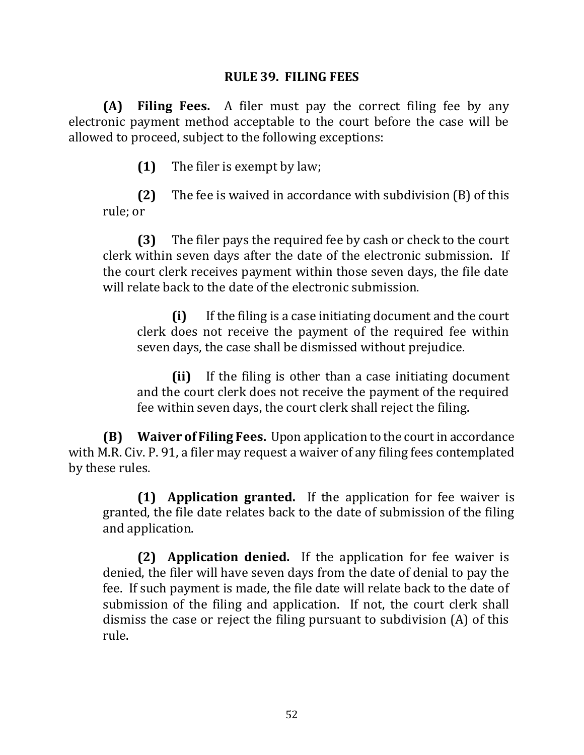## RULE 39. FILING FEES

**(A) Filing Fees.** A filer must pay the correct filing fee by any electronic payment method acceptable to the court before the case will be allowed to proceed, subject to the following exceptions:

> **(1)** The filer is exempt by law;
>
> **(2)** The fee is waived in accordance with subdivision (B) of this rule; or
>
> **(3)** The filer pays the required fee by cash or check to the court clerk within seven days after the date of the electronic submission. If the court clerk receives payment within those seven days, the file date will relate back to the date of the electronic submission.
>
> > **(i)** If the filing is a case initiating document and the court clerk does not receive the payment of the required fee within seven days, the case shall be dismissed without prejudice.
> >
> > **(ii)** If the filing is other than a case initiating document and the court clerk does not receive the payment of the required fee within seven days, the court clerk shall reject the filing.

**(B) Waiver of Filing Fees.** Upon application to the court in accordance with M.R. Civ. P. 91, a filer may request a waiver of any filing fees contemplated by these rules.

> **(1) Application granted.** If the application for fee waiver is granted, the file date relates back to the date of submission of the filing and application.
>
> **(2) Application denied.** If the application for fee waiver is denied, the filer will have seven days from the date of denial to pay the fee. If such payment is made, the file date will relate back to the date of submission of the filing and application. If not, the court clerk shall dismiss the case or reject the filing pursuant to subdivision (A) of this rule.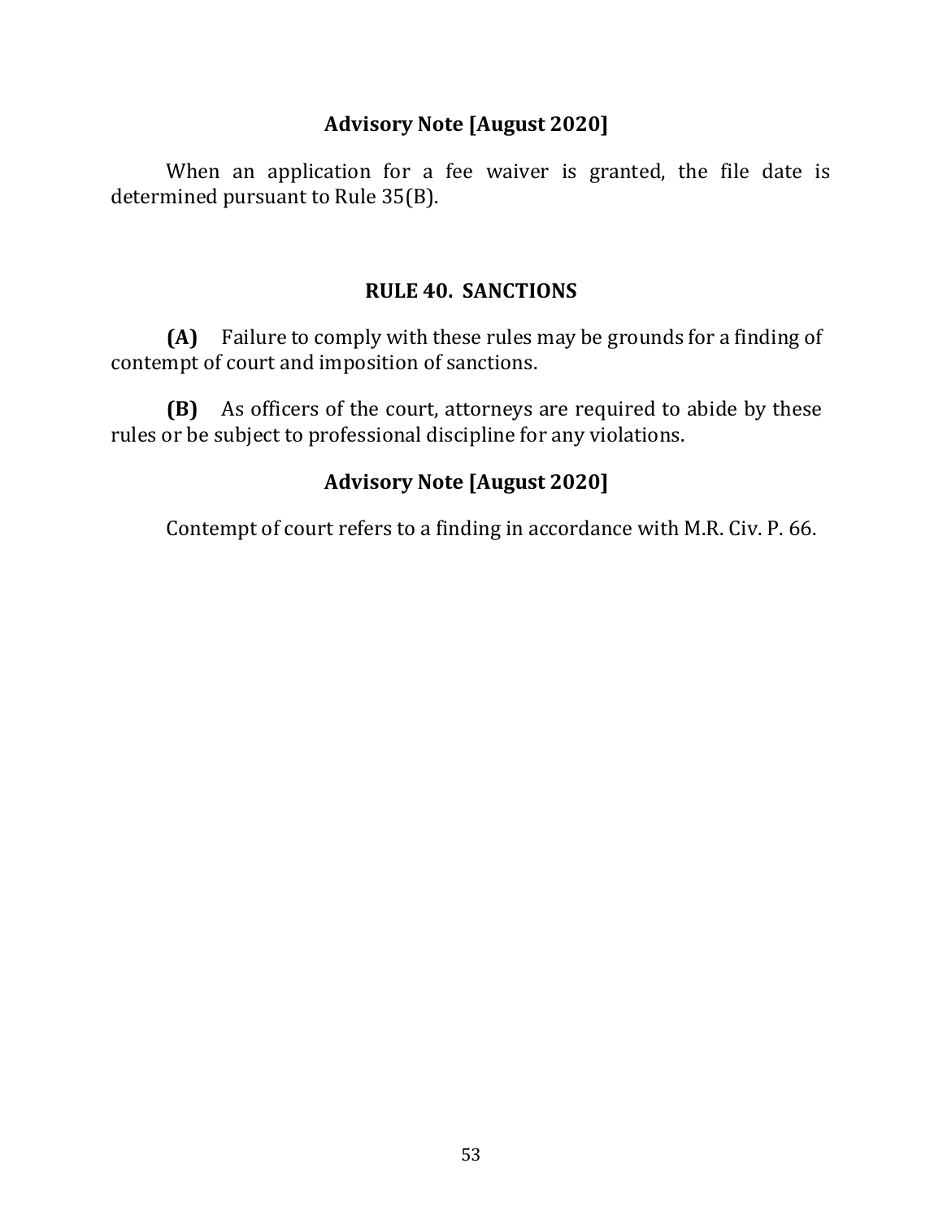### Advisory Note [August 2020]

When an application for a fee waiver is granted, the file date is determined pursuant to Rule 35(B).

## RULE 40. SANCTIONS

**(A)** Failure to comply with these rules may be grounds for a finding of contempt of court and imposition of sanctions.

**(B)** As officers of the court, attorneys are required to abide by these rules or be subject to professional discipline for any violations.

### Advisory Note [August 2020]

Contempt of court refers to a finding in accordance with M.R. Civ. P. 66.